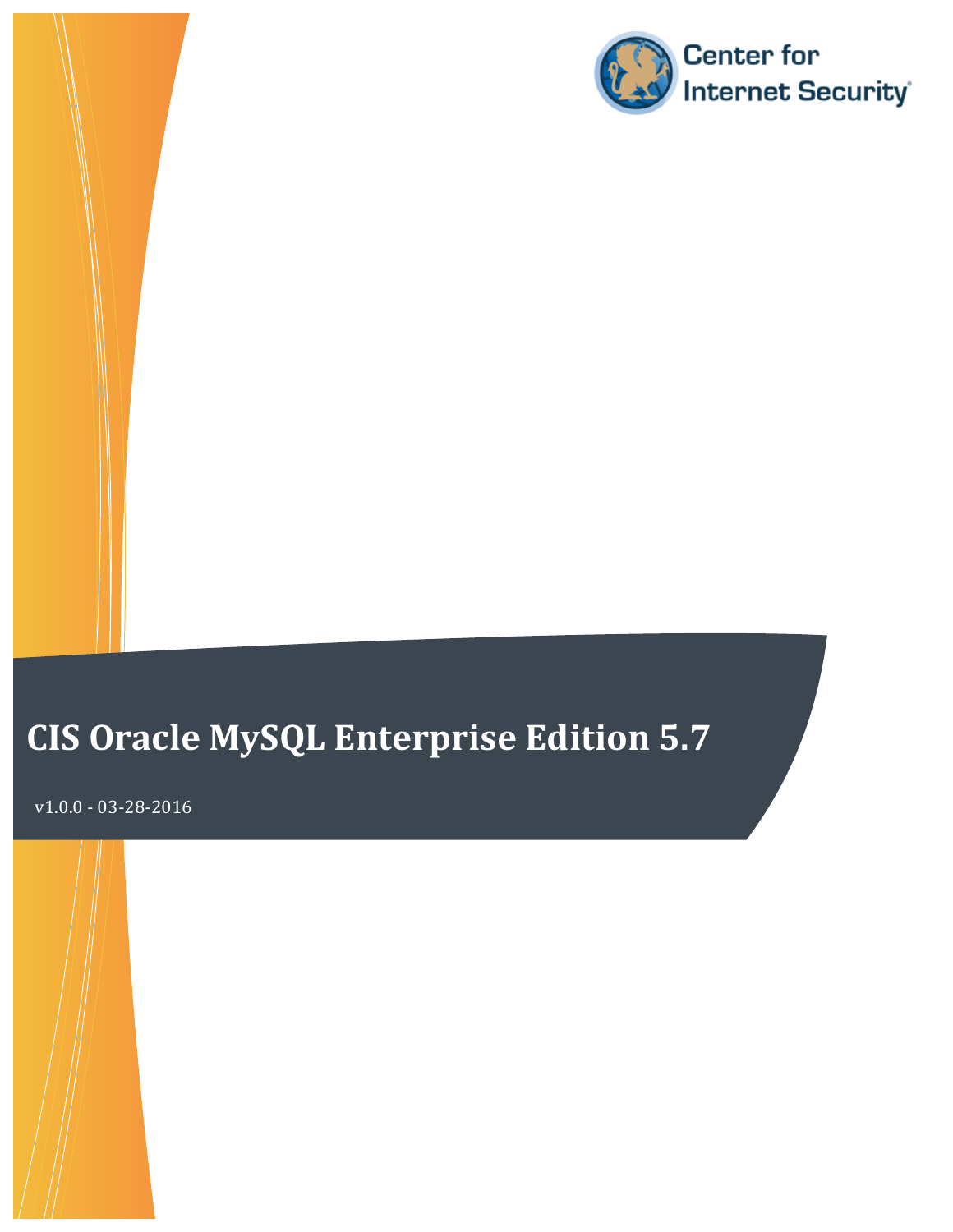Center for Internet Security

# CIS Oracle MySQL Enterprise Edition 5.7

v1.0.0 - 03-28-2016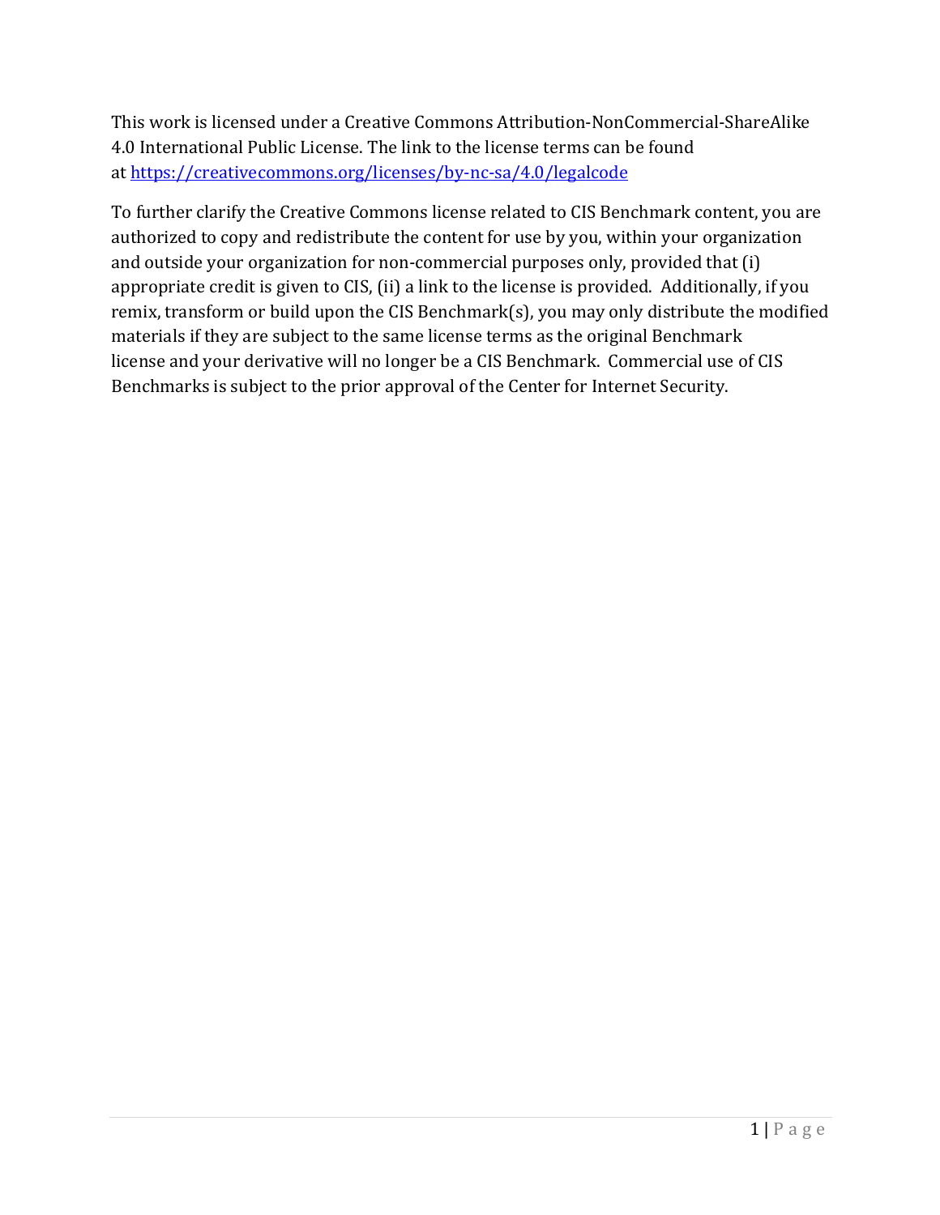This work is licensed under a Creative Commons Attribution-NonCommercial-ShareAlike 4.0 International Public License. The link to the license terms can be found at [https://creativecommons.org/licenses/by-nc-sa/4.0/legalcode](https://creativecommons.org/licenses/by-nc-sa/4.0/legalcode)

To further clarify the Creative Commons license related to CIS Benchmark content, you are authorized to copy and redistribute the content for use by you, within your organization and outside your organization for non-commercial purposes only, provided that (i) appropriate credit is given to CIS, (ii) a link to the license is provided. Additionally, if you remix, transform or build upon the CIS Benchmark(s), you may only distribute the modified materials if they are subject to the same license terms as the original Benchmark license and your derivative will no longer be a CIS Benchmark. Commercial use of CIS Benchmarks is subject to the prior approval of the Center for Internet Security.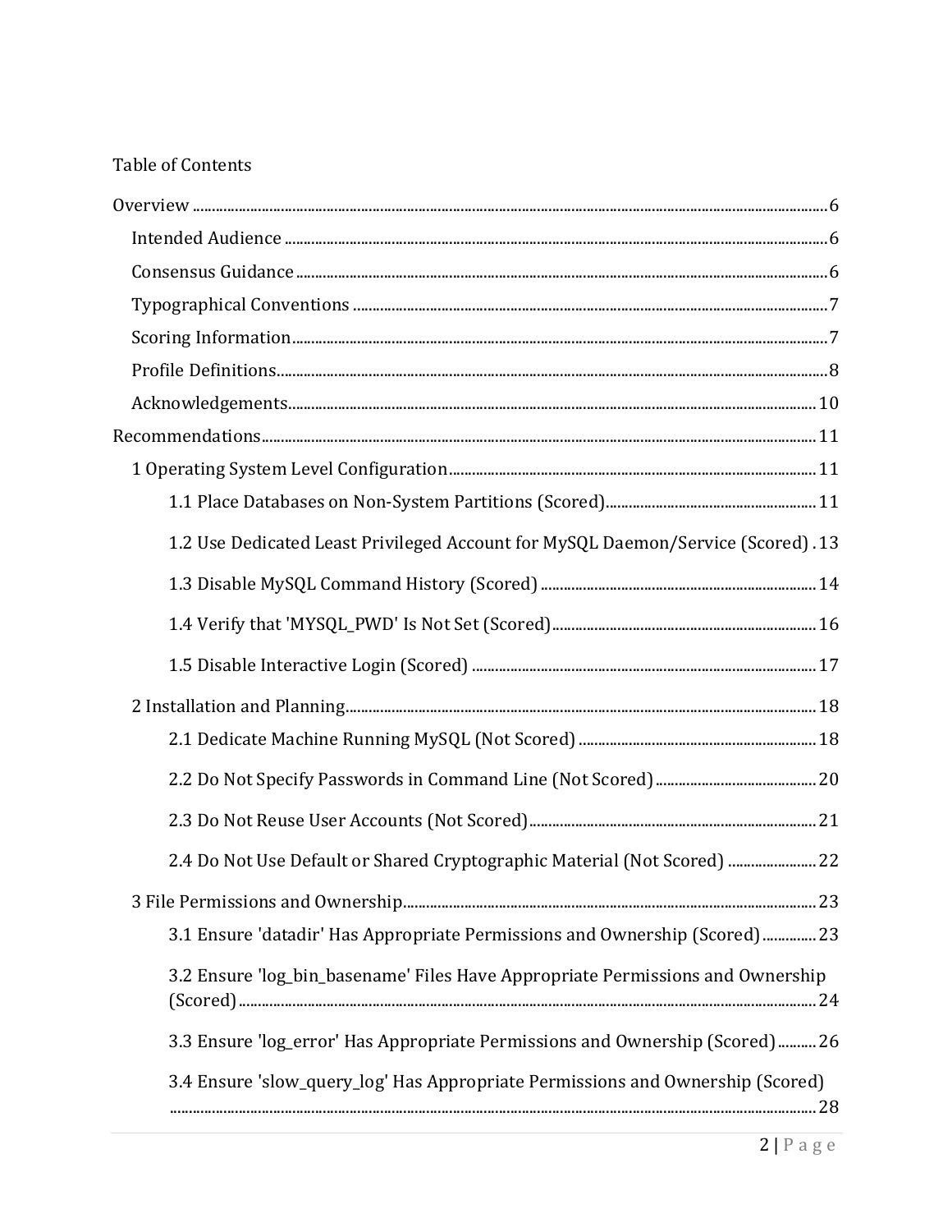Table of Contents

- Overview ... 6
  - Intended Audience ... 6
  - Consensus Guidance ... 6
  - Typographical Conventions ... 7
  - Scoring Information ... 7
  - Profile Definitions ... 8
  - Acknowledgements ... 10
- Recommendations ... 11
  - 1 Operating System Level Configuration ... 11
    - 1.1 Place Databases on Non-System Partitions (Scored) ... 11
    - 1.2 Use Dedicated Least Privileged Account for MySQL Daemon/Service (Scored) ... 13
    - 1.3 Disable MySQL Command History (Scored) ... 14
    - 1.4 Verify that 'MYSQL_PWD' Is Not Set (Scored) ... 16
    - 1.5 Disable Interactive Login (Scored) ... 17
  - 2 Installation and Planning ... 18
    - 2.1 Dedicate Machine Running MySQL (Not Scored) ... 18
    - 2.2 Do Not Specify Passwords in Command Line (Not Scored) ... 20
    - 2.3 Do Not Reuse User Accounts (Not Scored) ... 21
    - 2.4 Do Not Use Default or Shared Cryptographic Material (Not Scored) ... 22
  - 3 File Permissions and Ownership ... 23
    - 3.1 Ensure 'datadir' Has Appropriate Permissions and Ownership (Scored) ... 23
    - 3.2 Ensure 'log_bin_basename' Files Have Appropriate Permissions and Ownership (Scored) ... 24
    - 3.3 Ensure 'log_error' Has Appropriate Permissions and Ownership (Scored) ... 26
    - 3.4 Ensure 'slow_query_log' Has Appropriate Permissions and Ownership (Scored) ... 28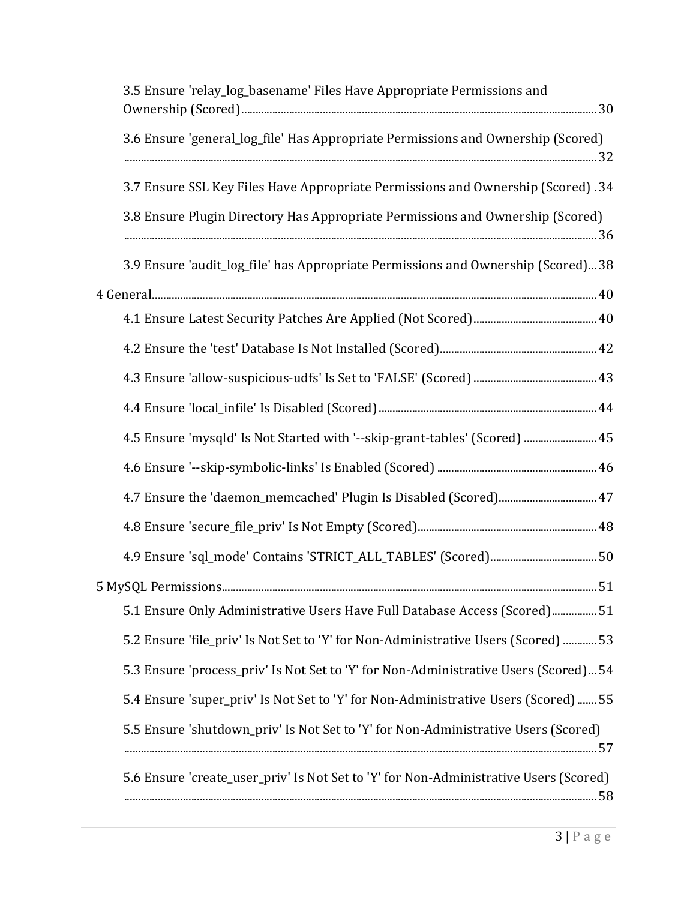3.5 Ensure 'relay_log_basename' Files Have Appropriate Permissions and Ownership (Scored) ........ 30

3.6 Ensure 'general_log_file' Has Appropriate Permissions and Ownership (Scored) ........ 32

3.7 Ensure SSL Key Files Have Appropriate Permissions and Ownership (Scored) . 34

3.8 Ensure Plugin Directory Has Appropriate Permissions and Ownership (Scored) ........ 36

3.9 Ensure 'audit_log_file' has Appropriate Permissions and Ownership (Scored)... 38

4 General........ 40

4.1 Ensure Latest Security Patches Are Applied (Not Scored)........ 40

4.2 Ensure the 'test' Database Is Not Installed (Scored)........ 42

4.3 Ensure 'allow-suspicious-udfs' Is Set to 'FALSE' (Scored) ........ 43

4.4 Ensure 'local_infile' Is Disabled (Scored)........ 44

4.5 Ensure 'mysqld' Is Not Started with '--skip-grant-tables' (Scored) ........ 45

4.6 Ensure '--skip-symbolic-links' Is Enabled (Scored) ........ 46

4.7 Ensure the 'daemon_memcached' Plugin Is Disabled (Scored)........ 47

4.8 Ensure 'secure_file_priv' Is Not Empty (Scored)........ 48

4.9 Ensure 'sql_mode' Contains 'STRICT_ALL_TABLES' (Scored)........ 50

5 MySQL Permissions........ 51

5.1 Ensure Only Administrative Users Have Full Database Access (Scored)........ 51

5.2 Ensure 'file_priv' Is Not Set to 'Y' for Non-Administrative Users (Scored) ........ 53

5.3 Ensure 'process_priv' Is Not Set to 'Y' for Non-Administrative Users (Scored)... 54

5.4 Ensure 'super_priv' Is Not Set to 'Y' for Non-Administrative Users (Scored) ....... 55

5.5 Ensure 'shutdown_priv' Is Not Set to 'Y' for Non-Administrative Users (Scored) ........ 57

5.6 Ensure 'create_user_priv' Is Not Set to 'Y' for Non-Administrative Users (Scored) ........ 58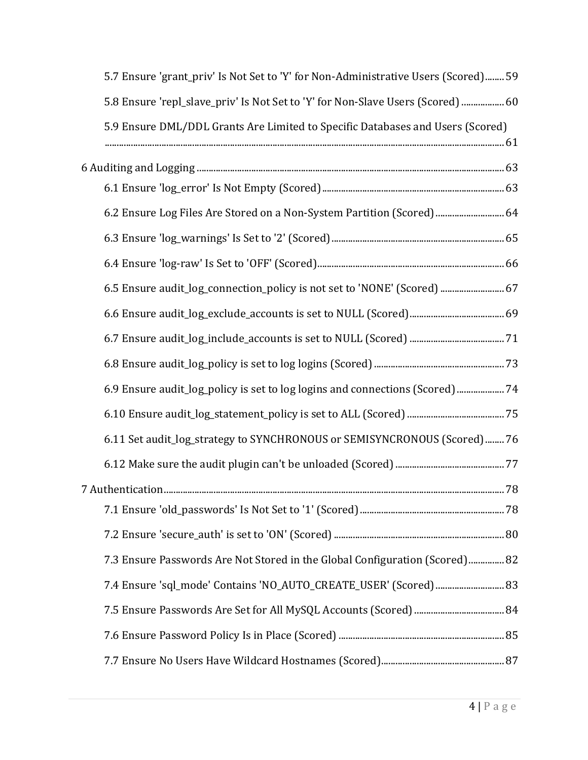- 5.7 Ensure 'grant_priv' Is Not Set to 'Y' for Non-Administrative Users (Scored) ........ 59
- 5.8 Ensure 'repl_slave_priv' Is Not Set to 'Y' for Non-Slave Users (Scored) .................. 60
- 5.9 Ensure DML/DDL Grants Are Limited to Specific Databases and Users (Scored) ........................................................................................................................................ 61

6 Auditing and Logging ................................................................................................................ 63

- 6.1 Ensure 'log_error' Is Not Empty (Scored) ........................................................................... 63
- 6.2 Ensure Log Files Are Stored on a Non-System Partition (Scored) ............................ 64
- 6.3 Ensure 'log_warnings' Is Set to '2' (Scored) ....................................................................... 65
- 6.4 Ensure 'log-raw' Is Set to 'OFF' (Scored) ............................................................................. 66
- 6.5 Ensure audit_log_connection_policy is not set to 'NONE' (Scored) .......................... 67
- 6.6 Ensure audit_log_exclude_accounts is set to NULL (Scored) ....................................... 69
- 6.7 Ensure audit_log_include_accounts is set to NULL (Scored) ....................................... 71
- 6.8 Ensure audit_log_policy is set to log logins (Scored) ...................................................... 73
- 6.9 Ensure audit_log_policy is set to log logins and connections (Scored) .................... 74
- 6.10 Ensure audit_log_statement_policy is set to ALL (Scored) ......................................... 75
- 6.11 Set audit_log_strategy to SYNCHRONOUS or SEMISYNCRONOUS (Scored) ........ 76
- 6.12 Make sure the audit plugin can't be unloaded (Scored) ............................................. 77

7 Authentication ............................................................................................................................. 78

- 7.1 Ensure 'old_passwords' Is Not Set to '1' (Scored) ............................................................ 78
- 7.2 Ensure 'secure_auth' is set to 'ON' (Scored) ....................................................................... 80
- 7.3 Ensure Passwords Are Not Stored in the Global Configuration (Scored) ............... 82
- 7.4 Ensure 'sql_mode' Contains 'NO_AUTO_CREATE_USER' (Scored) ............................ 83
- 7.5 Ensure Passwords Are Set for All MySQL Accounts (Scored) ..................................... 84
- 7.6 Ensure Password Policy Is in Place (Scored) ..................................................................... 85
- 7.7 Ensure No Users Have Wildcard Hostnames (Scored) ................................................... 87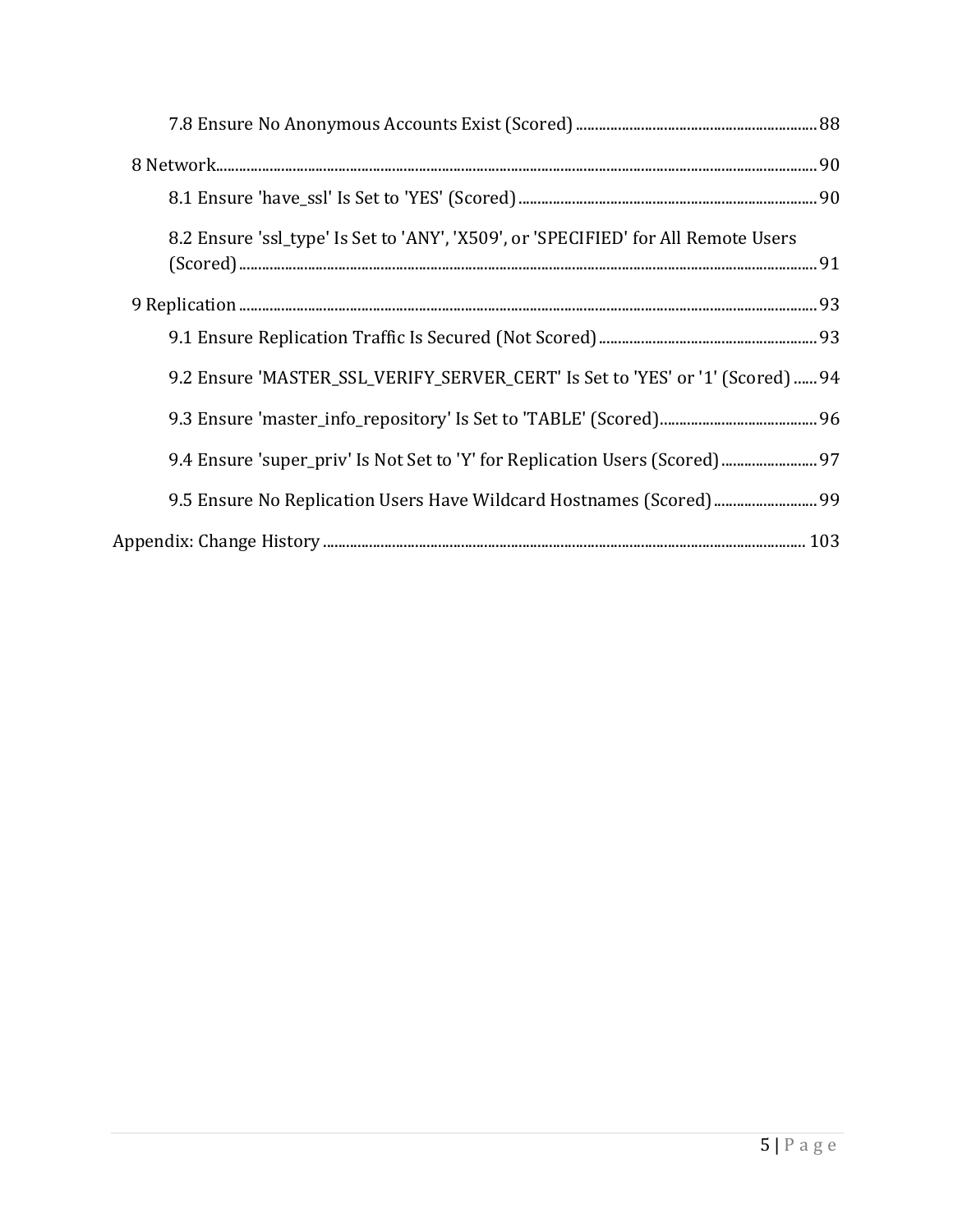- 7.8 Ensure No Anonymous Accounts Exist (Scored) ... 88
- 8 Network ... 90
  - 8.1 Ensure 'have_ssl' Is Set to 'YES' (Scored) ... 90
  - 8.2 Ensure 'ssl_type' Is Set to 'ANY', 'X509', or 'SPECIFIED' for All Remote Users (Scored) ... 91
- 9 Replication ... 93
  - 9.1 Ensure Replication Traffic Is Secured (Not Scored) ... 93
  - 9.2 Ensure 'MASTER_SSL_VERIFY_SERVER_CERT' Is Set to 'YES' or '1' (Scored) ... 94
  - 9.3 Ensure 'master_info_repository' Is Set to 'TABLE' (Scored) ... 96
  - 9.4 Ensure 'super_priv' Is Not Set to 'Y' for Replication Users (Scored) ... 97
  - 9.5 Ensure No Replication Users Have Wildcard Hostnames (Scored) ... 99

Appendix: Change History ... 103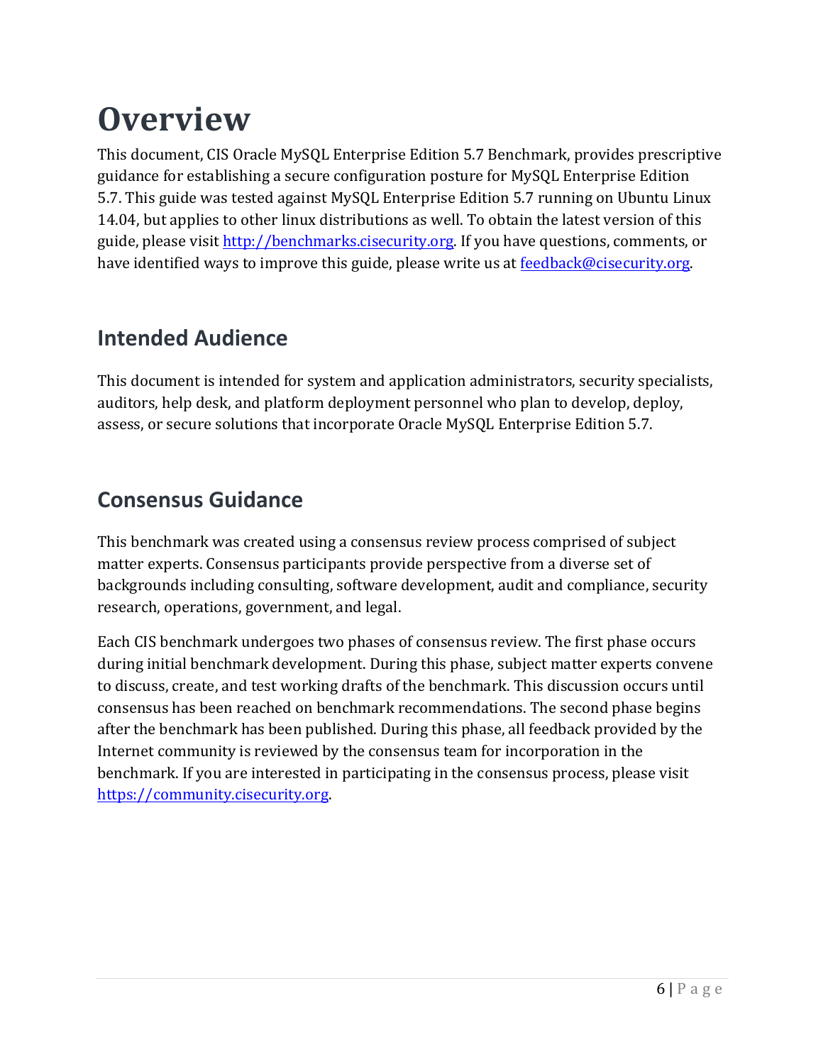# Overview

This document, CIS Oracle MySQL Enterprise Edition 5.7 Benchmark, provides prescriptive guidance for establishing a secure configuration posture for MySQL Enterprise Edition 5.7. This guide was tested against MySQL Enterprise Edition 5.7 running on Ubuntu Linux 14.04, but applies to other linux distributions as well. To obtain the latest version of this guide, please visit http://benchmarks.cisecurity.org. If you have questions, comments, or have identified ways to improve this guide, please write us at feedback@cisecurity.org.

## Intended Audience

This document is intended for system and application administrators, security specialists, auditors, help desk, and platform deployment personnel who plan to develop, deploy, assess, or secure solutions that incorporate Oracle MySQL Enterprise Edition 5.7.

## Consensus Guidance

This benchmark was created using a consensus review process comprised of subject matter experts. Consensus participants provide perspective from a diverse set of backgrounds including consulting, software development, audit and compliance, security research, operations, government, and legal.

Each CIS benchmark undergoes two phases of consensus review. The first phase occurs during initial benchmark development. During this phase, subject matter experts convene to discuss, create, and test working drafts of the benchmark. This discussion occurs until consensus has been reached on benchmark recommendations. The second phase begins after the benchmark has been published. During this phase, all feedback provided by the Internet community is reviewed by the consensus team for incorporation in the benchmark. If you are interested in participating in the consensus process, please visit https://community.cisecurity.org.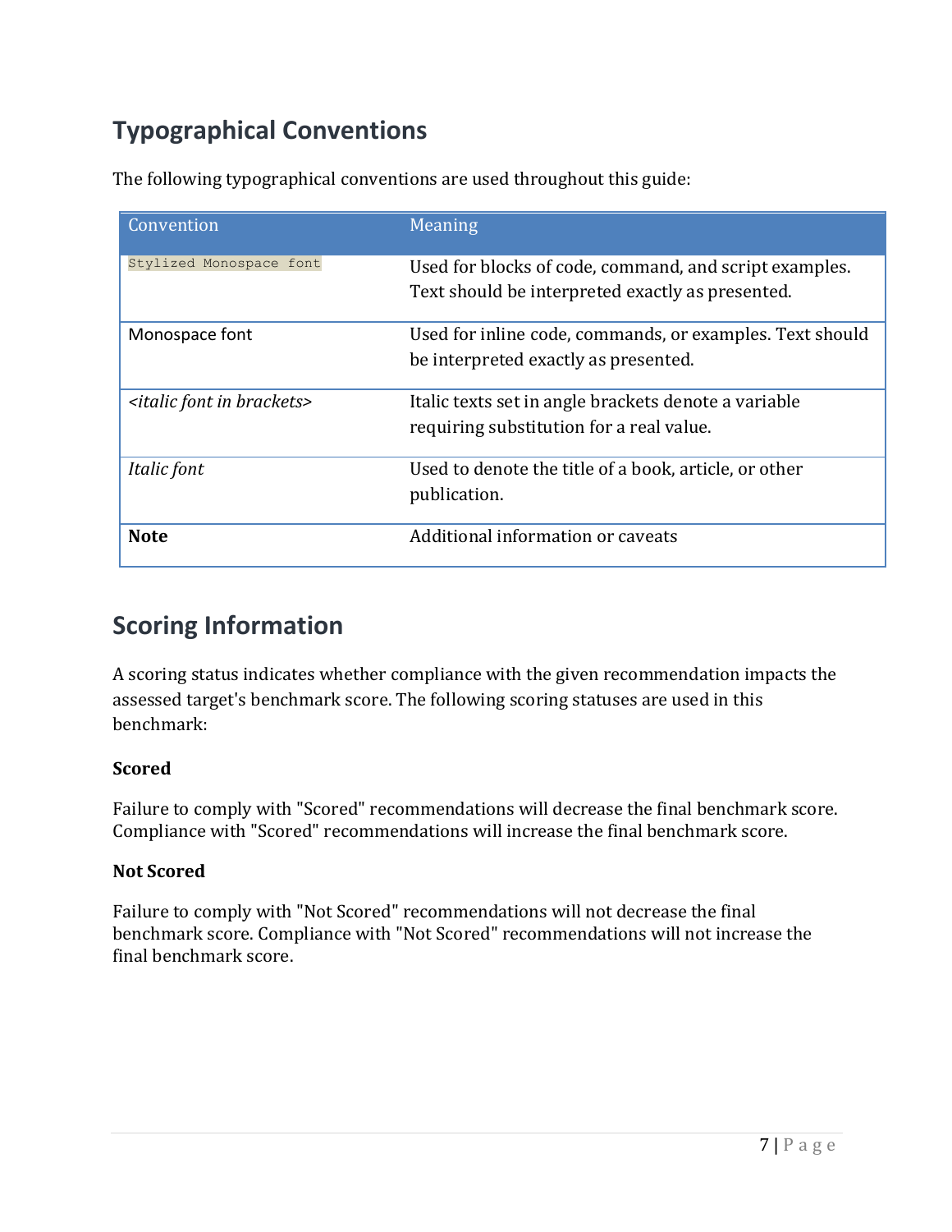## Typographical Conventions

The following typographical conventions are used throughout this guide:

| Convention | Meaning |
|---|---|
| `Stylized Monospace font` | Used for blocks of code, command, and script examples. Text should be interpreted exactly as presented. |
| `Monospace font` | Used for inline code, commands, or examples. Text should be interpreted exactly as presented. |
| *<italic font in brackets>* | Italic texts set in angle brackets denote a variable requiring substitution for a real value. |
| *Italic font* | Used to denote the title of a book, article, or other publication. |
| **Note** | Additional information or caveats |

## Scoring Information

A scoring status indicates whether compliance with the given recommendation impacts the assessed target's benchmark score. The following scoring statuses are used in this benchmark:

**Scored**

Failure to comply with "Scored" recommendations will decrease the final benchmark score. Compliance with "Scored" recommendations will increase the final benchmark score.

**Not Scored**

Failure to comply with "Not Scored" recommendations will not decrease the final benchmark score. Compliance with "Not Scored" recommendations will not increase the final benchmark score.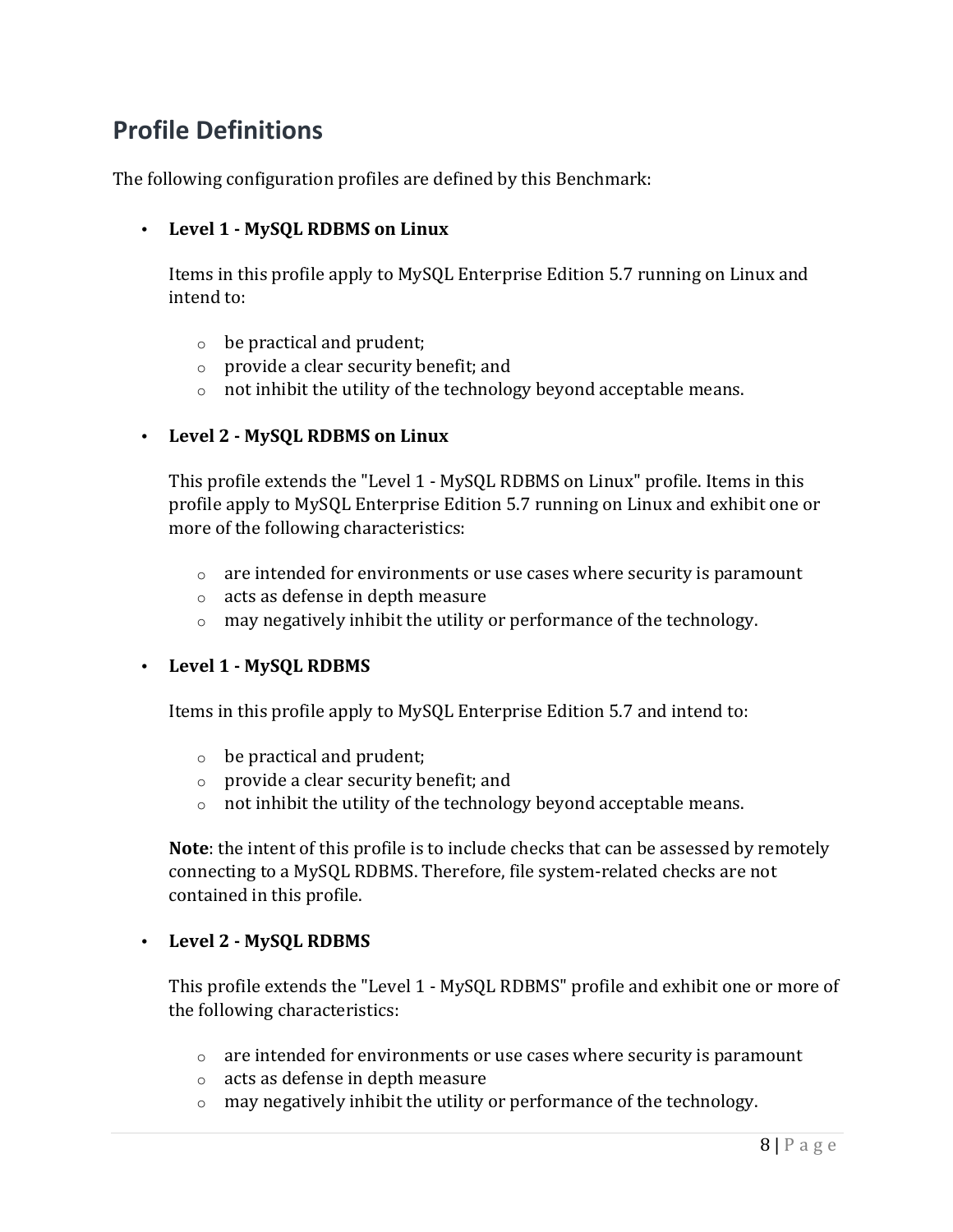## Profile Definitions

The following configuration profiles are defined by this Benchmark:

- **Level 1 - MySQL RDBMS on Linux**

  Items in this profile apply to MySQL Enterprise Edition 5.7 running on Linux and intend to:

  - be practical and prudent;
  - provide a clear security benefit; and
  - not inhibit the utility of the technology beyond acceptable means.

- **Level 2 - MySQL RDBMS on Linux**

  This profile extends the "Level 1 - MySQL RDBMS on Linux" profile. Items in this profile apply to MySQL Enterprise Edition 5.7 running on Linux and exhibit one or more of the following characteristics:

  - are intended for environments or use cases where security is paramount
  - acts as defense in depth measure
  - may negatively inhibit the utility or performance of the technology.

- **Level 1 - MySQL RDBMS**

  Items in this profile apply to MySQL Enterprise Edition 5.7 and intend to:

  - be practical and prudent;
  - provide a clear security benefit; and
  - not inhibit the utility of the technology beyond acceptable means.

  **Note**: the intent of this profile is to include checks that can be assessed by remotely connecting to a MySQL RDBMS. Therefore, file system-related checks are not contained in this profile.

- **Level 2 - MySQL RDBMS**

  This profile extends the "Level 1 - MySQL RDBMS" profile and exhibit one or more of the following characteristics:

  - are intended for environments or use cases where security is paramount
  - acts as defense in depth measure
  - may negatively inhibit the utility or performance of the technology.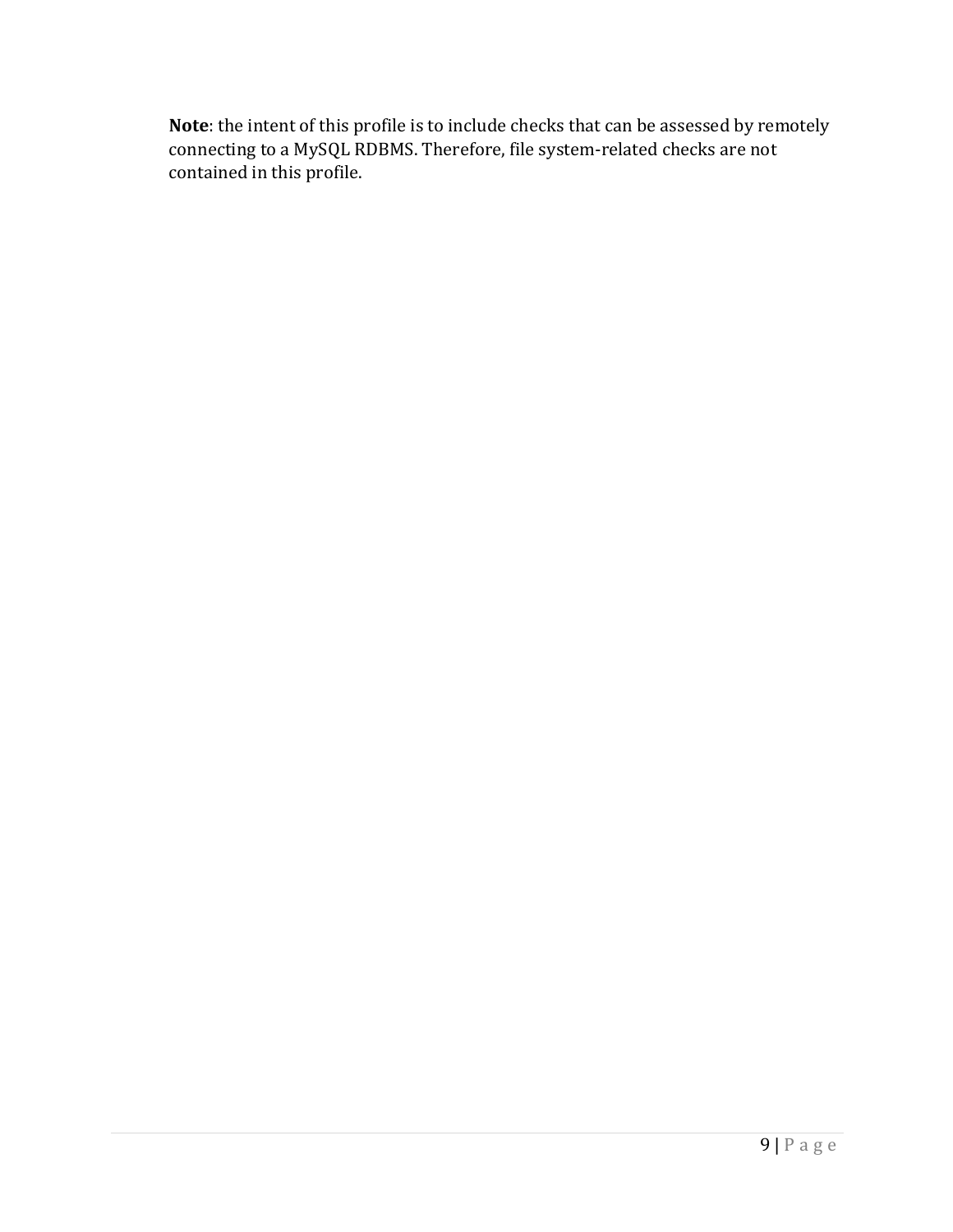**Note**: the intent of this profile is to include checks that can be assessed by remotely connecting to a MySQL RDBMS. Therefore, file system-related checks are not contained in this profile.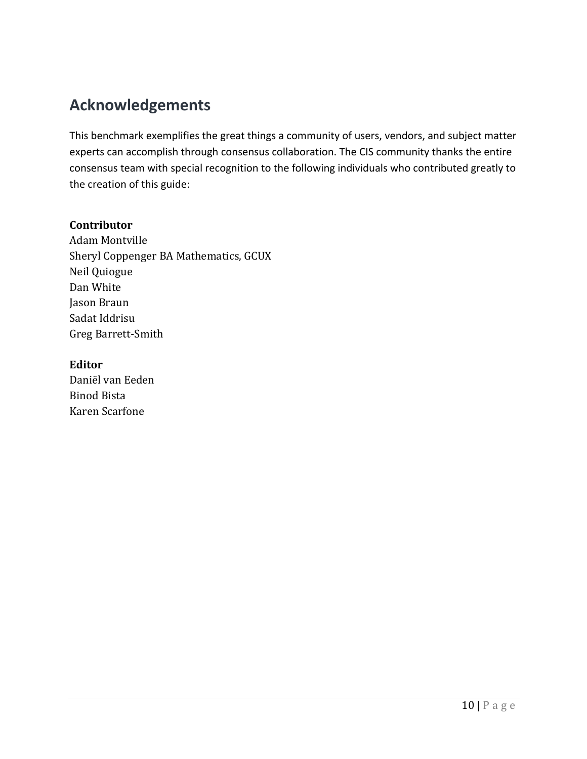# Acknowledgements

This benchmark exemplifies the great things a community of users, vendors, and subject matter experts can accomplish through consensus collaboration. The CIS community thanks the entire consensus team with special recognition to the following individuals who contributed greatly to the creation of this guide:

**Contributor**
Adam Montville
Sheryl Coppenger BA Mathematics, GCUX
Neil Quiogue
Dan White
Jason Braun
Sadat Iddrisu
Greg Barrett-Smith

**Editor**
Daniël van Eeden
Binod Bista
Karen Scarfone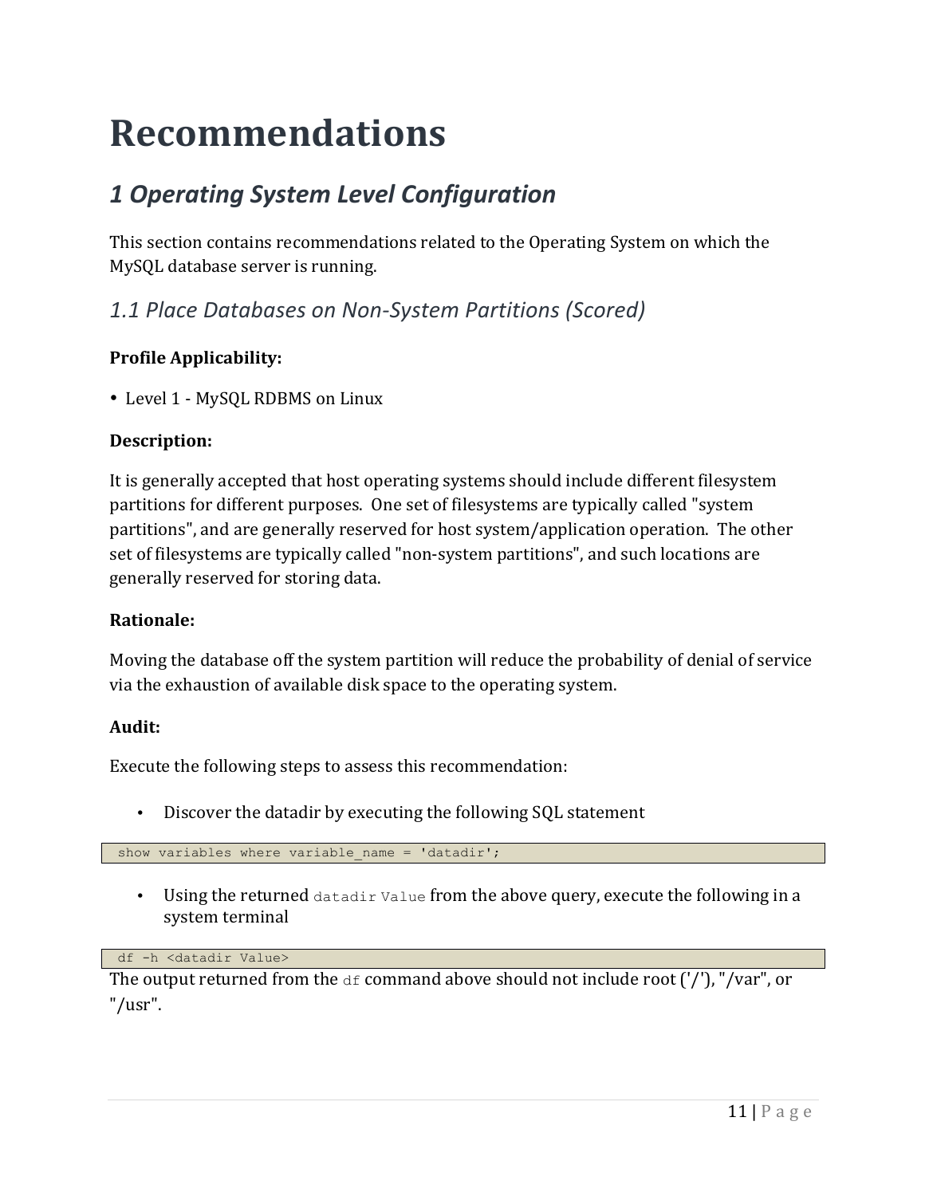# Recommendations

## *1 Operating System Level Configuration*

This section contains recommendations related to the Operating System on which the MySQL database server is running.

### *1.1 Place Databases on Non-System Partitions (Scored)*

**Profile Applicability:**

- Level 1 - MySQL RDBMS on Linux

**Description:**

It is generally accepted that host operating systems should include different filesystem partitions for different purposes. One set of filesystems are typically called "system partitions", and are generally reserved for host system/application operation. The other set of filesystems are typically called "non-system partitions", and such locations are generally reserved for storing data.

**Rationale:**

Moving the database off the system partition will reduce the probability of denial of service via the exhaustion of available disk space to the operating system.

**Audit:**

Execute the following steps to assess this recommendation:

- Discover the datadir by executing the following SQL statement

```
show variables where variable_name = 'datadir';
```

- Using the returned `datadir Value` from the above query, execute the following in a system terminal

```
df -h <datadir Value>
```

The output returned from the `df` command above should not include root ('/'), "/var", or "/usr".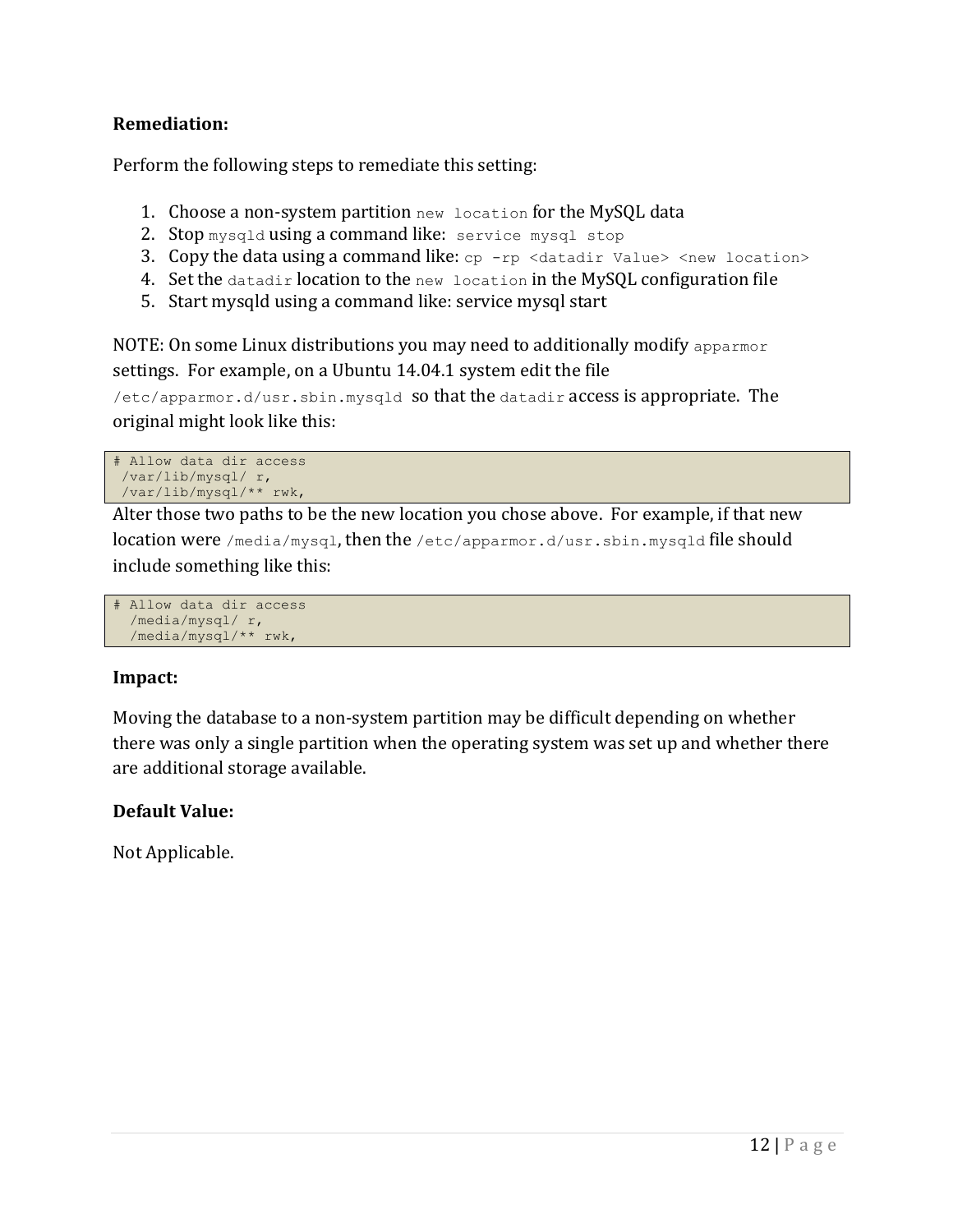**Remediation:**

Perform the following steps to remediate this setting:

1. Choose a non-system partition `new location` for the MySQL data
2. Stop `mysqld` using a command like: `service mysql stop`
3. Copy the data using a command like: `cp -rp <datadir Value> <new location>`
4. Set the `datadir` location to the `new location` in the MySQL configuration file
5. Start mysqld using a command like: service mysql start

NOTE: On some Linux distributions you may need to additionally modify `apparmor` settings. For example, on a Ubuntu 14.04.1 system edit the file `/etc/apparmor.d/usr.sbin.mysqld` so that the `datadir` access is appropriate. The original might look like this:

```
# Allow data dir access
 /var/lib/mysql/ r,
 /var/lib/mysql/** rwk,
```

Alter those two paths to be the new location you chose above. For example, if that new location were `/media/mysql`, then the `/etc/apparmor.d/usr.sbin.mysqld` file should include something like this:

```
# Allow data dir access
  /media/mysql/ r,
  /media/mysql/** rwk,
```

**Impact:**

Moving the database to a non-system partition may be difficult depending on whether there was only a single partition when the operating system was set up and whether there are additional storage available.

**Default Value:**

Not Applicable.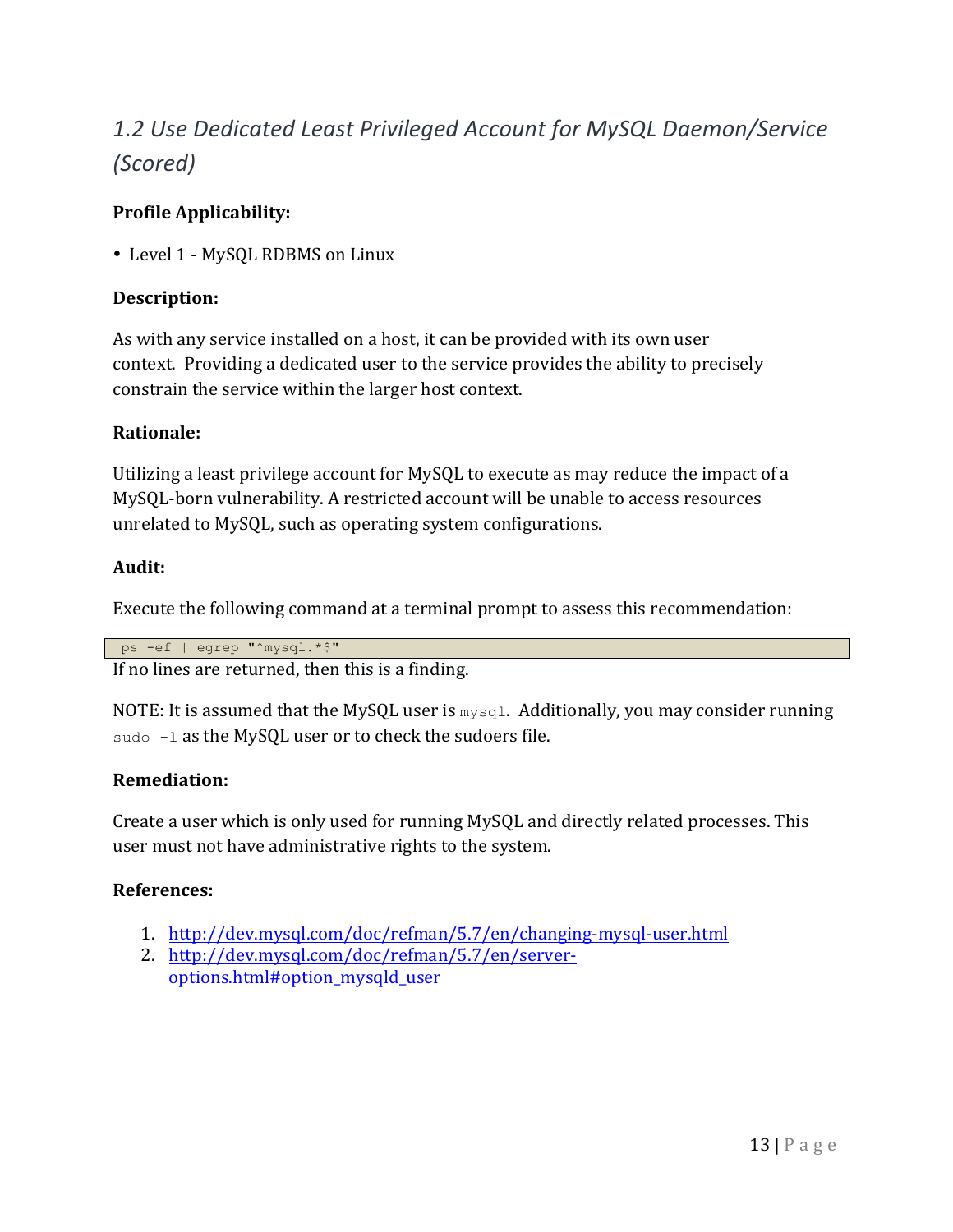## *1.2 Use Dedicated Least Privileged Account for MySQL Daemon/Service (Scored)*

**Profile Applicability:**

- Level 1 - MySQL RDBMS on Linux

**Description:**

As with any service installed on a host, it can be provided with its own user context. Providing a dedicated user to the service provides the ability to precisely constrain the service within the larger host context.

**Rationale:**

Utilizing a least privilege account for MySQL to execute as may reduce the impact of a MySQL-born vulnerability. A restricted account will be unable to access resources unrelated to MySQL, such as operating system configurations.

**Audit:**

Execute the following command at a terminal prompt to assess this recommendation:

```
ps -ef | egrep "^mysql.*$"
```

If no lines are returned, then this is a finding.

NOTE: It is assumed that the MySQL user is `mysql`. Additionally, you may consider running `sudo -l` as the MySQL user or to check the sudoers file.

**Remediation:**

Create a user which is only used for running MySQL and directly related processes. This user must not have administrative rights to the system.

**References:**

1. http://dev.mysql.com/doc/refman/5.7/en/changing-mysql-user.html
2. http://dev.mysql.com/doc/refman/5.7/en/server-options.html#option_mysqld_user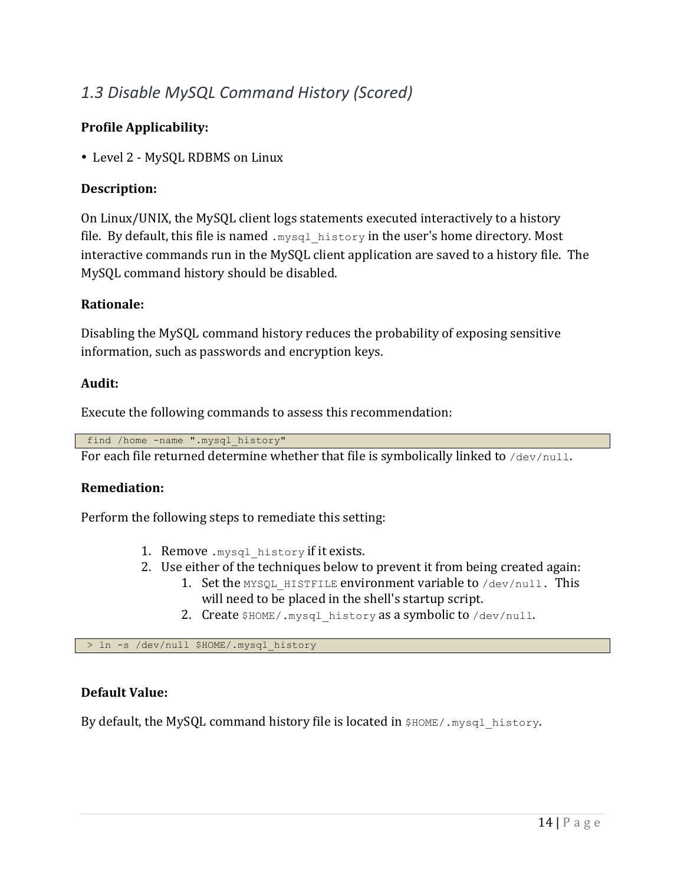## *1.3 Disable MySQL Command History (Scored)*

**Profile Applicability:**

- Level 2 - MySQL RDBMS on Linux

**Description:**

On Linux/UNIX, the MySQL client logs statements executed interactively to a history file. By default, this file is named `.mysql_history` in the user's home directory. Most interactive commands run in the MySQL client application are saved to a history file. The MySQL command history should be disabled.

**Rationale:**

Disabling the MySQL command history reduces the probability of exposing sensitive information, such as passwords and encryption keys.

**Audit:**

Execute the following commands to assess this recommendation:

```
find /home -name ".mysql_history"
```

For each file returned determine whether that file is symbolically linked to `/dev/null`.

**Remediation:**

Perform the following steps to remediate this setting:

1. Remove `.mysql_history` if it exists.
2. Use either of the techniques below to prevent it from being created again:
    1. Set the `MYSQL_HISTFILE` environment variable to `/dev/null`. This will need to be placed in the shell's startup script.
    2. Create `$HOME/.mysql_history` as a symbolic to `/dev/null`.

```
> ln -s /dev/null $HOME/.mysql_history
```

**Default Value:**

By default, the MySQL command history file is located in `$HOME/.mysql_history`.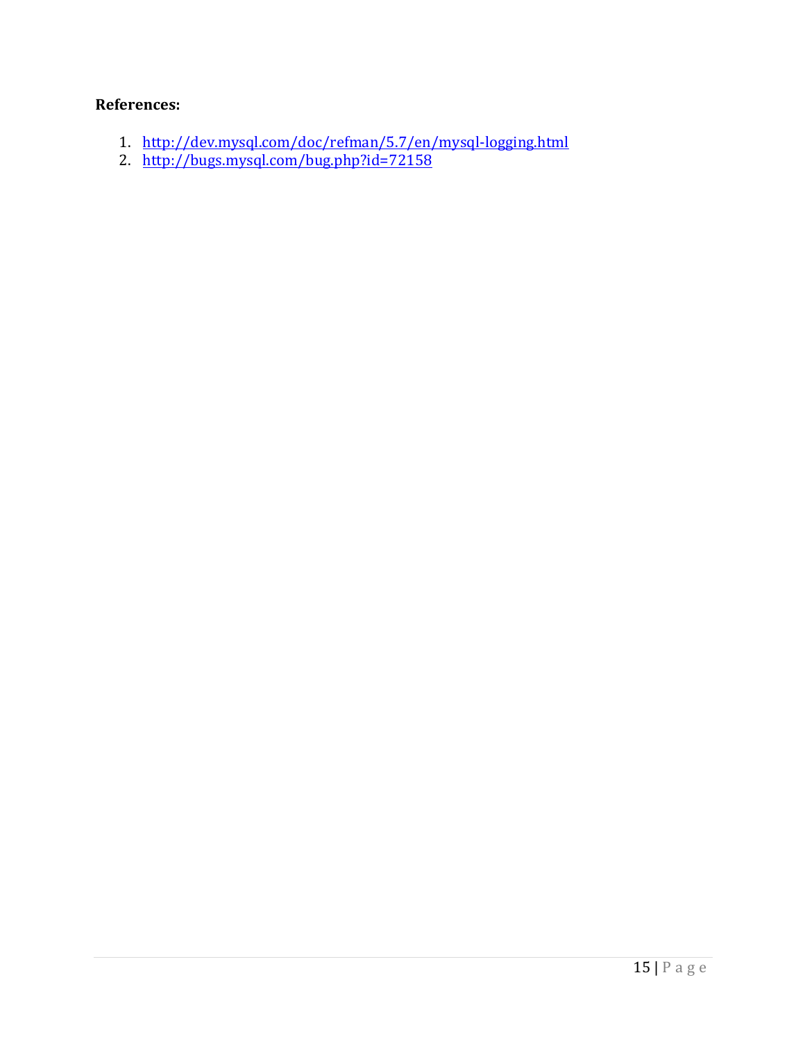**References:**

1. http://dev.mysql.com/doc/refman/5.7/en/mysql-logging.html
2. http://bugs.mysql.com/bug.php?id=72158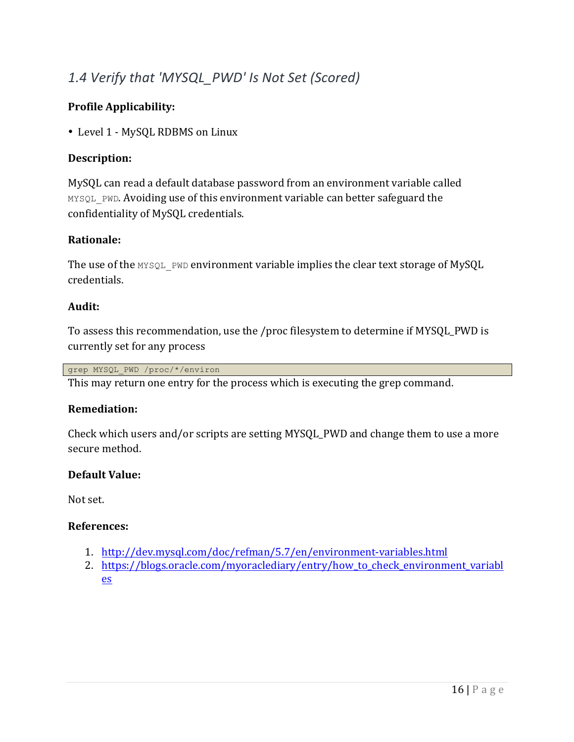## *1.4 Verify that 'MYSQL_PWD' Is Not Set (Scored)*

**Profile Applicability:**

- Level 1 - MySQL RDBMS on Linux

**Description:**

MySQL can read a default database password from an environment variable called `MYSQL_PWD`. Avoiding use of this environment variable can better safeguard the confidentiality of MySQL credentials.

**Rationale:**

The use of the `MYSQL_PWD` environment variable implies the clear text storage of MySQL credentials.

**Audit:**

To assess this recommendation, use the /proc filesystem to determine if MYSQL_PWD is currently set for any process

```
grep MYSQL_PWD /proc/*/environ
```

This may return one entry for the process which is executing the grep command.

**Remediation:**

Check which users and/or scripts are setting MYSQL_PWD and change them to use a more secure method.

**Default Value:**

Not set.

**References:**

1. http://dev.mysql.com/doc/refman/5.7/en/environment-variables.html
2. https://blogs.oracle.com/myoraclediary/entry/how_to_check_environment_variables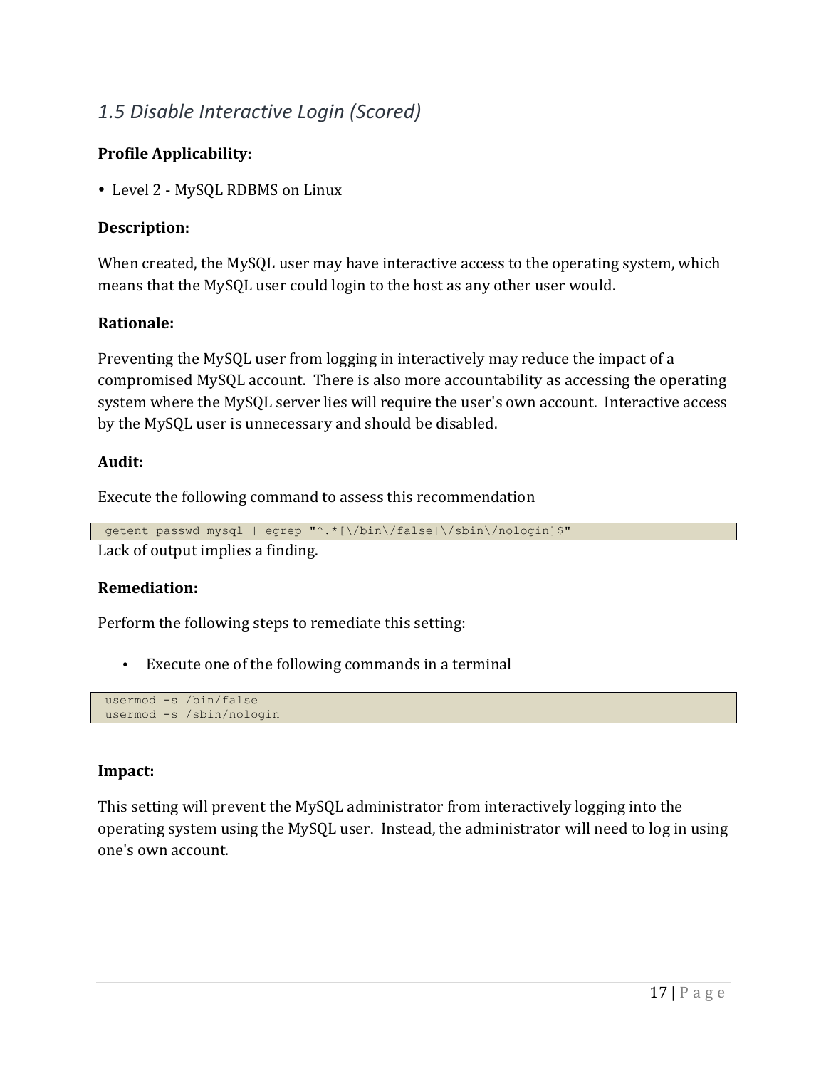## *1.5 Disable Interactive Login (Scored)*

**Profile Applicability:**

- Level 2 - MySQL RDBMS on Linux

**Description:**

When created, the MySQL user may have interactive access to the operating system, which means that the MySQL user could login to the host as any other user would.

**Rationale:**

Preventing the MySQL user from logging in interactively may reduce the impact of a compromised MySQL account. There is also more accountability as accessing the operating system where the MySQL server lies will require the user's own account. Interactive access by the MySQL user is unnecessary and should be disabled.

**Audit:**

Execute the following command to assess this recommendation

```
getent passwd mysql | egrep "^.*[\/bin\/false|\/sbin\/nologin]$"
```

Lack of output implies a finding.

**Remediation:**

Perform the following steps to remediate this setting:

- Execute one of the following commands in a terminal

```
usermod -s /bin/false
usermod -s /sbin/nologin
```

**Impact:**

This setting will prevent the MySQL administrator from interactively logging into the operating system using the MySQL user. Instead, the administrator will need to log in using one's own account.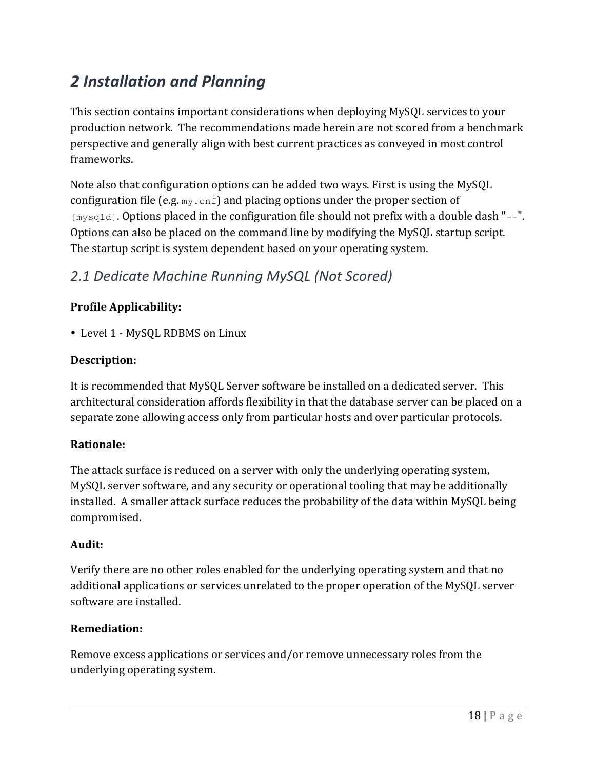# 2 Installation and Planning

This section contains important considerations when deploying MySQL services to your production network. The recommendations made herein are not scored from a benchmark perspective and generally align with best current practices as conveyed in most control frameworks.

Note also that configuration options can be added two ways. First is using the MySQL configuration file (e.g. `my.cnf`) and placing options under the proper section of `[mysqld]`. Options placed in the configuration file should not prefix with a double dash "`--`". Options can also be placed on the command line by modifying the MySQL startup script. The startup script is system dependent based on your operating system.

## 2.1 Dedicate Machine Running MySQL (Not Scored)

**Profile Applicability:**

- Level 1 - MySQL RDBMS on Linux

**Description:**

It is recommended that MySQL Server software be installed on a dedicated server. This architectural consideration affords flexibility in that the database server can be placed on a separate zone allowing access only from particular hosts and over particular protocols.

**Rationale:**

The attack surface is reduced on a server with only the underlying operating system, MySQL server software, and any security or operational tooling that may be additionally installed. A smaller attack surface reduces the probability of the data within MySQL being compromised.

**Audit:**

Verify there are no other roles enabled for the underlying operating system and that no additional applications or services unrelated to the proper operation of the MySQL server software are installed.

**Remediation:**

Remove excess applications or services and/or remove unnecessary roles from the underlying operating system.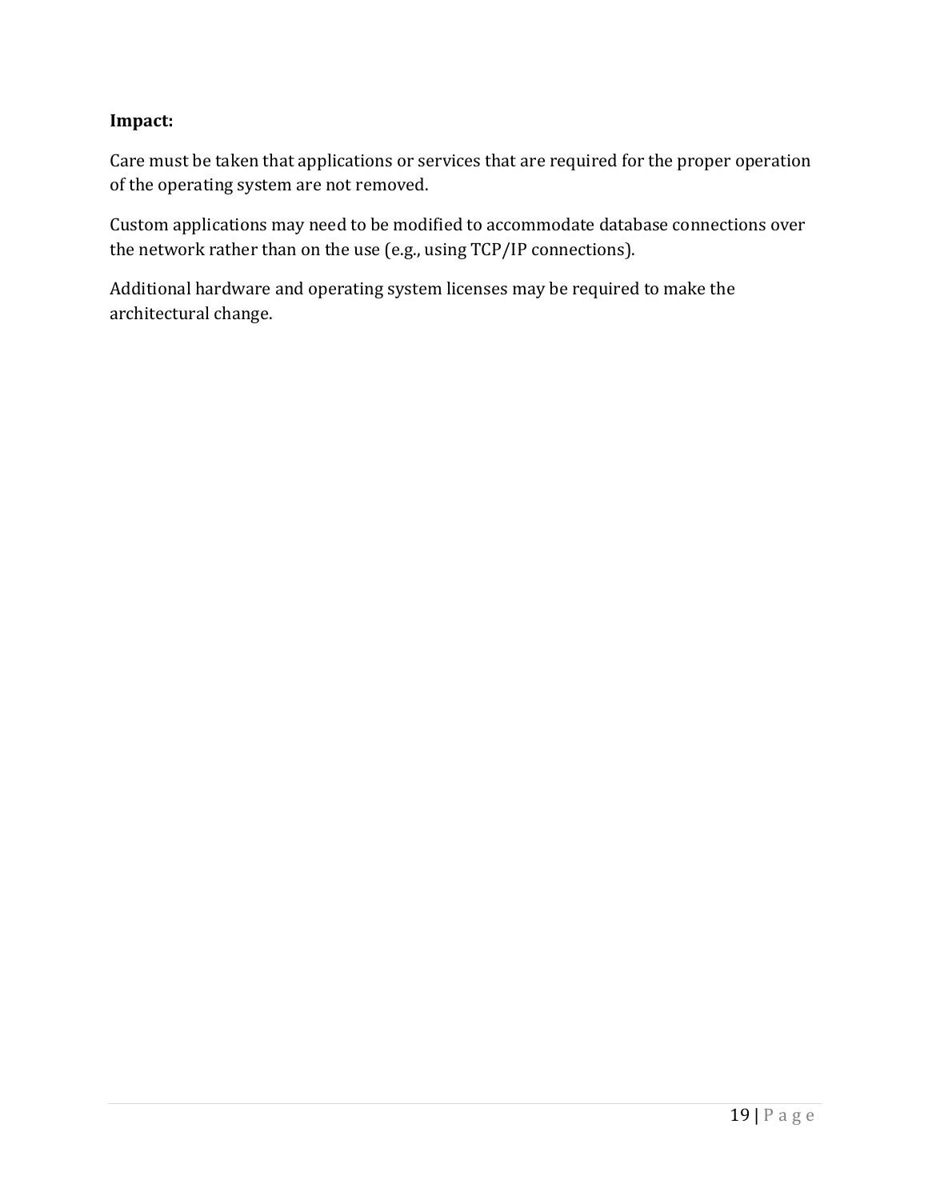**Impact:**

Care must be taken that applications or services that are required for the proper operation of the operating system are not removed.

Custom applications may need to be modified to accommodate database connections over the network rather than on the use (e.g., using TCP/IP connections).

Additional hardware and operating system licenses may be required to make the architectural change.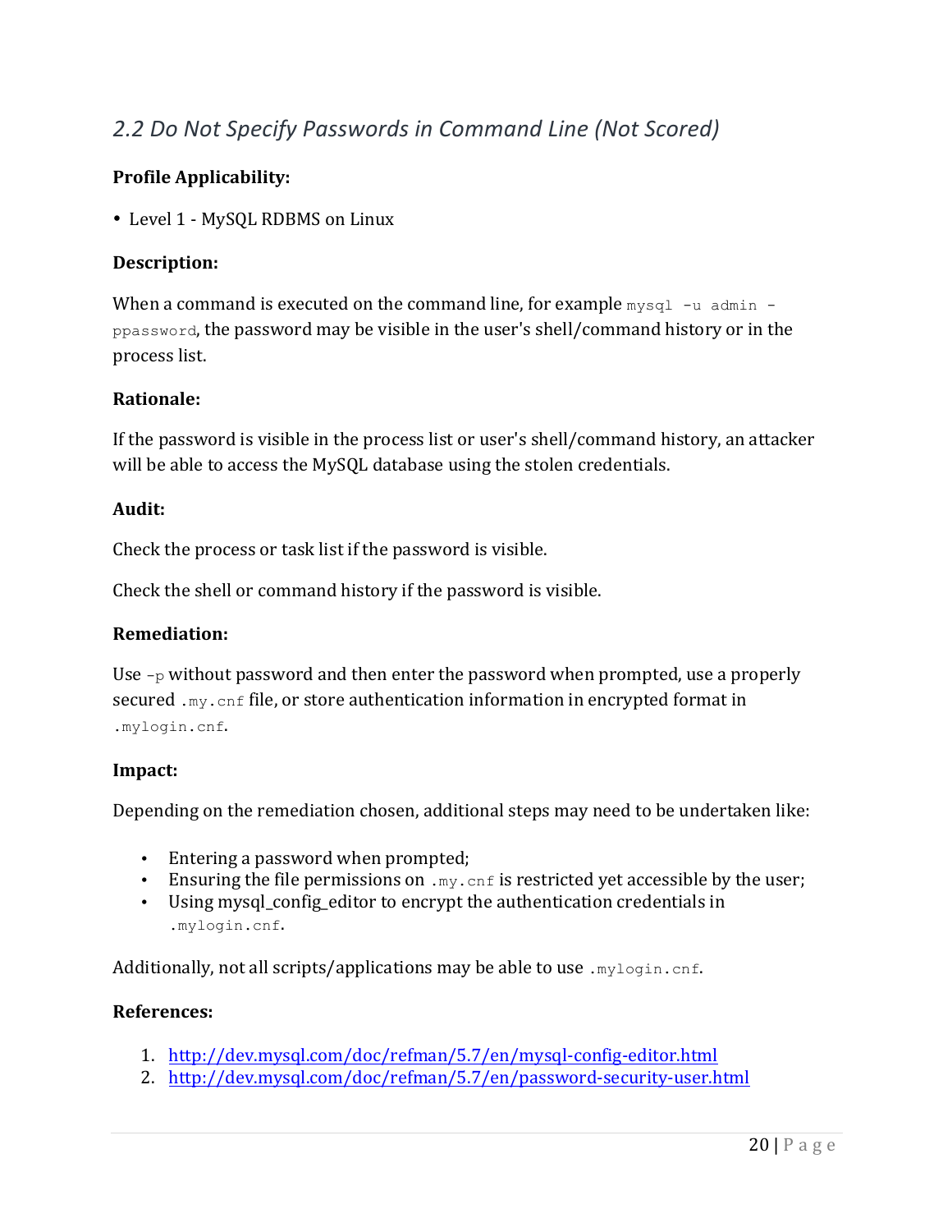## *2.2 Do Not Specify Passwords in Command Line (Not Scored)*

**Profile Applicability:**

- Level 1 - MySQL RDBMS on Linux

**Description:**

When a command is executed on the command line, for example `mysql -u admin -ppassword`, the password may be visible in the user's shell/command history or in the process list.

**Rationale:**

If the password is visible in the process list or user's shell/command history, an attacker will be able to access the MySQL database using the stolen credentials.

**Audit:**

Check the process or task list if the password is visible.

Check the shell or command history if the password is visible.

**Remediation:**

Use `-p` without password and then enter the password when prompted, use a properly secured `.my.cnf` file, or store authentication information in encrypted format in `.mylogin.cnf`.

**Impact:**

Depending on the remediation chosen, additional steps may need to be undertaken like:

- Entering a password when prompted;
- Ensuring the file permissions on `.my.cnf` is restricted yet accessible by the user;
- Using mysql_config_editor to encrypt the authentication credentials in `.mylogin.cnf`.

Additionally, not all scripts/applications may be able to use `.mylogin.cnf`.

**References:**

1. http://dev.mysql.com/doc/refman/5.7/en/mysql-config-editor.html
2. http://dev.mysql.com/doc/refman/5.7/en/password-security-user.html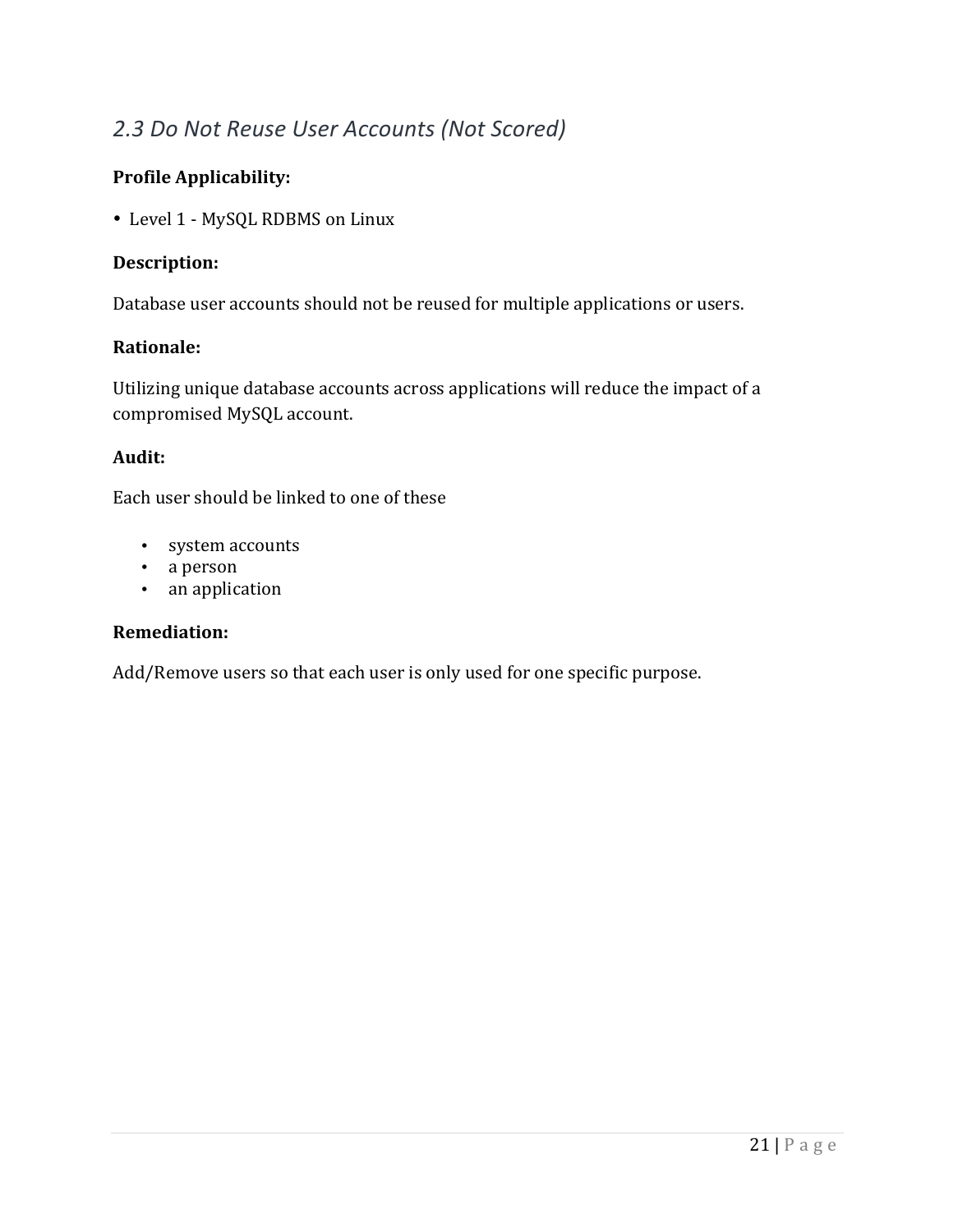## *2.3 Do Not Reuse User Accounts (Not Scored)*

**Profile Applicability:**

- Level 1 - MySQL RDBMS on Linux

**Description:**

Database user accounts should not be reused for multiple applications or users.

**Rationale:**

Utilizing unique database accounts across applications will reduce the impact of a compromised MySQL account.

**Audit:**

Each user should be linked to one of these

- system accounts
- a person
- an application

**Remediation:**

Add/Remove users so that each user is only used for one specific purpose.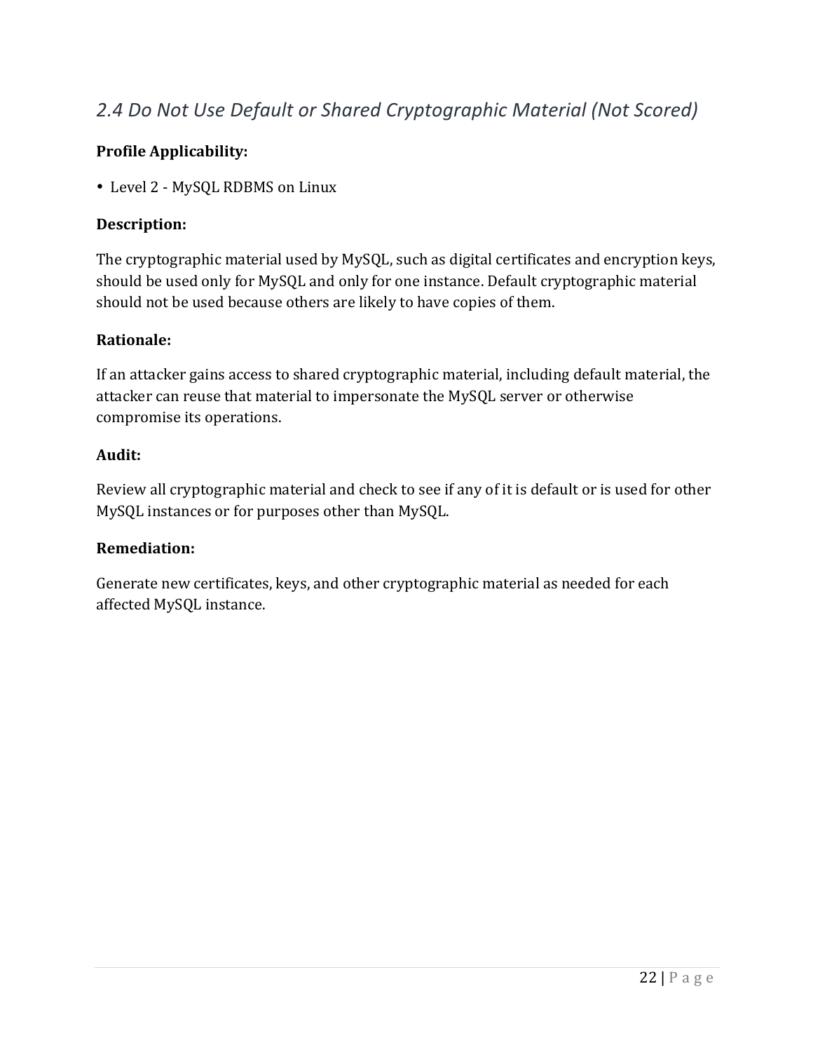## *2.4 Do Not Use Default or Shared Cryptographic Material (Not Scored)*

**Profile Applicability:**

- Level 2 - MySQL RDBMS on Linux

**Description:**

The cryptographic material used by MySQL, such as digital certificates and encryption keys, should be used only for MySQL and only for one instance. Default cryptographic material should not be used because others are likely to have copies of them.

**Rationale:**

If an attacker gains access to shared cryptographic material, including default material, the attacker can reuse that material to impersonate the MySQL server or otherwise compromise its operations.

**Audit:**

Review all cryptographic material and check to see if any of it is default or is used for other MySQL instances or for purposes other than MySQL.

**Remediation:**

Generate new certificates, keys, and other cryptographic material as needed for each affected MySQL instance.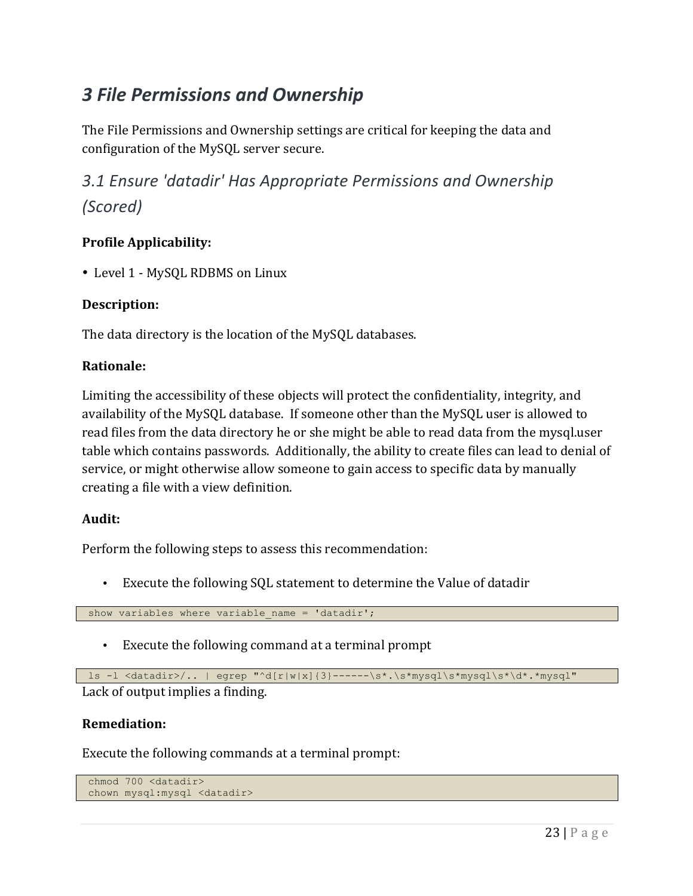# 3 File Permissions and Ownership

The File Permissions and Ownership settings are critical for keeping the data and configuration of the MySQL server secure.

## 3.1 Ensure 'datadir' Has Appropriate Permissions and Ownership (Scored)

**Profile Applicability:**

- Level 1 - MySQL RDBMS on Linux

**Description:**

The data directory is the location of the MySQL databases.

**Rationale:**

Limiting the accessibility of these objects will protect the confidentiality, integrity, and availability of the MySQL database. If someone other than the MySQL user is allowed to read files from the data directory he or she might be able to read data from the mysql.user table which contains passwords. Additionally, the ability to create files can lead to denial of service, or might otherwise allow someone to gain access to specific data by manually creating a file with a view definition.

**Audit:**

Perform the following steps to assess this recommendation:

- Execute the following SQL statement to determine the Value of datadir

```
show variables where variable_name = 'datadir';
```

- Execute the following command at a terminal prompt

```
ls -l <datadir>/.. | egrep "^d[r|w|x]{3}------\s*.\s*mysql\s*mysql\s*\d*.*mysql"
```

Lack of output implies a finding.

**Remediation:**

Execute the following commands at a terminal prompt:

```
chmod 700 <datadir>
chown mysql:mysql <datadir>
```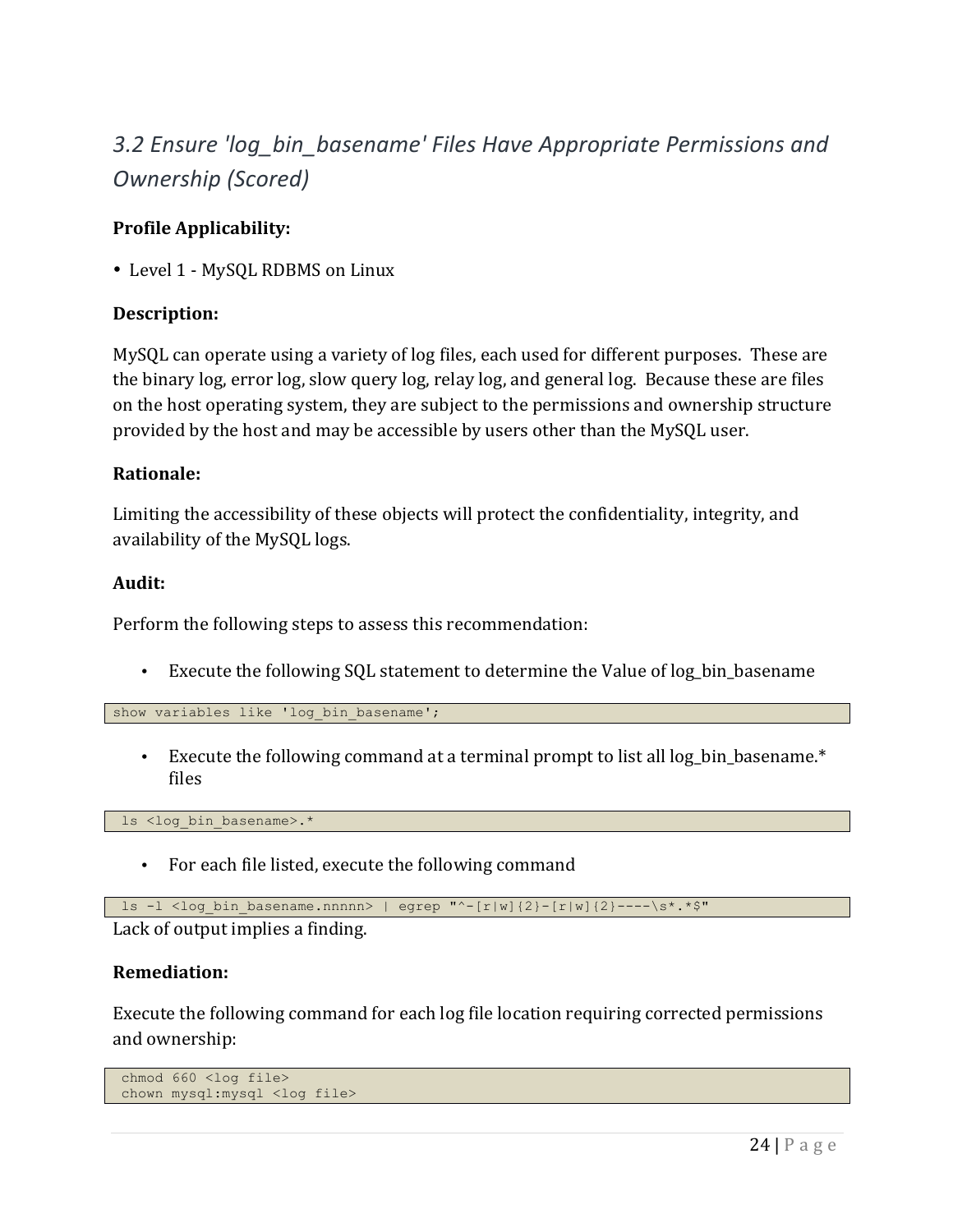## *3.2 Ensure 'log_bin_basename' Files Have Appropriate Permissions and Ownership (Scored)*

**Profile Applicability:**

- Level 1 - MySQL RDBMS on Linux

**Description:**

MySQL can operate using a variety of log files, each used for different purposes. These are the binary log, error log, slow query log, relay log, and general log. Because these are files on the host operating system, they are subject to the permissions and ownership structure provided by the host and may be accessible by users other than the MySQL user.

**Rationale:**

Limiting the accessibility of these objects will protect the confidentiality, integrity, and availability of the MySQL logs.

**Audit:**

Perform the following steps to assess this recommendation:

- Execute the following SQL statement to determine the Value of log_bin_basename

```
show variables like 'log_bin_basename';
```

- Execute the following command at a terminal prompt to list all log_bin_basename.* files

```
ls <log_bin_basename>.*
```

- For each file listed, execute the following command

```
ls -l <log_bin_basename.nnnnn> | egrep "^-[r|w]{2}-[r|w]{2}----\s*.*$"
```

Lack of output implies a finding.

**Remediation:**

Execute the following command for each log file location requiring corrected permissions and ownership:

```
chmod 660 <log file>
chown mysql:mysql <log file>
```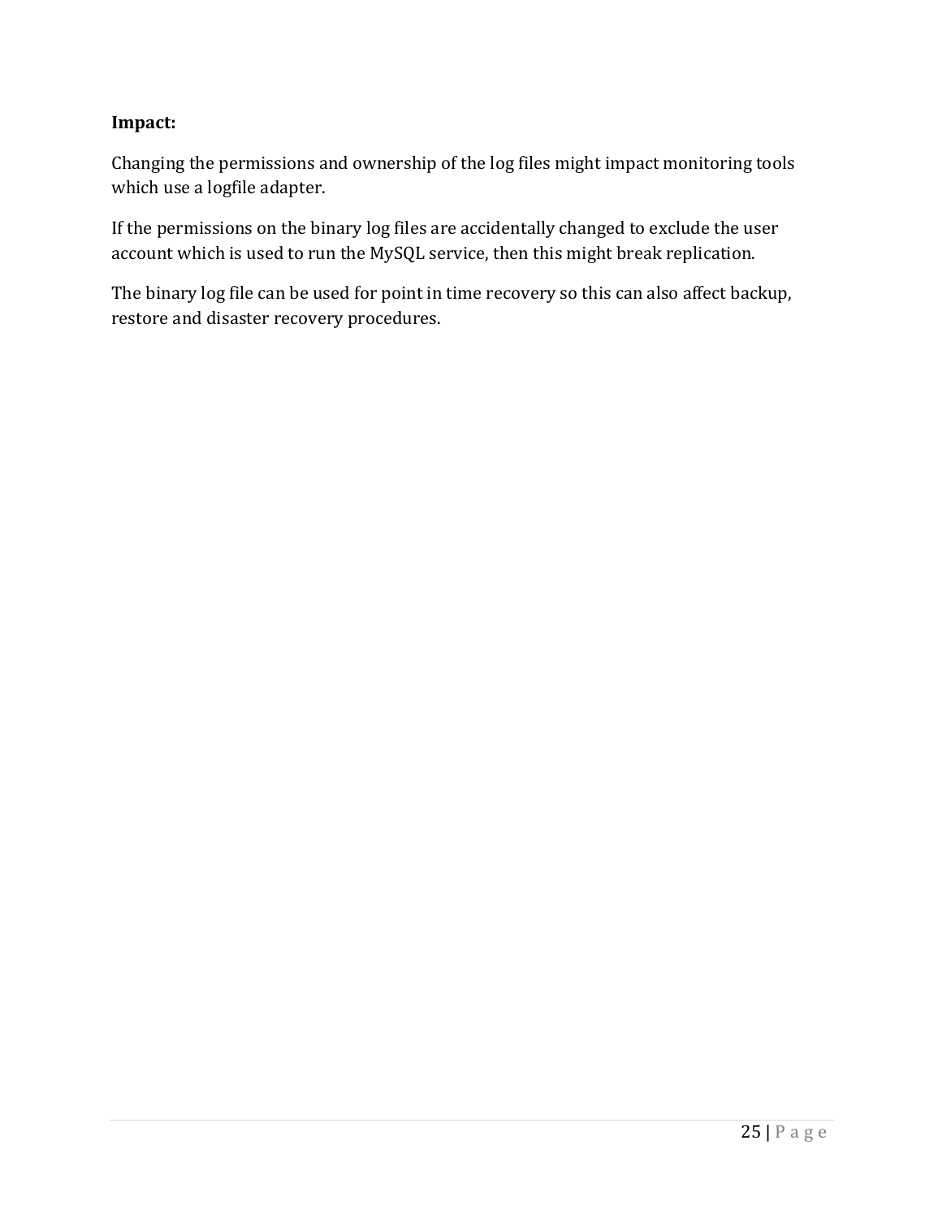**Impact:**

Changing the permissions and ownership of the log files might impact monitoring tools which use a logfile adapter.

If the permissions on the binary log files are accidentally changed to exclude the user account which is used to run the MySQL service, then this might break replication.

The binary log file can be used for point in time recovery so this can also affect backup, restore and disaster recovery procedures.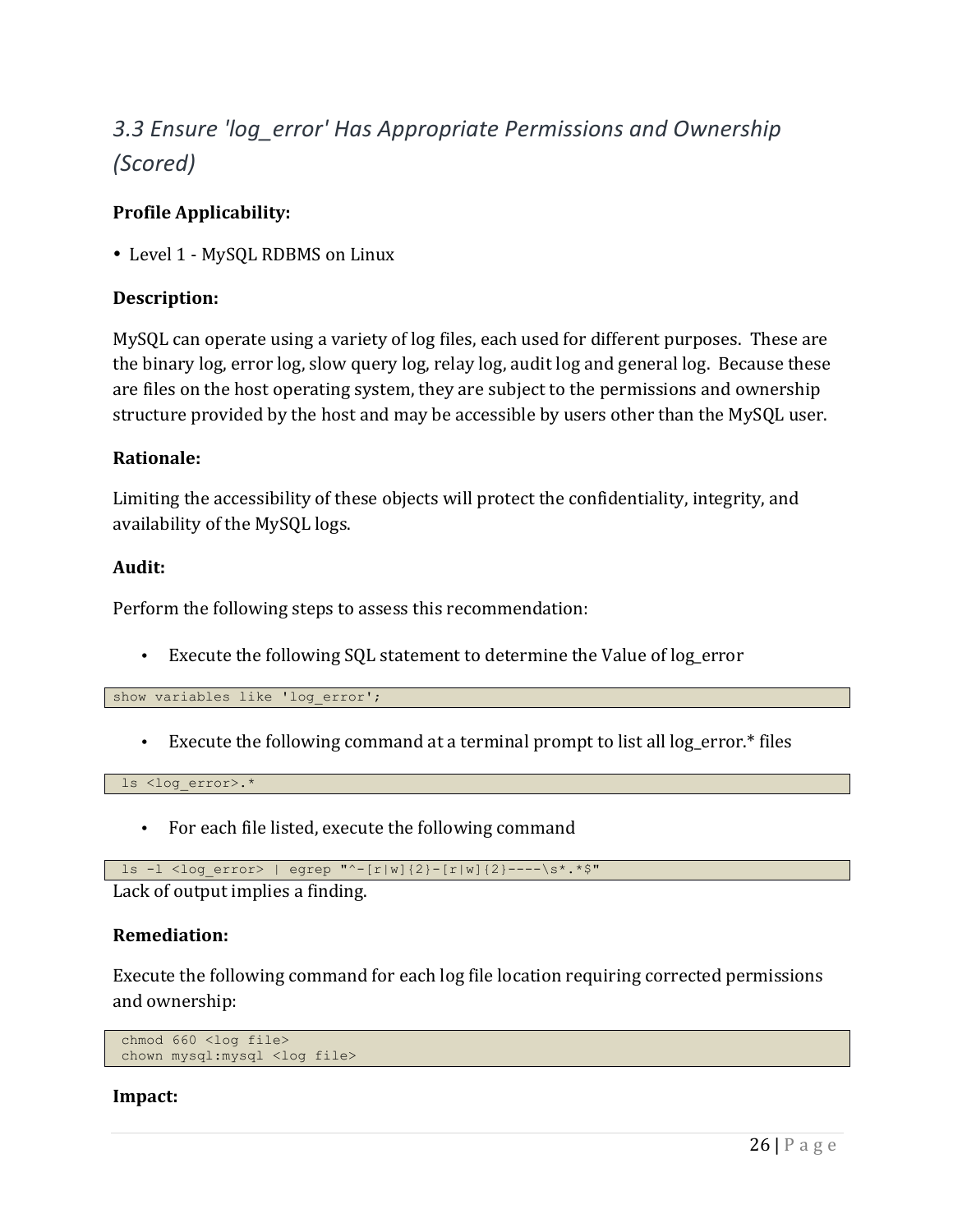## *3.3 Ensure 'log_error' Has Appropriate Permissions and Ownership (Scored)*

**Profile Applicability:**

- Level 1 - MySQL RDBMS on Linux

**Description:**

MySQL can operate using a variety of log files, each used for different purposes. These are the binary log, error log, slow query log, relay log, audit log and general log. Because these are files on the host operating system, they are subject to the permissions and ownership structure provided by the host and may be accessible by users other than the MySQL user.

**Rationale:**

Limiting the accessibility of these objects will protect the confidentiality, integrity, and availability of the MySQL logs.

**Audit:**

Perform the following steps to assess this recommendation:

- Execute the following SQL statement to determine the Value of log_error

```
show variables like 'log_error';
```

- Execute the following command at a terminal prompt to list all log_error.* files

```
ls <log_error>.*
```

- For each file listed, execute the following command

```
ls -l <log_error> | egrep "^-[r|w]{2}-[r|w]{2}----\s*.*$"
```

Lack of output implies a finding.

**Remediation:**

Execute the following command for each log file location requiring corrected permissions and ownership:

```
chmod 660 <log file>
chown mysql:mysql <log file>
```

**Impact:**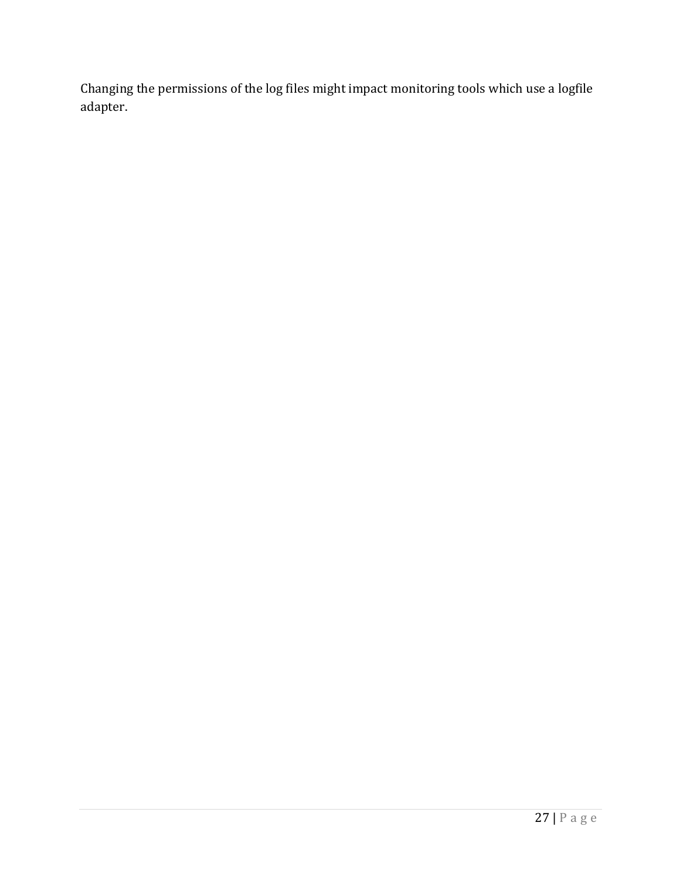Changing the permissions of the log files might impact monitoring tools which use a logfile adapter.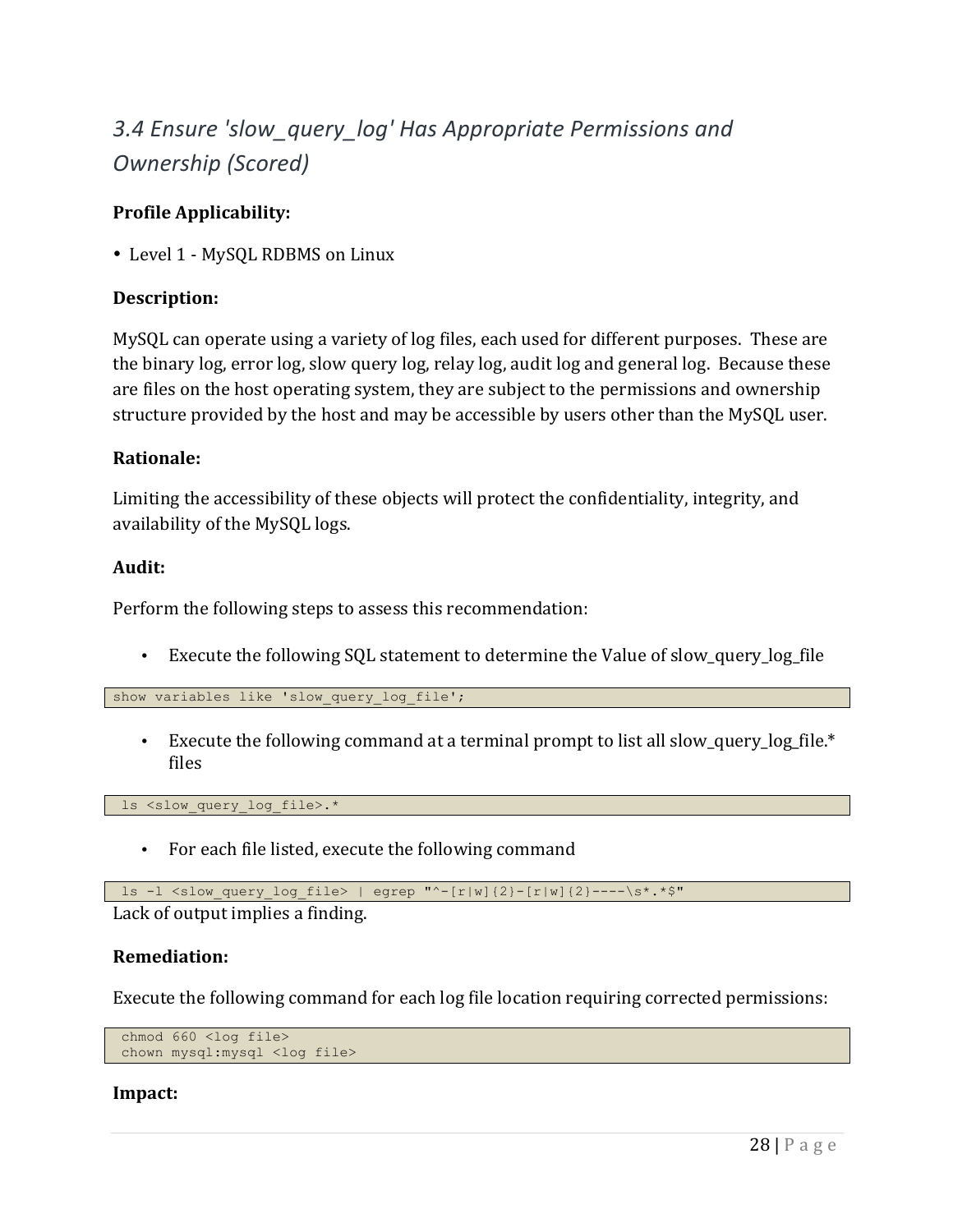## *3.4 Ensure 'slow_query_log' Has Appropriate Permissions and Ownership (Scored)*

**Profile Applicability:**

- Level 1 - MySQL RDBMS on Linux

**Description:**

MySQL can operate using a variety of log files, each used for different purposes. These are the binary log, error log, slow query log, relay log, audit log and general log. Because these are files on the host operating system, they are subject to the permissions and ownership structure provided by the host and may be accessible by users other than the MySQL user.

**Rationale:**

Limiting the accessibility of these objects will protect the confidentiality, integrity, and availability of the MySQL logs.

**Audit:**

Perform the following steps to assess this recommendation:

- Execute the following SQL statement to determine the Value of slow_query_log_file

```
show variables like 'slow_query_log_file';
```

- Execute the following command at a terminal prompt to list all slow_query_log_file.* files

```
ls <slow_query_log_file>.*
```

- For each file listed, execute the following command

```
ls -l <slow_query_log_file> | egrep "^-[r|w]{2}-[r|w]{2}----\s*.*$"
```

Lack of output implies a finding.

**Remediation:**

Execute the following command for each log file location requiring corrected permissions:

```
chmod 660 <log file>
chown mysql:mysql <log file>
```

**Impact:**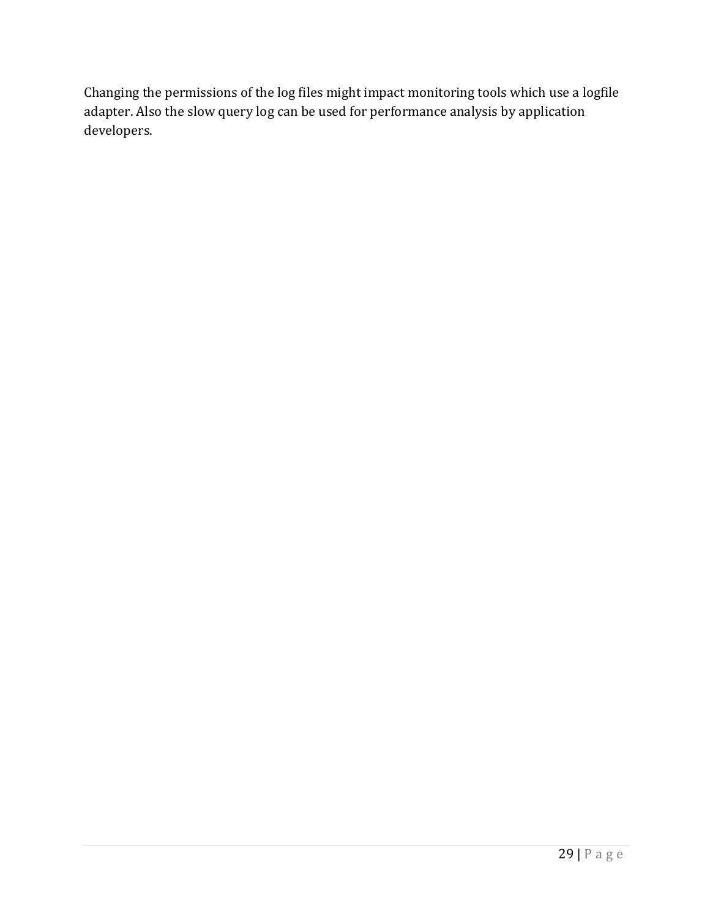Changing the permissions of the log files might impact monitoring tools which use a logfile adapter. Also the slow query log can be used for performance analysis by application developers.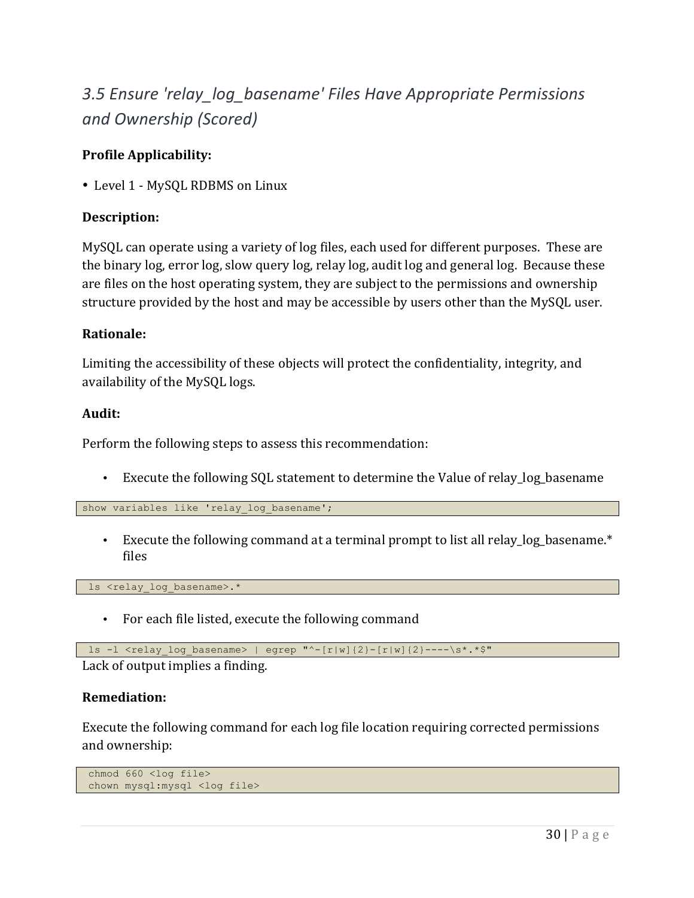## *3.5 Ensure 'relay_log_basename' Files Have Appropriate Permissions and Ownership (Scored)*

**Profile Applicability:**

- Level 1 - MySQL RDBMS on Linux

**Description:**

MySQL can operate using a variety of log files, each used for different purposes. These are the binary log, error log, slow query log, relay log, audit log and general log. Because these are files on the host operating system, they are subject to the permissions and ownership structure provided by the host and may be accessible by users other than the MySQL user.

**Rationale:**

Limiting the accessibility of these objects will protect the confidentiality, integrity, and availability of the MySQL logs.

**Audit:**

Perform the following steps to assess this recommendation:

- Execute the following SQL statement to determine the Value of relay_log_basename

```
show variables like 'relay_log_basename';
```

- Execute the following command at a terminal prompt to list all relay_log_basename.* files

```
ls <relay_log_basename>.*
```

- For each file listed, execute the following command

```
ls -l <relay_log_basename> | egrep "^-[r|w]{2}-[r|w]{2}----\s*.*$"
```

Lack of output implies a finding.

**Remediation:**

Execute the following command for each log file location requiring corrected permissions and ownership:

```
chmod 660 <log file>
chown mysql:mysql <log file>
```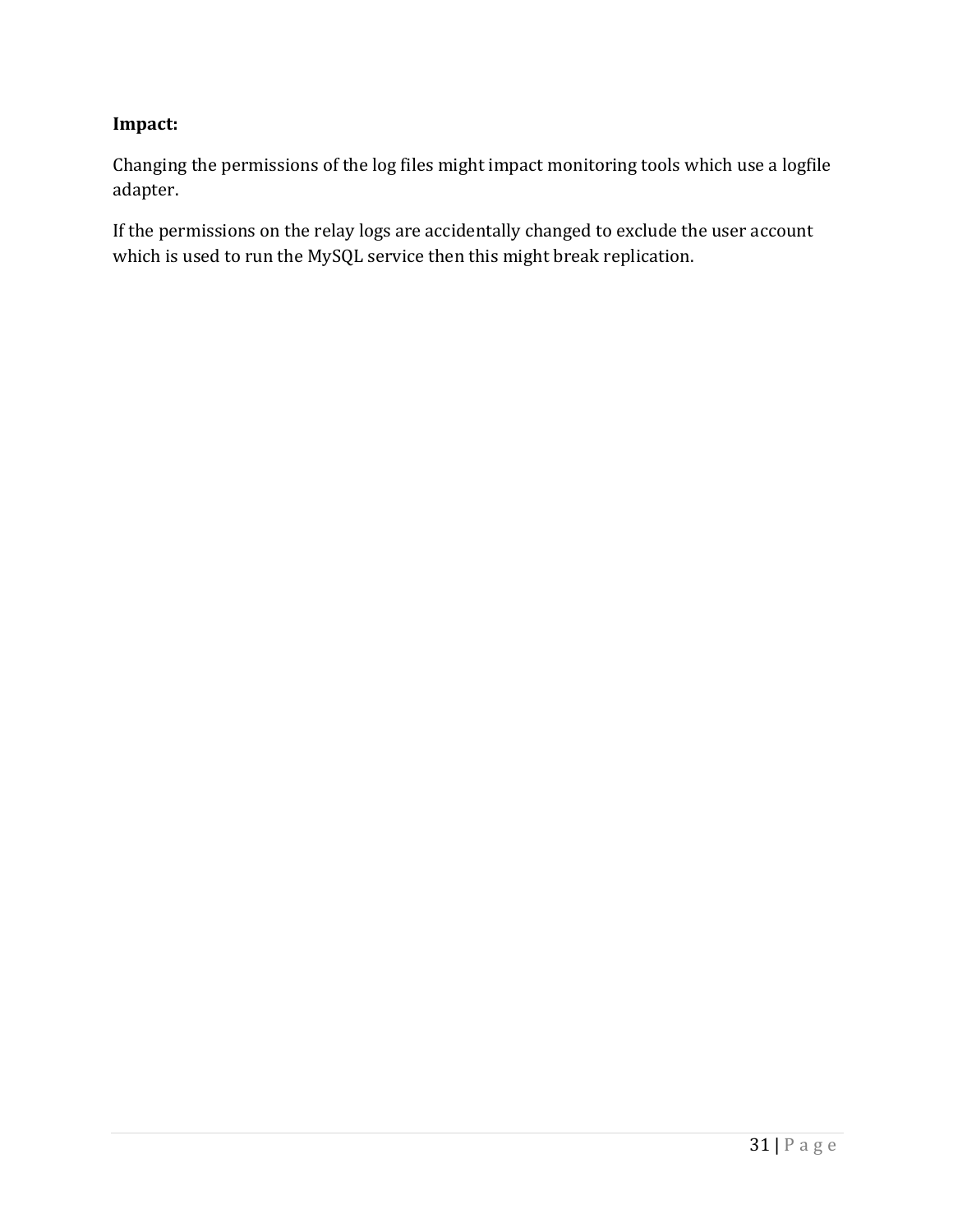**Impact:**

Changing the permissions of the log files might impact monitoring tools which use a logfile adapter.

If the permissions on the relay logs are accidentally changed to exclude the user account which is used to run the MySQL service then this might break replication.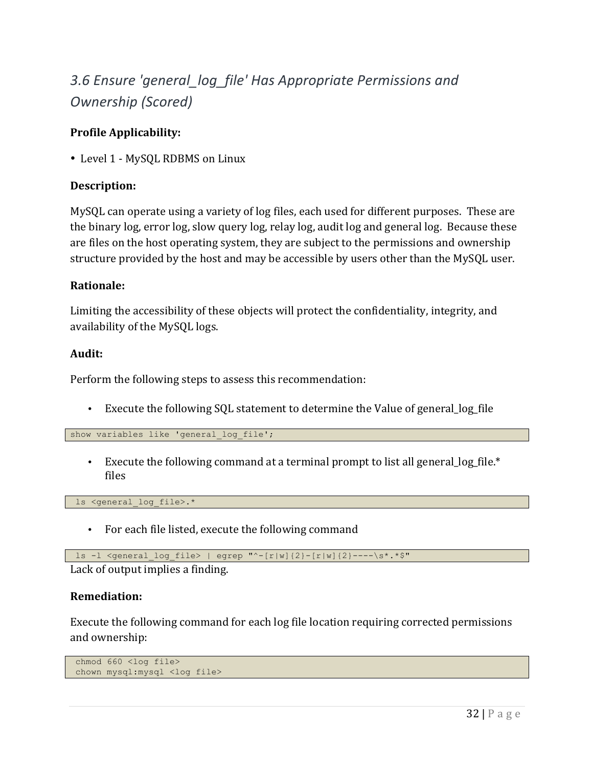## *3.6 Ensure 'general_log_file' Has Appropriate Permissions and Ownership (Scored)*

**Profile Applicability:**

- Level 1 - MySQL RDBMS on Linux

**Description:**

MySQL can operate using a variety of log files, each used for different purposes. These are the binary log, error log, slow query log, relay log, audit log and general log. Because these are files on the host operating system, they are subject to the permissions and ownership structure provided by the host and may be accessible by users other than the MySQL user.

**Rationale:**

Limiting the accessibility of these objects will protect the confidentiality, integrity, and availability of the MySQL logs.

**Audit:**

Perform the following steps to assess this recommendation:

- Execute the following SQL statement to determine the Value of general_log_file

```
show variables like 'general_log_file';
```

- Execute the following command at a terminal prompt to list all general_log_file.* files

```
ls <general_log_file>.*
```

- For each file listed, execute the following command

```
ls -l <general_log_file> | egrep "^-[r|w]{2}-[r|w]{2}----\s*.*$"
```

Lack of output implies a finding.

**Remediation:**

Execute the following command for each log file location requiring corrected permissions and ownership:

```
chmod 660 <log file>
chown mysql:mysql <log file>
```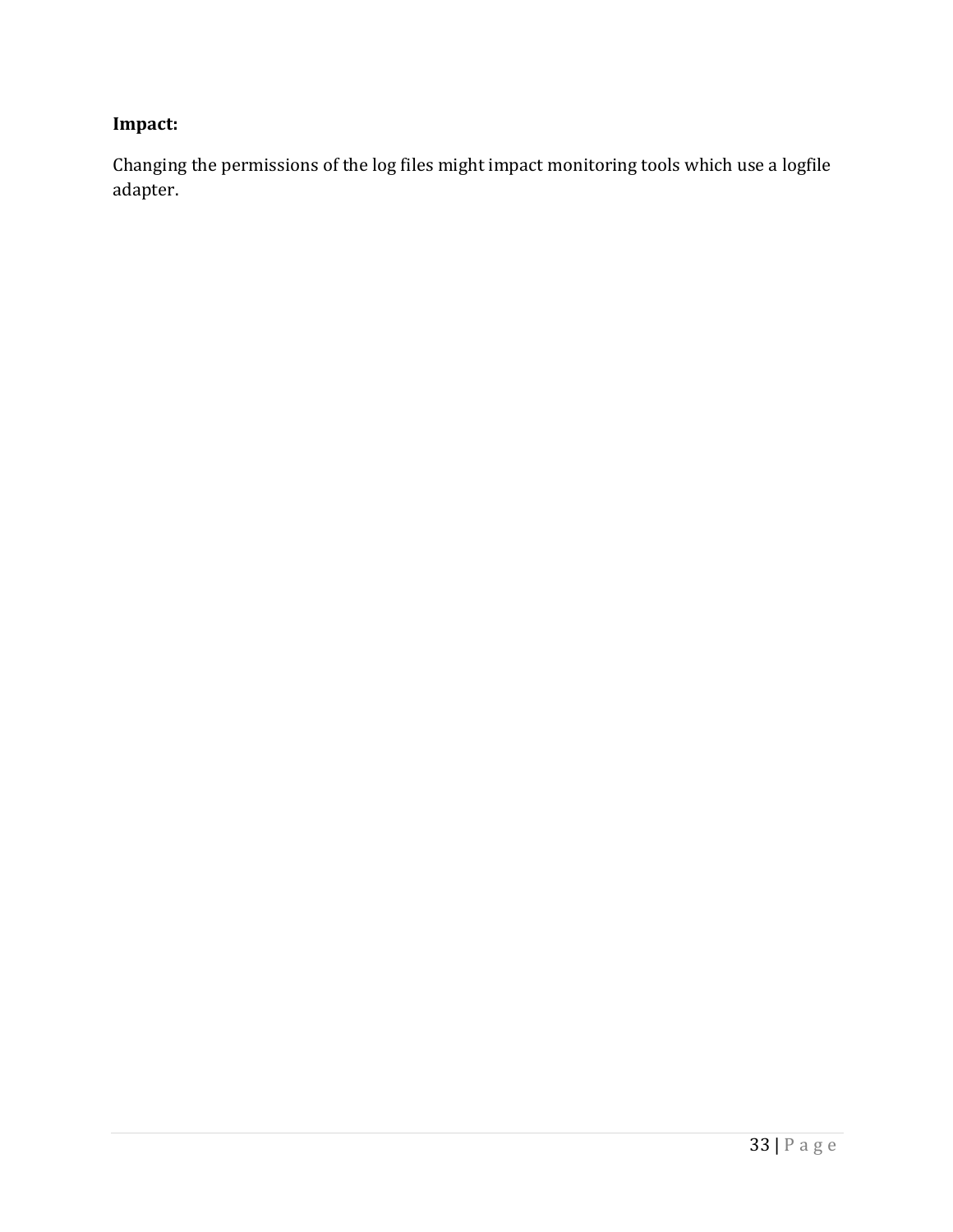**Impact:**

Changing the permissions of the log files might impact monitoring tools which use a logfile adapter.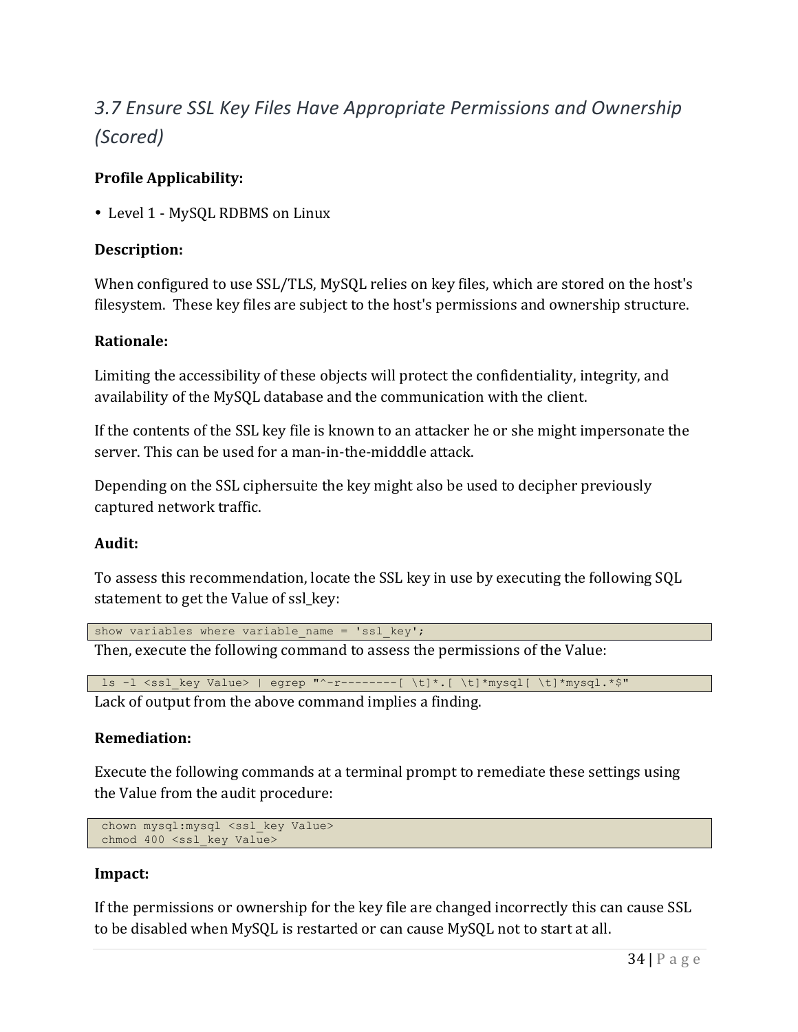## *3.7 Ensure SSL Key Files Have Appropriate Permissions and Ownership (Scored)*

**Profile Applicability:**

- Level 1 - MySQL RDBMS on Linux

**Description:**

When configured to use SSL/TLS, MySQL relies on key files, which are stored on the host's filesystem. These key files are subject to the host's permissions and ownership structure.

**Rationale:**

Limiting the accessibility of these objects will protect the confidentiality, integrity, and availability of the MySQL database and the communication with the client.

If the contents of the SSL key file is known to an attacker he or she might impersonate the server. This can be used for a man-in-the-midddle attack.

Depending on the SSL ciphersuite the key might also be used to decipher previously captured network traffic.

**Audit:**

To assess this recommendation, locate the SSL key in use by executing the following SQL statement to get the Value of ssl_key:

```
show variables where variable_name = 'ssl_key';
```

Then, execute the following command to assess the permissions of the Value:

```
ls -l <ssl_key Value> | egrep "^-r--------[ \t]*.[ \t]*mysql[ \t]*mysql.*$"
```

Lack of output from the above command implies a finding.

**Remediation:**

Execute the following commands at a terminal prompt to remediate these settings using the Value from the audit procedure:

```
chown mysql:mysql <ssl_key Value>
chmod 400 <ssl_key Value>
```

**Impact:**

If the permissions or ownership for the key file are changed incorrectly this can cause SSL to be disabled when MySQL is restarted or can cause MySQL not to start at all.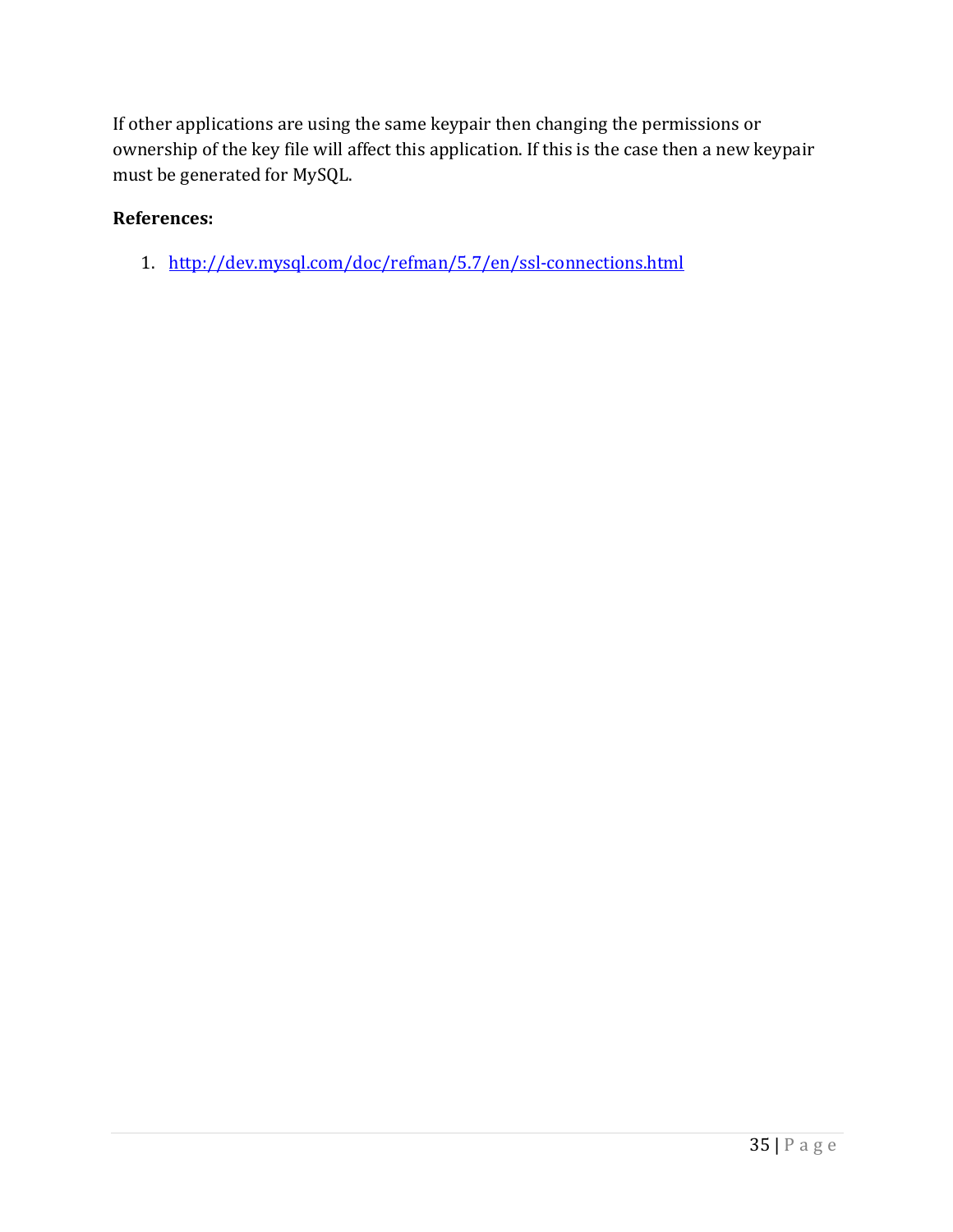If other applications are using the same keypair then changing the permissions or ownership of the key file will affect this application. If this is the case then a new keypair must be generated for MySQL.

**References:**

1. [http://dev.mysql.com/doc/refman/5.7/en/ssl-connections.html](http://dev.mysql.com/doc/refman/5.7/en/ssl-connections.html)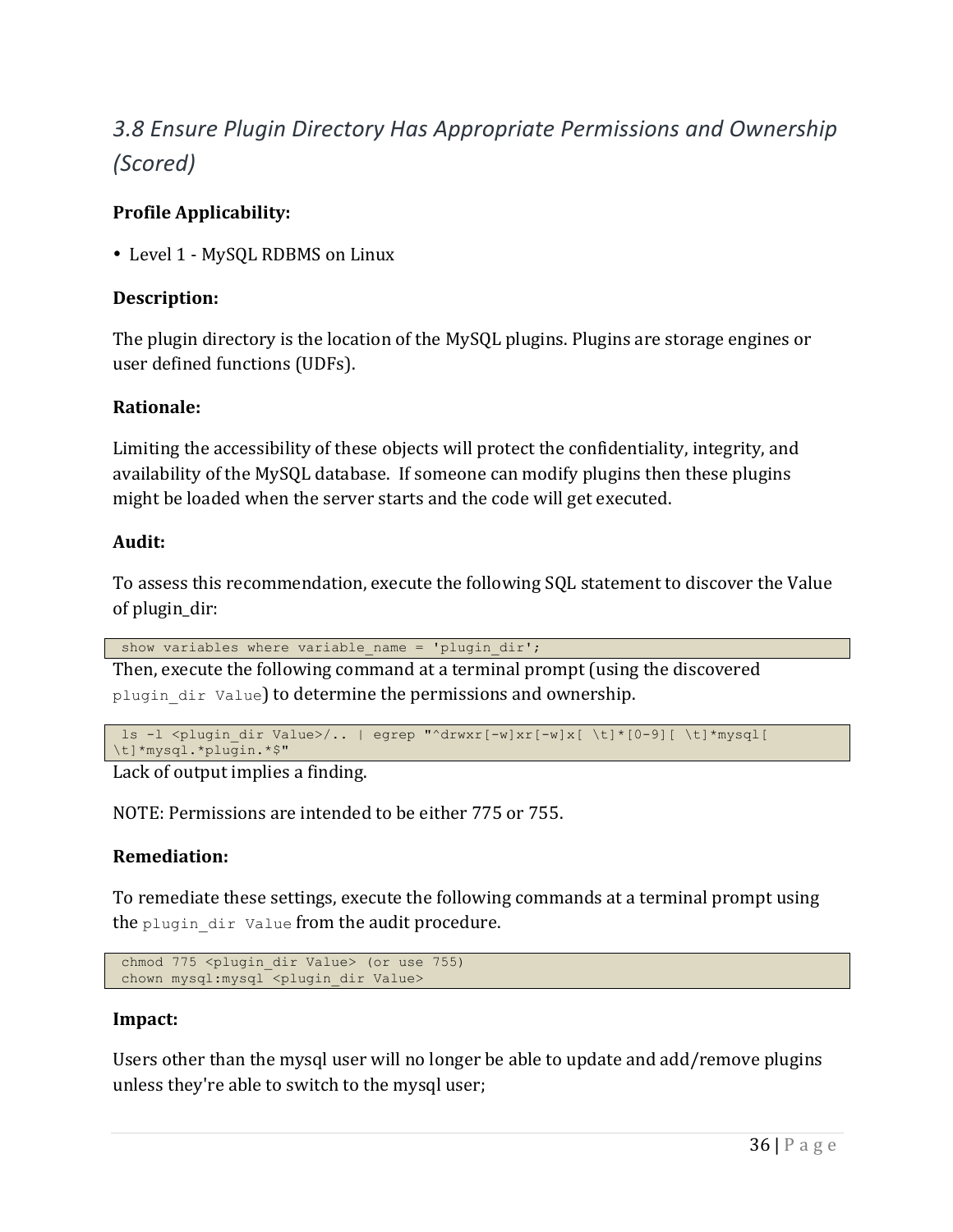## *3.8 Ensure Plugin Directory Has Appropriate Permissions and Ownership (Scored)*

**Profile Applicability:**

- Level 1 - MySQL RDBMS on Linux

**Description:**

The plugin directory is the location of the MySQL plugins. Plugins are storage engines or user defined functions (UDFs).

**Rationale:**

Limiting the accessibility of these objects will protect the confidentiality, integrity, and availability of the MySQL database. If someone can modify plugins then these plugins might be loaded when the server starts and the code will get executed.

**Audit:**

To assess this recommendation, execute the following SQL statement to discover the Value of plugin_dir:

```
show variables where variable_name = 'plugin_dir';
```

Then, execute the following command at a terminal prompt (using the discovered `plugin_dir Value`) to determine the permissions and ownership.

```
ls -l <plugin_dir Value>/.. | egrep "^drwxr[-w]xr[-w]x[ \t]*[0-9][ \t]*mysql[
\t]*mysql.*plugin.*$"
```

Lack of output implies a finding.

NOTE: Permissions are intended to be either 775 or 755.

**Remediation:**

To remediate these settings, execute the following commands at a terminal prompt using the `plugin_dir Value` from the audit procedure.

```
chmod 775 <plugin_dir Value> (or use 755)
chown mysql:mysql <plugin_dir Value>
```

**Impact:**

Users other than the mysql user will no longer be able to update and add/remove plugins unless they're able to switch to the mysql user;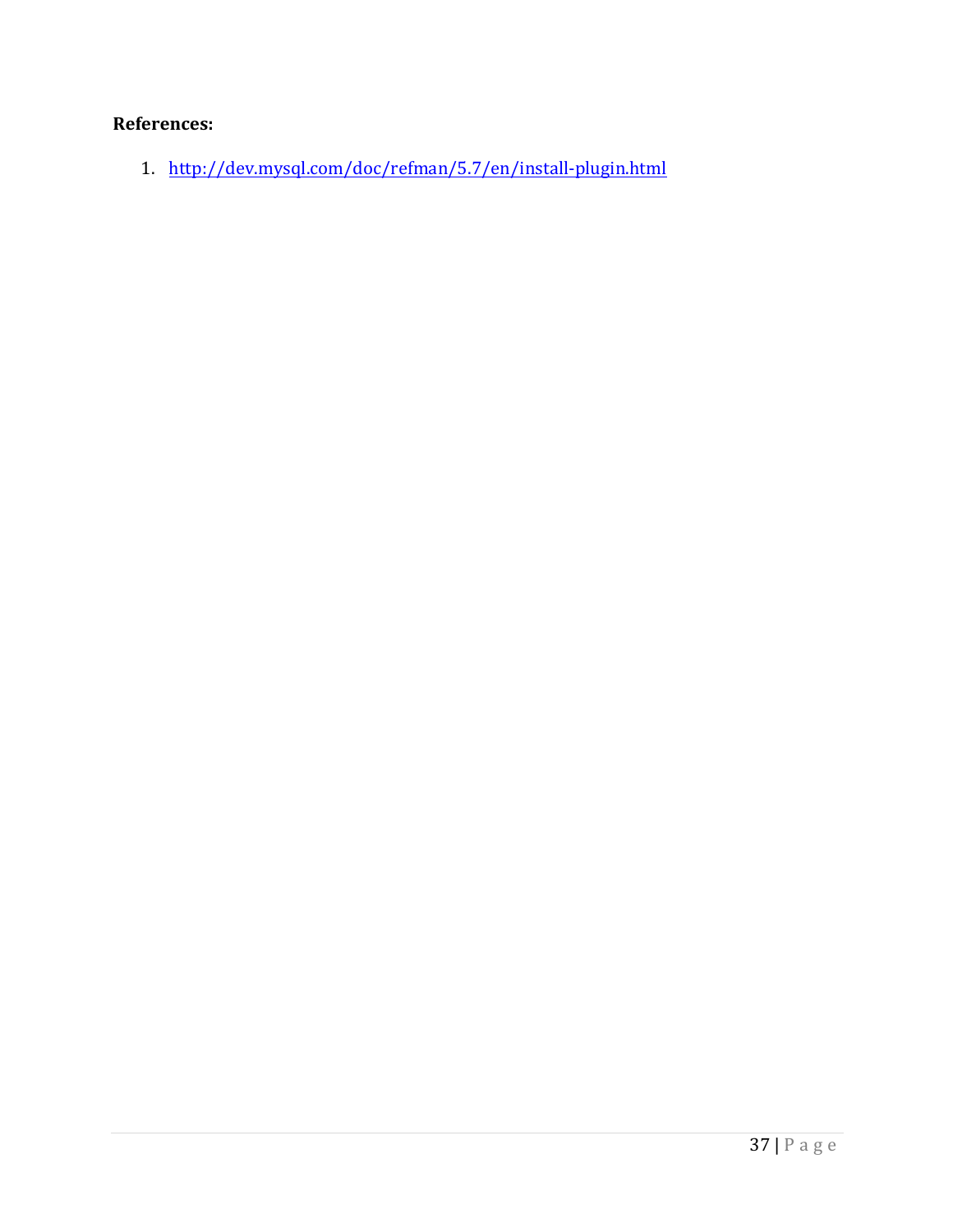**References:**

1. http://dev.mysql.com/doc/refman/5.7/en/install-plugin.html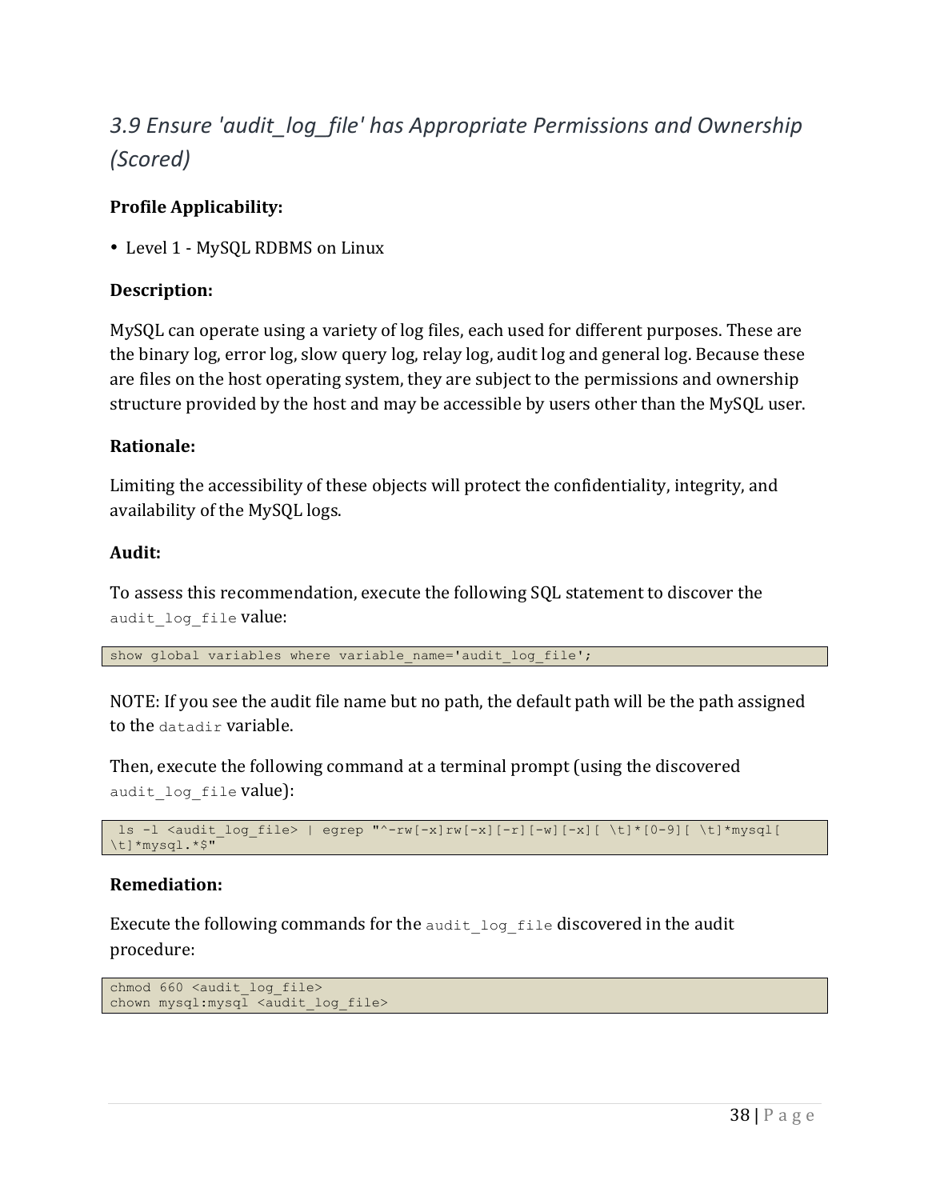## *3.9 Ensure 'audit_log_file' has Appropriate Permissions and Ownership (Scored)*

**Profile Applicability:**

- Level 1 - MySQL RDBMS on Linux

**Description:**

MySQL can operate using a variety of log files, each used for different purposes. These are the binary log, error log, slow query log, relay log, audit log and general log. Because these are files on the host operating system, they are subject to the permissions and ownership structure provided by the host and may be accessible by users other than the MySQL user.

**Rationale:**

Limiting the accessibility of these objects will protect the confidentiality, integrity, and availability of the MySQL logs.

**Audit:**

To assess this recommendation, execute the following SQL statement to discover the `audit_log_file` value:

```
show global variables where variable_name='audit_log_file';
```

NOTE: If you see the audit file name but no path, the default path will be the path assigned to the `datadir` variable.

Then, execute the following command at a terminal prompt (using the discovered `audit_log_file` value):

```
 ls -l <audit_log_file> | egrep "^-rw[-x]rw[-x][-r][-w][-x][ \t]*[0-9][ \t]*mysql[ \t]*mysql.*$"
```

**Remediation:**

Execute the following commands for the `audit_log_file` discovered in the audit procedure:

```
chmod 660 <audit_log_file>
chown mysql:mysql <audit_log_file>
```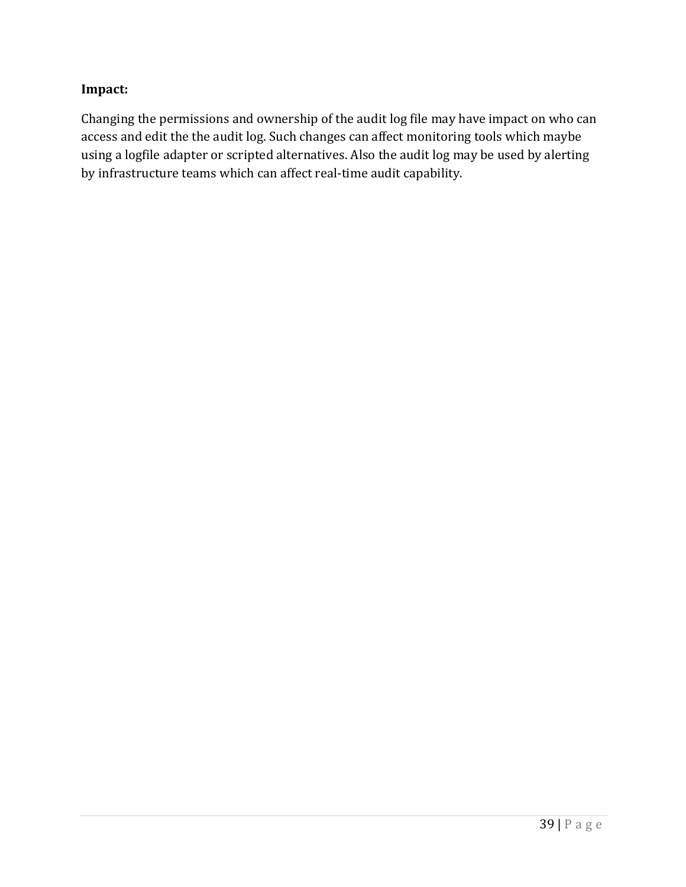**Impact:**

Changing the permissions and ownership of the audit log file may have impact on who can access and edit the the audit log. Such changes can affect monitoring tools which maybe using a logfile adapter or scripted alternatives. Also the audit log may be used by alerting by infrastructure teams which can affect real-time audit capability.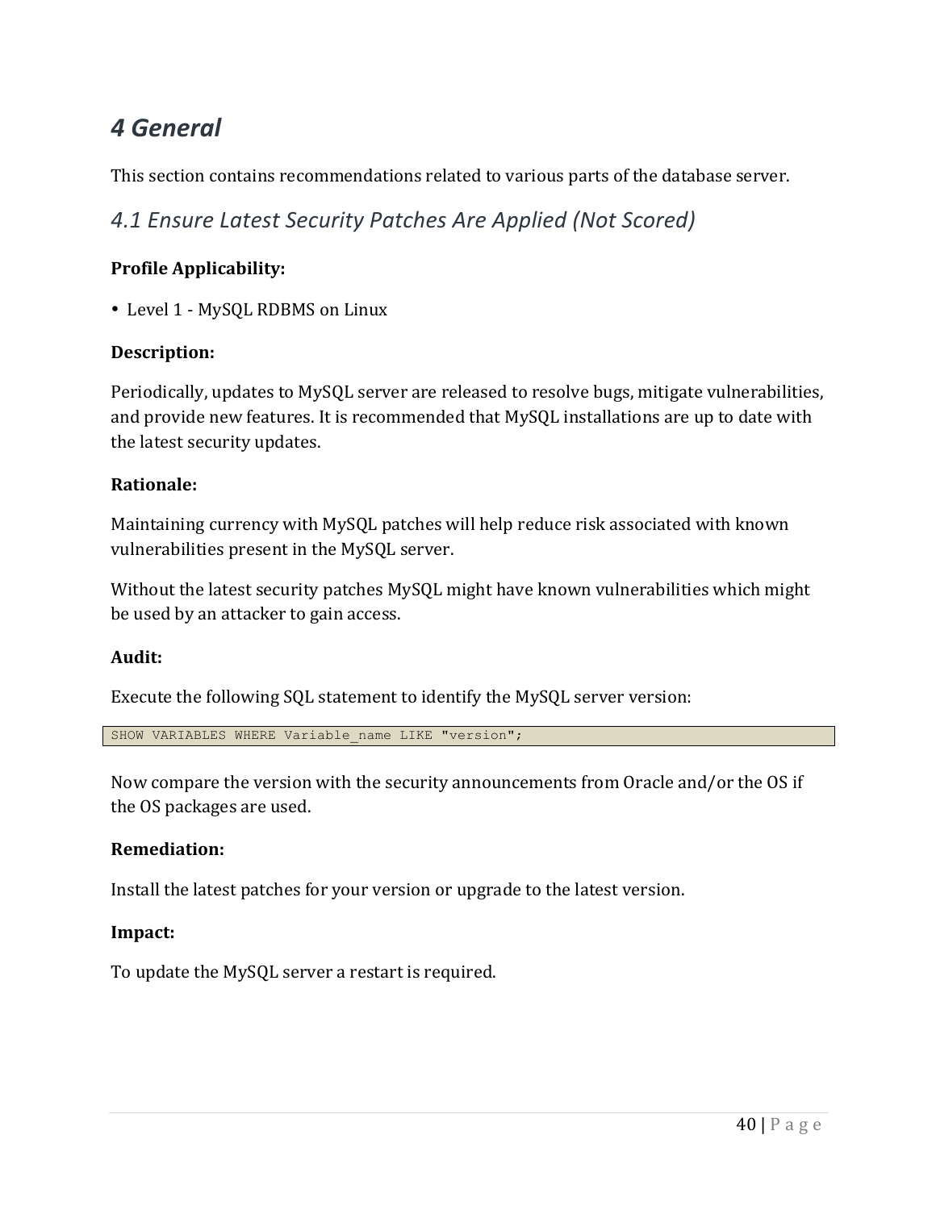# 4 General

This section contains recommendations related to various parts of the database server.

## 4.1 Ensure Latest Security Patches Are Applied (Not Scored)

**Profile Applicability:**

- Level 1 - MySQL RDBMS on Linux

**Description:**

Periodically, updates to MySQL server are released to resolve bugs, mitigate vulnerabilities, and provide new features. It is recommended that MySQL installations are up to date with the latest security updates.

**Rationale:**

Maintaining currency with MySQL patches will help reduce risk associated with known vulnerabilities present in the MySQL server.

Without the latest security patches MySQL might have known vulnerabilities which might be used by an attacker to gain access.

**Audit:**

Execute the following SQL statement to identify the MySQL server version:

```
SHOW VARIABLES WHERE Variable_name LIKE "version";
```

Now compare the version with the security announcements from Oracle and/or the OS if the OS packages are used.

**Remediation:**

Install the latest patches for your version or upgrade to the latest version.

**Impact:**

To update the MySQL server a restart is required.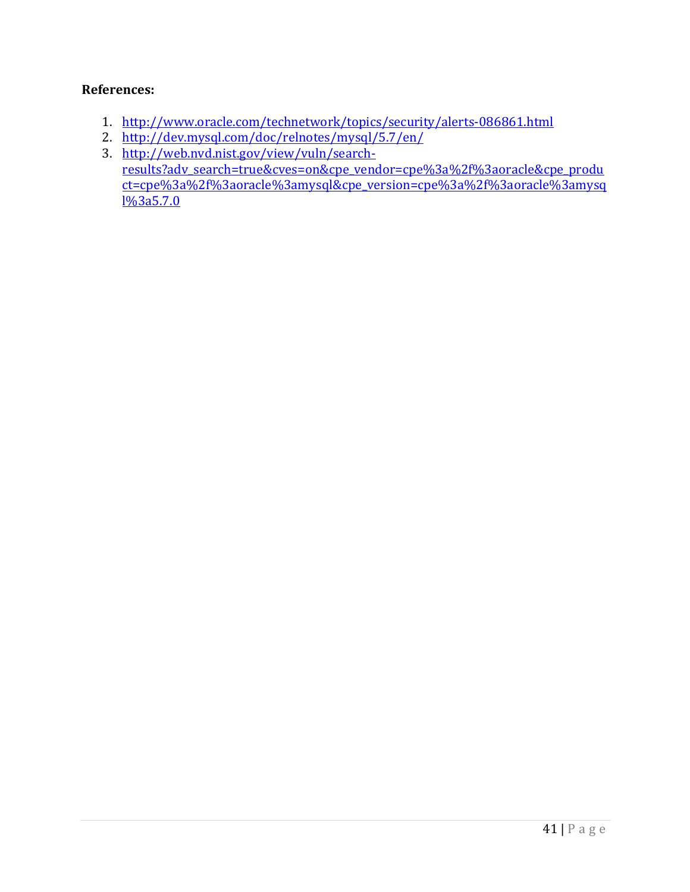**References:**

1. http://www.oracle.com/technetwork/topics/security/alerts-086861.html
2. http://dev.mysql.com/doc/relnotes/mysql/5.7/en/
3. http://web.nvd.nist.gov/view/vuln/search-results?adv_search=true&cves=on&cpe_vendor=cpe%3a%2f%3aoracle&cpe_product=cpe%3a%2f%3aoracle%3amysql&cpe_version=cpe%3a%2f%3aoracle%3amysql%3a5.7.0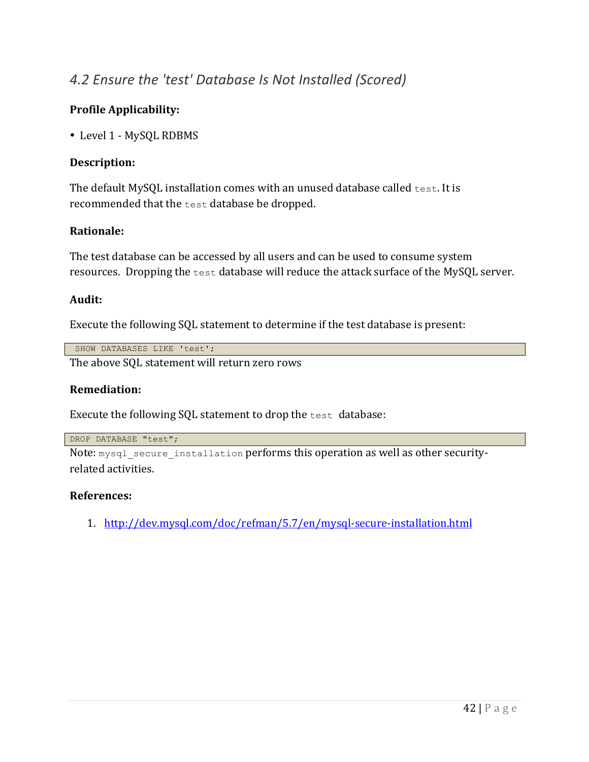## *4.2 Ensure the 'test' Database Is Not Installed (Scored)*

**Profile Applicability:**

- Level 1 - MySQL RDBMS

**Description:**

The default MySQL installation comes with an unused database called `test`. It is recommended that the `test` database be dropped.

**Rationale:**

The test database can be accessed by all users and can be used to consume system resources. Dropping the `test` database will reduce the attack surface of the MySQL server.

**Audit:**

Execute the following SQL statement to determine if the test database is present:

```
SHOW DATABASES LIKE 'test';
```

The above SQL statement will return zero rows

**Remediation:**

Execute the following SQL statement to drop the `test` database:

```
DROP DATABASE "test";
```

Note: `mysql_secure_installation` performs this operation as well as other security-related activities.

**References:**

1. http://dev.mysql.com/doc/refman/5.7/en/mysql-secure-installation.html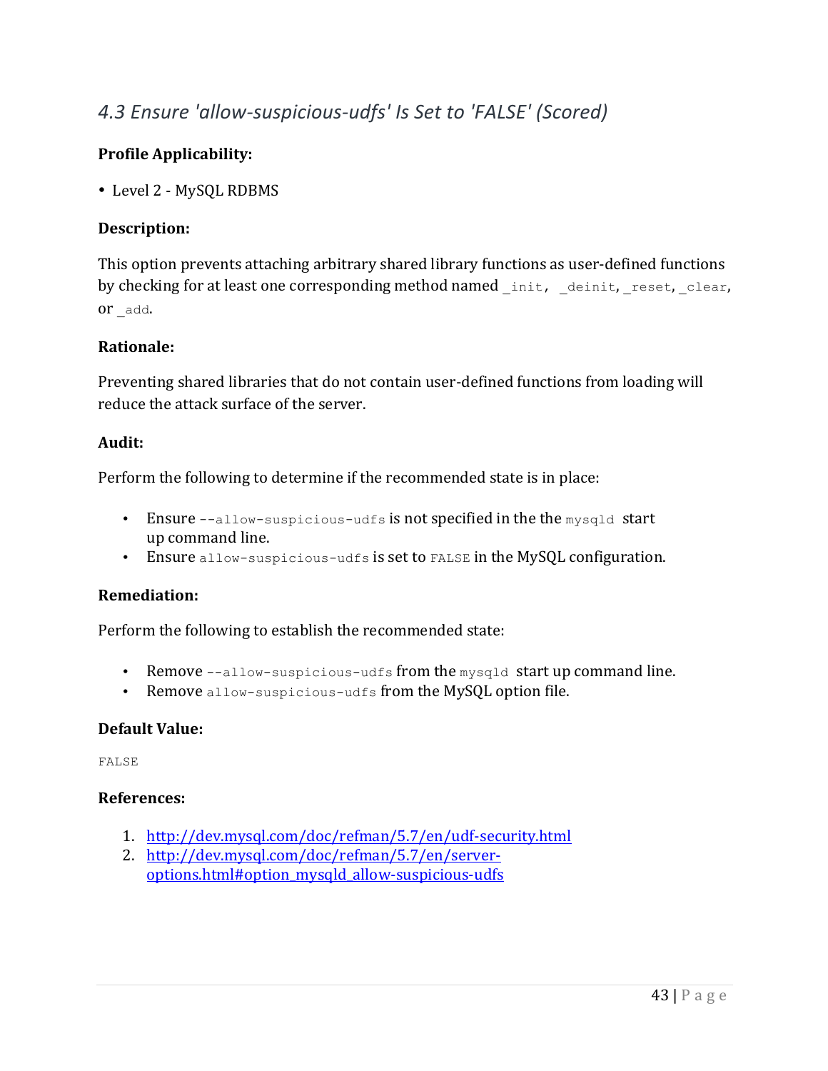## *4.3 Ensure 'allow-suspicious-udfs' Is Set to 'FALSE' (Scored)*

**Profile Applicability:**

- Level 2 - MySQL RDBMS

**Description:**

This option prevents attaching arbitrary shared library functions as user-defined functions by checking for at least one corresponding method named `_init`, `_deinit`, `_reset`, `_clear`, or `_add`.

**Rationale:**

Preventing shared libraries that do not contain user-defined functions from loading will reduce the attack surface of the server.

**Audit:**

Perform the following to determine if the recommended state is in place:

- Ensure `--allow-suspicious-udfs` is not specified in the the `mysqld` start up command line.
- Ensure `allow-suspicious-udfs` is set to `FALSE` in the MySQL configuration.

**Remediation:**

Perform the following to establish the recommended state:

- Remove `--allow-suspicious-udfs` from the `mysqld` start up command line.
- Remove `allow-suspicious-udfs` from the MySQL option file.

**Default Value:**

`FALSE`

**References:**

1. http://dev.mysql.com/doc/refman/5.7/en/udf-security.html
2. http://dev.mysql.com/doc/refman/5.7/en/server-options.html#option_mysqld_allow-suspicious-udfs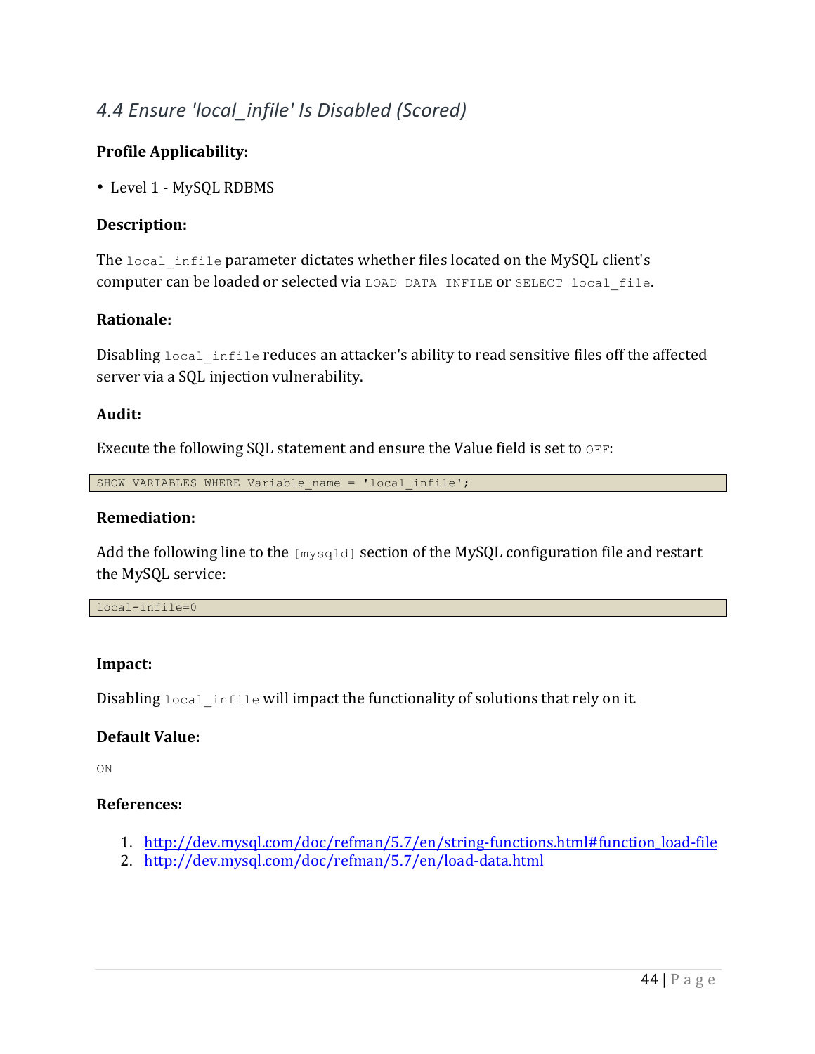## *4.4 Ensure 'local_infile' Is Disabled (Scored)*

**Profile Applicability:**

- Level 1 - MySQL RDBMS

**Description:**

The `local_infile` parameter dictates whether files located on the MySQL client's computer can be loaded or selected via `LOAD DATA INFILE` or `SELECT local_file`.

**Rationale:**

Disabling `local_infile` reduces an attacker's ability to read sensitive files off the affected server via a SQL injection vulnerability.

**Audit:**

Execute the following SQL statement and ensure the Value field is set to `OFF`:

```
SHOW VARIABLES WHERE Variable_name = 'local_infile';
```

**Remediation:**

Add the following line to the `[mysqld]` section of the MySQL configuration file and restart the MySQL service:

```
local-infile=0
```

**Impact:**

Disabling `local_infile` will impact the functionality of solutions that rely on it.

**Default Value:**

ON

**References:**

1. http://dev.mysql.com/doc/refman/5.7/en/string-functions.html#function_load-file
2. http://dev.mysql.com/doc/refman/5.7/en/load-data.html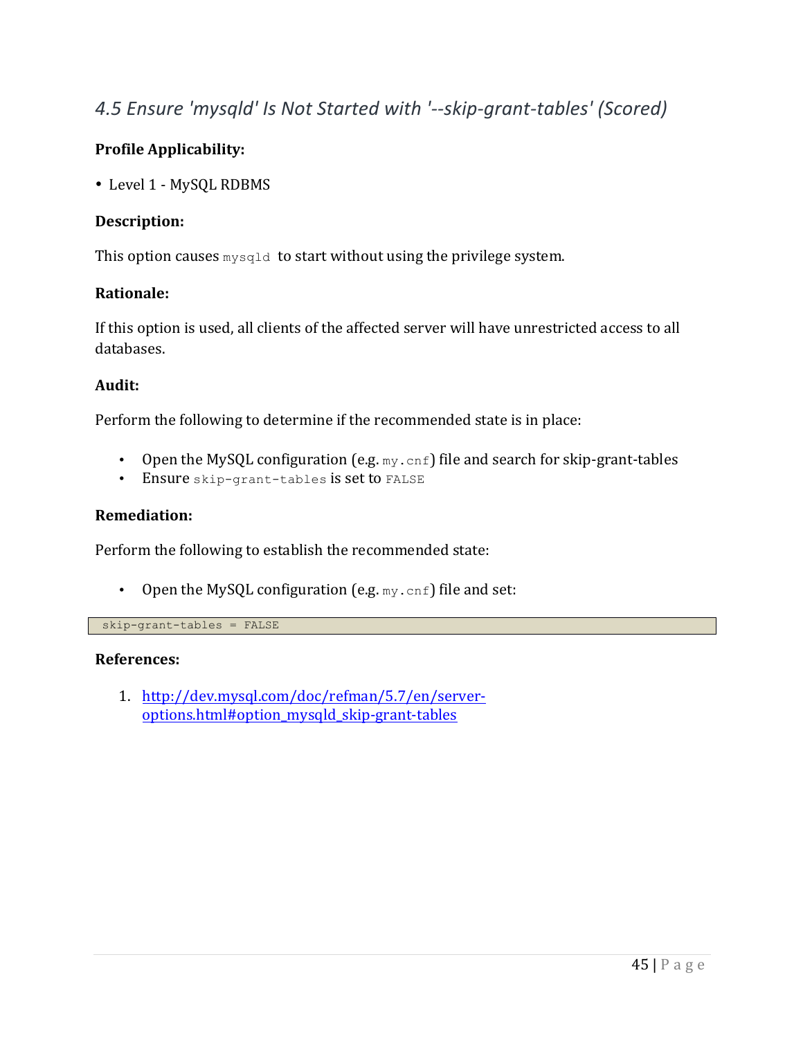## *4.5 Ensure 'mysqld' Is Not Started with '--skip-grant-tables' (Scored)*

**Profile Applicability:**

- Level 1 - MySQL RDBMS

**Description:**

This option causes `mysqld` to start without using the privilege system.

**Rationale:**

If this option is used, all clients of the affected server will have unrestricted access to all databases.

**Audit:**

Perform the following to determine if the recommended state is in place:

- Open the MySQL configuration (e.g. `my.cnf`) file and search for skip-grant-tables
- Ensure `skip-grant-tables` is set to `FALSE`

**Remediation:**

Perform the following to establish the recommended state:

- Open the MySQL configuration (e.g. `my.cnf`) file and set:

```
skip-grant-tables = FALSE
```

**References:**

1. [http://dev.mysql.com/doc/refman/5.7/en/server-options.html#option_mysqld_skip-grant-tables](http://dev.mysql.com/doc/refman/5.7/en/server-options.html#option_mysqld_skip-grant-tables)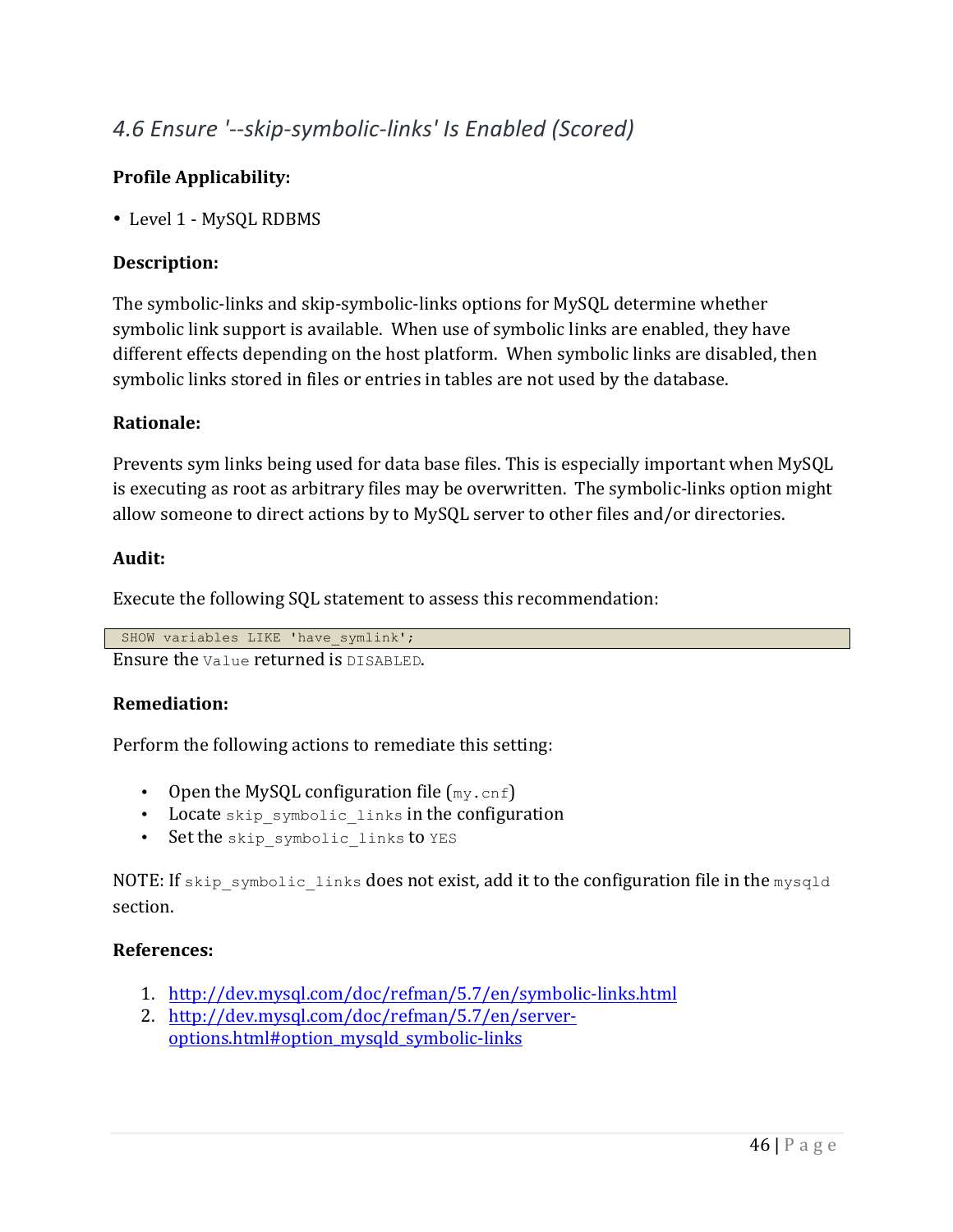## *4.6 Ensure '--skip-symbolic-links' Is Enabled (Scored)*

**Profile Applicability:**

- Level 1 - MySQL RDBMS

**Description:**

The symbolic-links and skip-symbolic-links options for MySQL determine whether symbolic link support is available. When use of symbolic links are enabled, they have different effects depending on the host platform. When symbolic links are disabled, then symbolic links stored in files or entries in tables are not used by the database.

**Rationale:**

Prevents sym links being used for data base files. This is especially important when MySQL is executing as root as arbitrary files may be overwritten. The symbolic-links option might allow someone to direct actions by to MySQL server to other files and/or directories.

**Audit:**

Execute the following SQL statement to assess this recommendation:

```
SHOW variables LIKE 'have_symlink';
```

Ensure the `Value` returned is `DISABLED`.

**Remediation:**

Perform the following actions to remediate this setting:

- Open the MySQL configuration file (`my.cnf`)
- Locate `skip_symbolic_links` in the configuration
- Set the `skip_symbolic_links` to `YES`

NOTE: If `skip_symbolic_links` does not exist, add it to the configuration file in the `mysqld` section.

**References:**

1. http://dev.mysql.com/doc/refman/5.7/en/symbolic-links.html
2. http://dev.mysql.com/doc/refman/5.7/en/server-options.html#option_mysqld_symbolic-links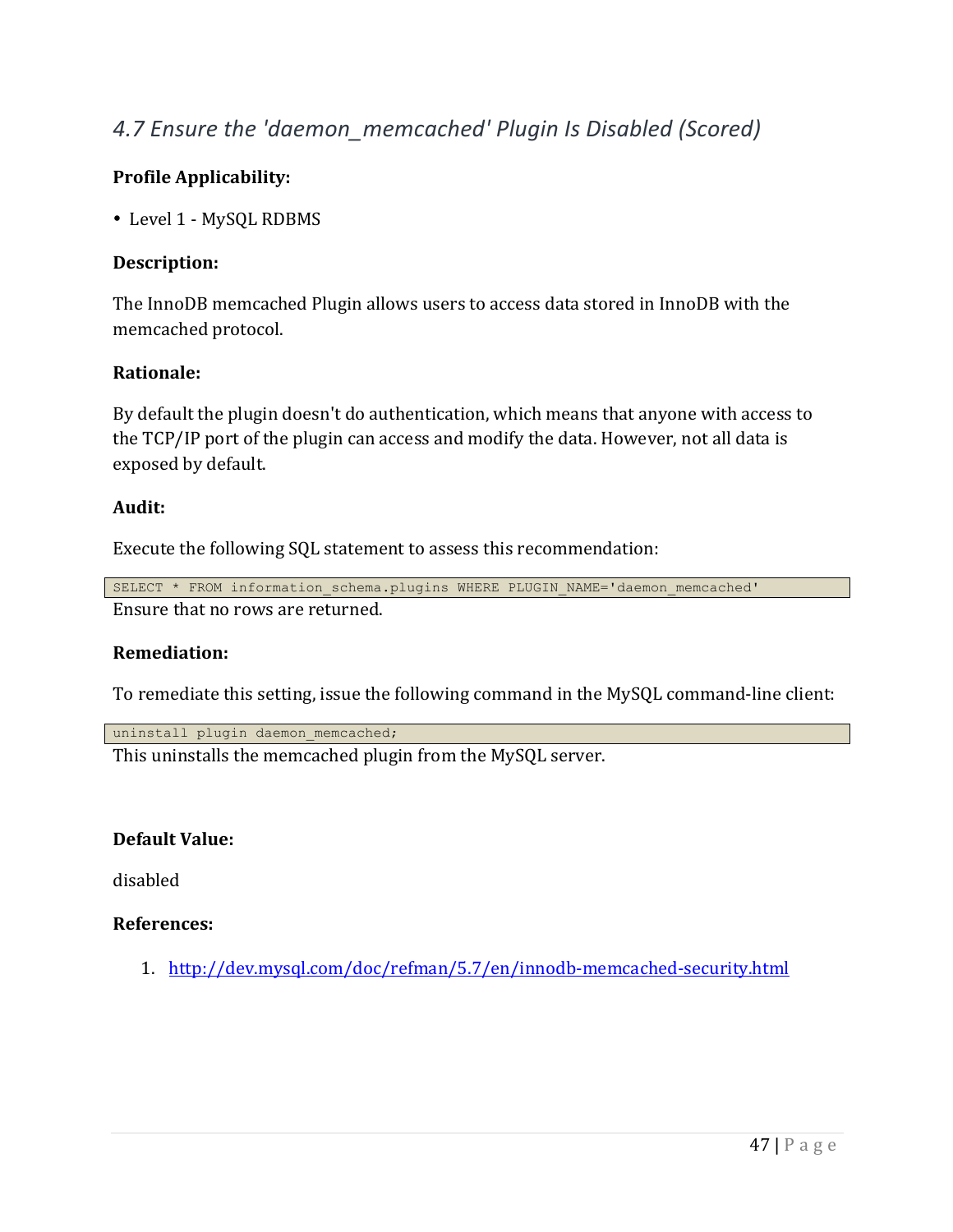## *4.7 Ensure the 'daemon_memcached' Plugin Is Disabled (Scored)*

**Profile Applicability:**

- Level 1 - MySQL RDBMS

**Description:**

The InnoDB memcached Plugin allows users to access data stored in InnoDB with the memcached protocol.

**Rationale:**

By default the plugin doesn't do authentication, which means that anyone with access to the TCP/IP port of the plugin can access and modify the data. However, not all data is exposed by default.

**Audit:**

Execute the following SQL statement to assess this recommendation:

```
SELECT * FROM information_schema.plugins WHERE PLUGIN_NAME='daemon_memcached'
```

Ensure that no rows are returned.

**Remediation:**

To remediate this setting, issue the following command in the MySQL command-line client:

```
uninstall plugin daemon_memcached;
```

This uninstalls the memcached plugin from the MySQL server.

**Default Value:**

disabled

**References:**

1. http://dev.mysql.com/doc/refman/5.7/en/innodb-memcached-security.html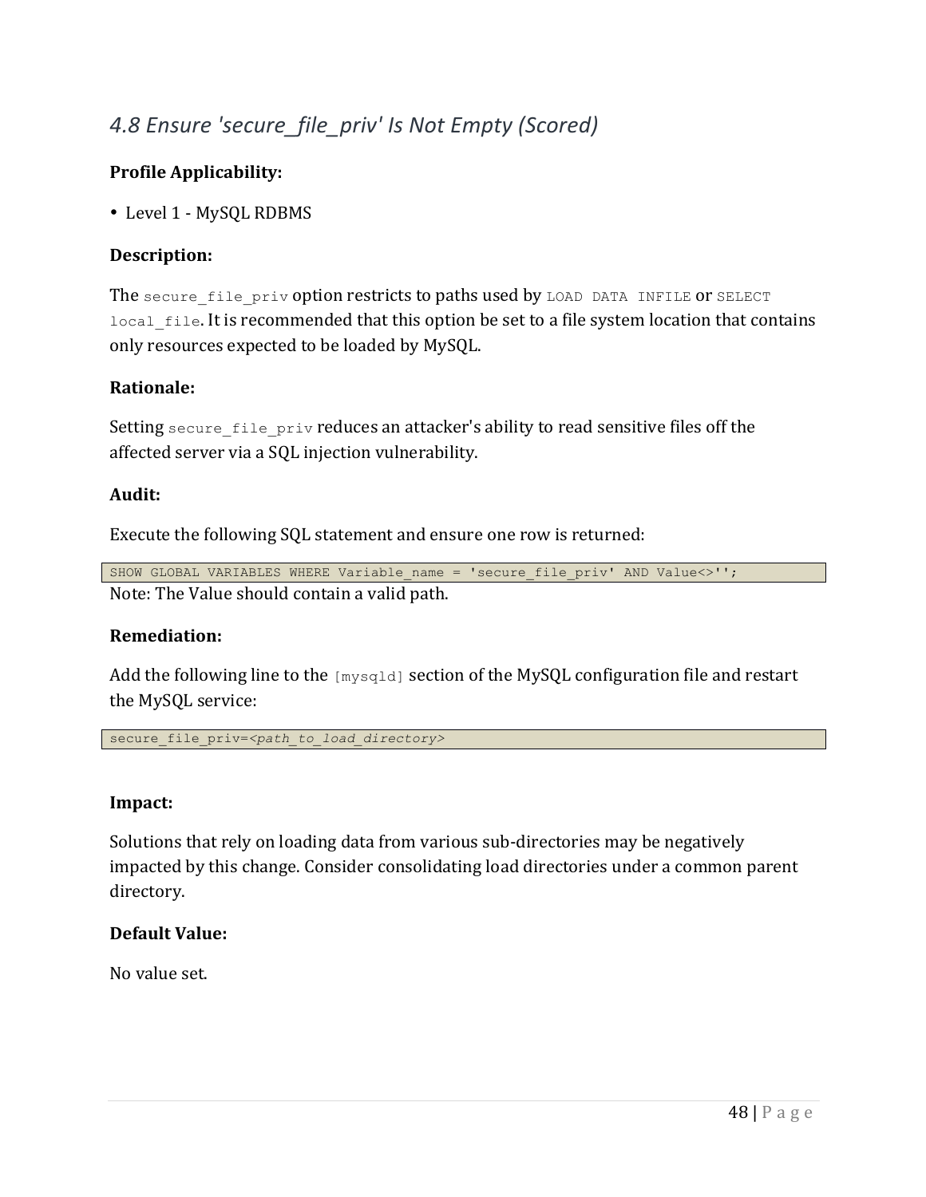## *4.8 Ensure 'secure_file_priv' Is Not Empty (Scored)*

**Profile Applicability:**

- Level 1 - MySQL RDBMS

**Description:**

The `secure_file_priv` option restricts to paths used by `LOAD DATA INFILE` or `SELECT local_file`. It is recommended that this option be set to a file system location that contains only resources expected to be loaded by MySQL.

**Rationale:**

Setting `secure_file_priv` reduces an attacker's ability to read sensitive files off the affected server via a SQL injection vulnerability.

**Audit:**

Execute the following SQL statement and ensure one row is returned:

```
SHOW GLOBAL VARIABLES WHERE Variable_name = 'secure_file_priv' AND Value<>'';
```

Note: The Value should contain a valid path.

**Remediation:**

Add the following line to the `[mysqld]` section of the MySQL configuration file and restart the MySQL service:

```
secure_file_priv=<path_to_load_directory>
```

**Impact:**

Solutions that rely on loading data from various sub-directories may be negatively impacted by this change. Consider consolidating load directories under a common parent directory.

**Default Value:**

No value set.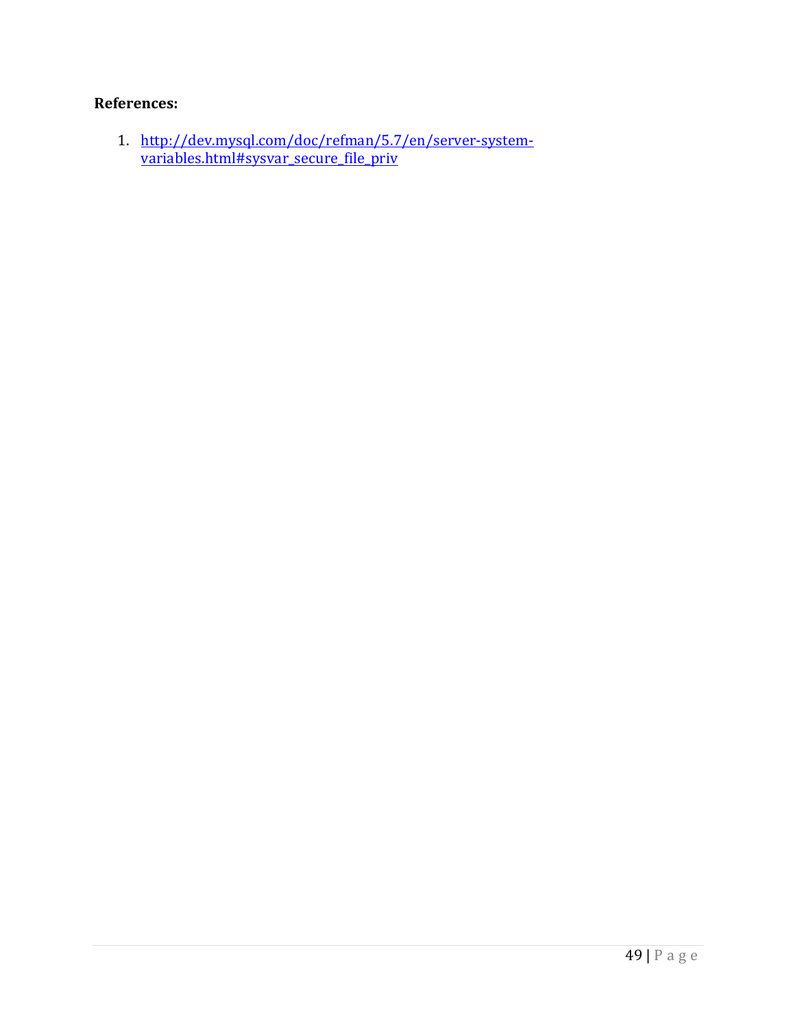**References:**

1. http://dev.mysql.com/doc/refman/5.7/en/server-system-variables.html#sysvar_secure_file_priv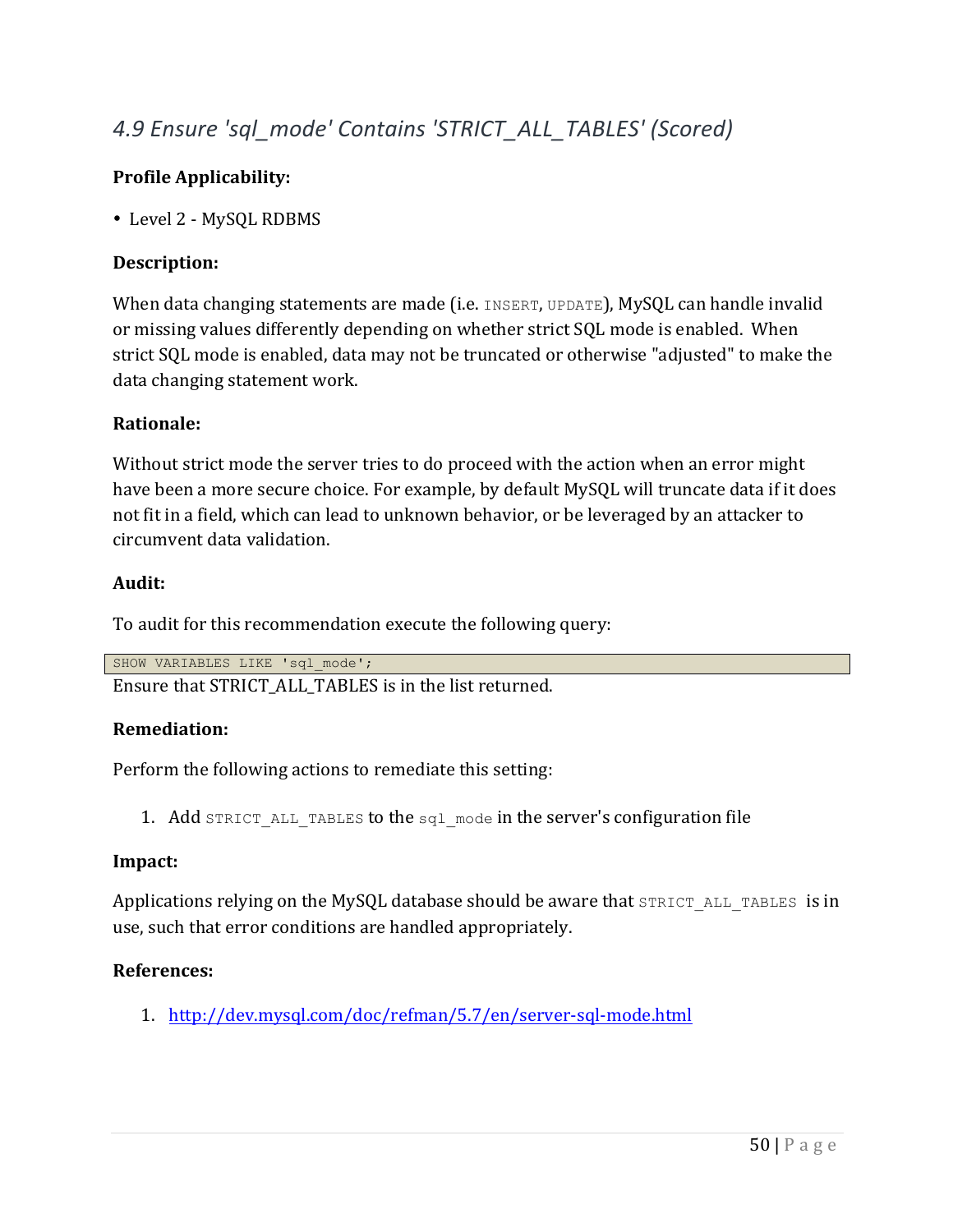## *4.9 Ensure 'sql_mode' Contains 'STRICT_ALL_TABLES' (Scored)*

**Profile Applicability:**

- Level 2 - MySQL RDBMS

**Description:**

When data changing statements are made (i.e. `INSERT`, `UPDATE`), MySQL can handle invalid or missing values differently depending on whether strict SQL mode is enabled. When strict SQL mode is enabled, data may not be truncated or otherwise "adjusted" to make the data changing statement work.

**Rationale:**

Without strict mode the server tries to do proceed with the action when an error might have been a more secure choice. For example, by default MySQL will truncate data if it does not fit in a field, which can lead to unknown behavior, or be leveraged by an attacker to circumvent data validation.

**Audit:**

To audit for this recommendation execute the following query:

```
SHOW VARIABLES LIKE 'sql_mode';
```

Ensure that STRICT_ALL_TABLES is in the list returned.

**Remediation:**

Perform the following actions to remediate this setting:

1. Add `STRICT_ALL_TABLES` to the `sql_mode` in the server's configuration file

**Impact:**

Applications relying on the MySQL database should be aware that `STRICT_ALL_TABLES` is in use, such that error conditions are handled appropriately.

**References:**

1. http://dev.mysql.com/doc/refman/5.7/en/server-sql-mode.html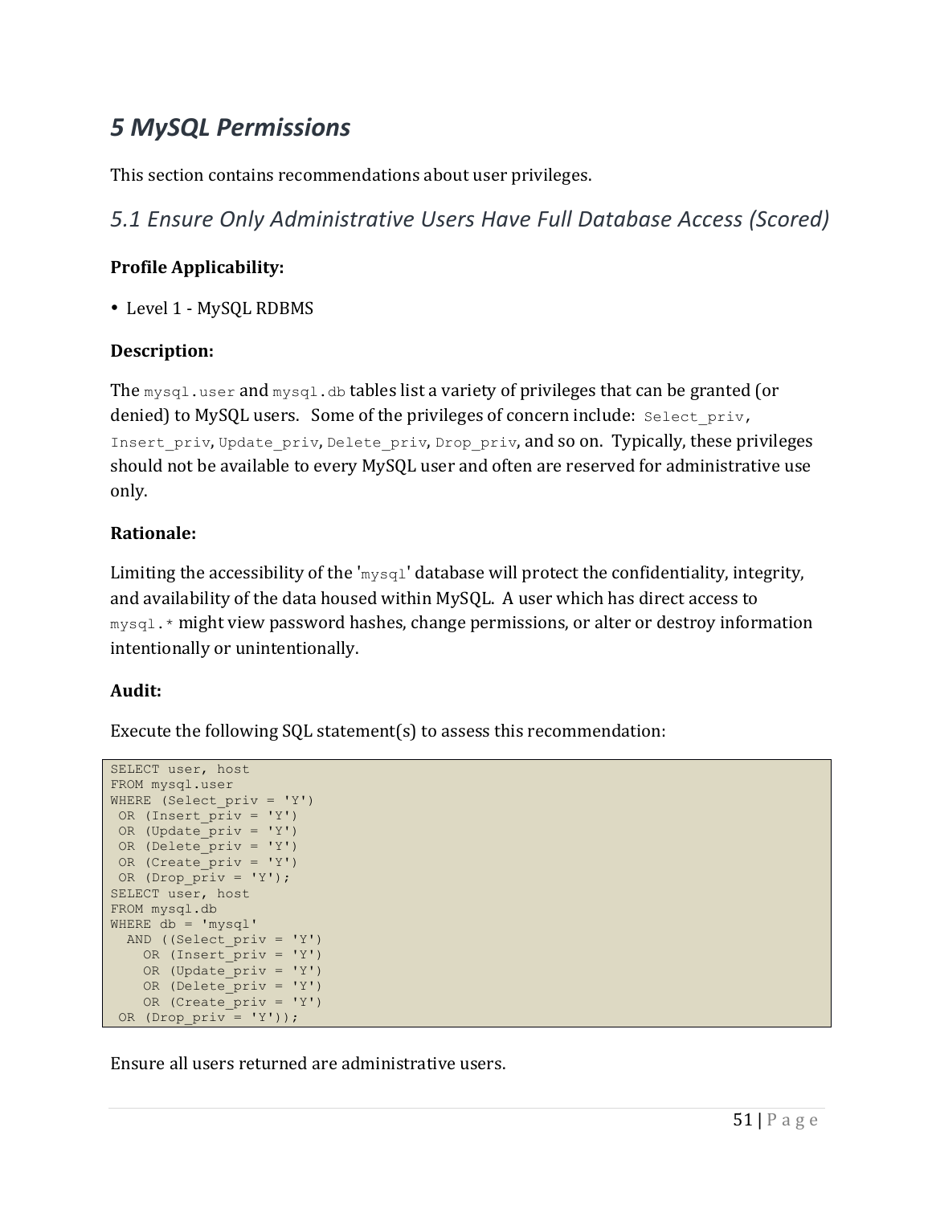# *5 MySQL Permissions*

This section contains recommendations about user privileges.

## *5.1 Ensure Only Administrative Users Have Full Database Access (Scored)*

**Profile Applicability:**

- Level 1 - MySQL RDBMS

**Description:**

The `mysql.user` and `mysql.db` tables list a variety of privileges that can be granted (or denied) to MySQL users. Some of the privileges of concern include: `Select_priv`, `Insert_priv`, `Update_priv`, `Delete_priv`, `Drop_priv`, and so on. Typically, these privileges should not be available to every MySQL user and often are reserved for administrative use only.

**Rationale:**

Limiting the accessibility of the '`mysql`' database will protect the confidentiality, integrity, and availability of the data housed within MySQL. A user which has direct access to `mysql.*` might view password hashes, change permissions, or alter or destroy information intentionally or unintentionally.

**Audit:**

Execute the following SQL statement(s) to assess this recommendation:

```
SELECT user, host
FROM mysql.user
WHERE (Select_priv = 'Y')
 OR (Insert_priv = 'Y')
 OR (Update_priv = 'Y')
 OR (Delete_priv = 'Y')
 OR (Create_priv = 'Y')
 OR (Drop_priv = 'Y');
SELECT user, host
FROM mysql.db
WHERE db = 'mysql'
  AND ((Select_priv = 'Y')
    OR (Insert_priv = 'Y')
    OR (Update_priv = 'Y')
    OR (Delete_priv = 'Y')
    OR (Create_priv = 'Y')
 OR (Drop_priv = 'Y'));
```

Ensure all users returned are administrative users.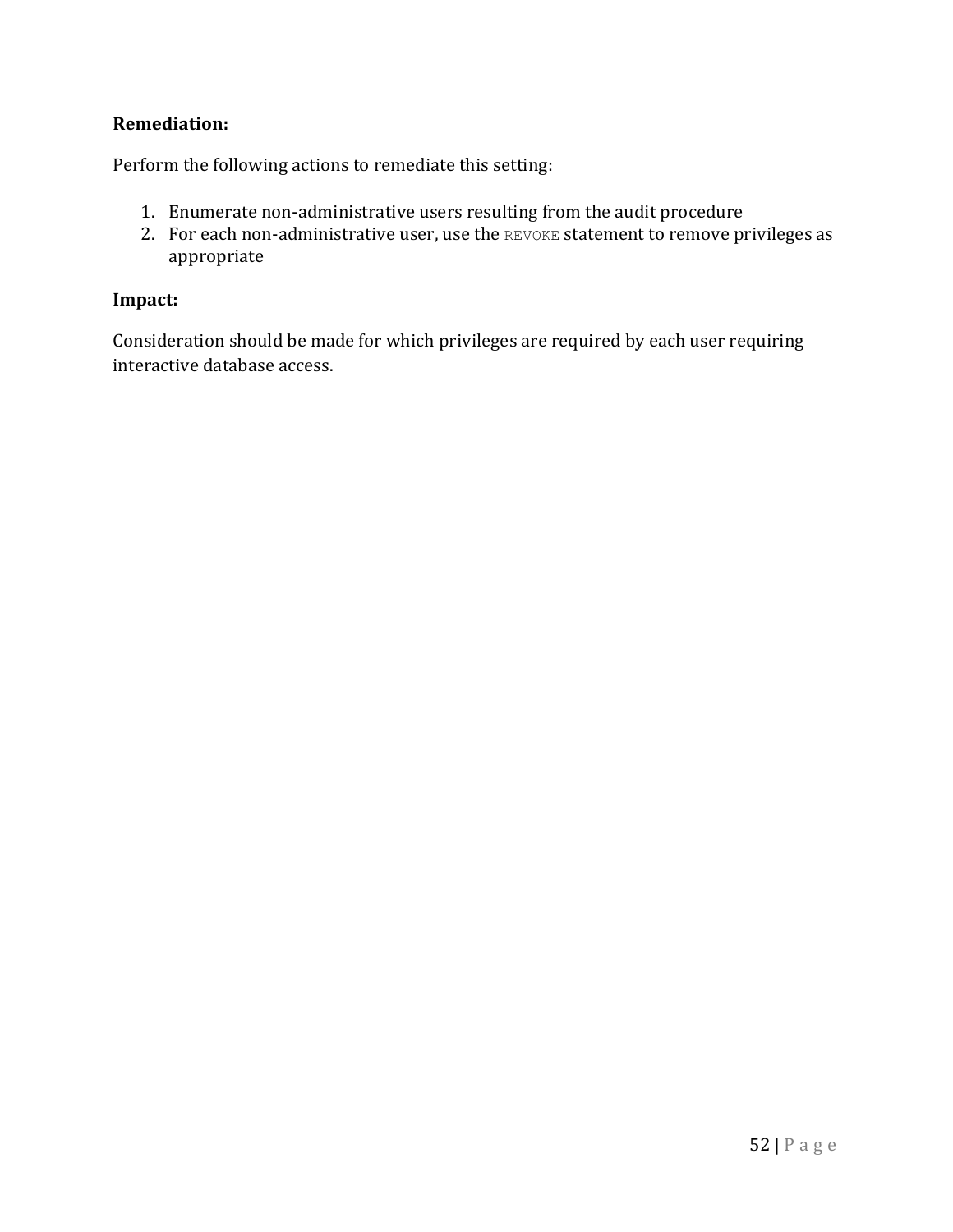**Remediation:**

Perform the following actions to remediate this setting:

1. Enumerate non-administrative users resulting from the audit procedure
2. For each non-administrative user, use the `REVOKE` statement to remove privileges as appropriate

**Impact:**

Consideration should be made for which privileges are required by each user requiring interactive database access.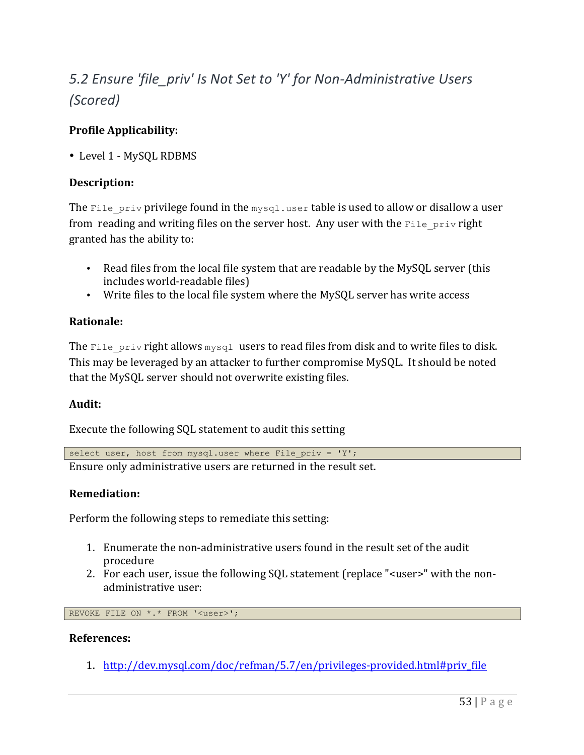## *5.2 Ensure 'file_priv' Is Not Set to 'Y' for Non-Administrative Users (Scored)*

**Profile Applicability:**

- Level 1 - MySQL RDBMS

**Description:**

The `File_priv` privilege found in the `mysql.user` table is used to allow or disallow a user from reading and writing files on the server host. Any user with the `File_priv` right granted has the ability to:

- Read files from the local file system that are readable by the MySQL server (this includes world-readable files)
- Write files to the local file system where the MySQL server has write access

**Rationale:**

The `File_priv` right allows `mysql` users to read files from disk and to write files to disk. This may be leveraged by an attacker to further compromise MySQL. It should be noted that the MySQL server should not overwrite existing files.

**Audit:**

Execute the following SQL statement to audit this setting

```
select user, host from mysql.user where File_priv = 'Y';
```

Ensure only administrative users are returned in the result set.

**Remediation:**

Perform the following steps to remediate this setting:

1. Enumerate the non-administrative users found in the result set of the audit procedure
2. For each user, issue the following SQL statement (replace "<user>" with the non-administrative user:

```
REVOKE FILE ON *.* FROM '<user>';
```

**References:**

1. http://dev.mysql.com/doc/refman/5.7/en/privileges-provided.html#priv_file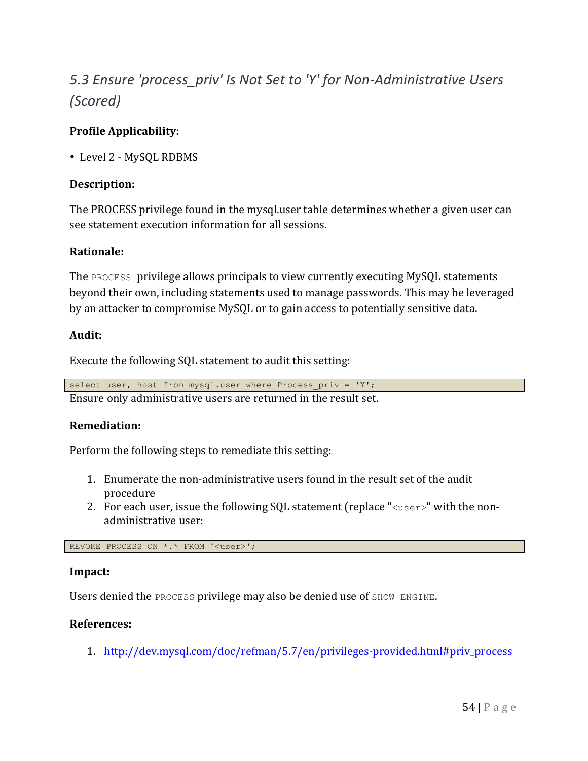## *5.3 Ensure 'process_priv' Is Not Set to 'Y' for Non-Administrative Users (Scored)*

**Profile Applicability:**

- Level 2 - MySQL RDBMS

**Description:**

The PROCESS privilege found in the mysql.user table determines whether a given user can see statement execution information for all sessions.

**Rationale:**

The `PROCESS` privilege allows principals to view currently executing MySQL statements beyond their own, including statements used to manage passwords. This may be leveraged by an attacker to compromise MySQL or to gain access to potentially sensitive data.

**Audit:**

Execute the following SQL statement to audit this setting:

```
select user, host from mysql.user where Process_priv = 'Y';
```

Ensure only administrative users are returned in the result set.

**Remediation:**

Perform the following steps to remediate this setting:

1. Enumerate the non-administrative users found in the result set of the audit procedure
2. For each user, issue the following SQL statement (replace "`<user>`" with the non-administrative user:

```
REVOKE PROCESS ON *.* FROM '<user>';
```

**Impact:**

Users denied the `PROCESS` privilege may also be denied use of `SHOW ENGINE`.

**References:**

1. http://dev.mysql.com/doc/refman/5.7/en/privileges-provided.html#priv_process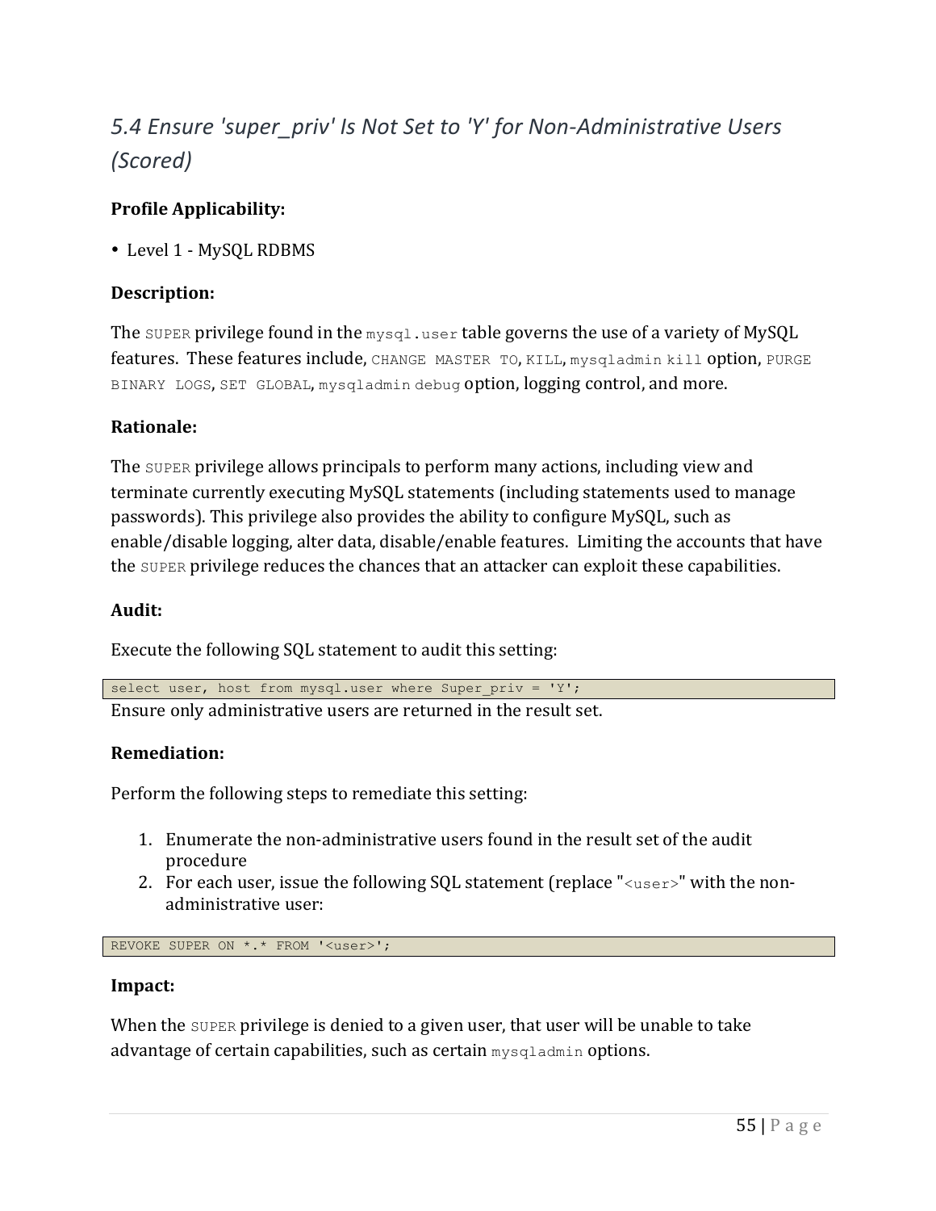## *5.4 Ensure 'super_priv' Is Not Set to 'Y' for Non-Administrative Users (Scored)*

**Profile Applicability:**

- Level 1 - MySQL RDBMS

**Description:**

The `SUPER` privilege found in the `mysql.user` table governs the use of a variety of MySQL features. These features include, `CHANGE MASTER TO`, `KILL`, `mysqladmin kill` option, `PURGE BINARY LOGS`, `SET GLOBAL`, `mysqladmin debug` option, logging control, and more.

**Rationale:**

The `SUPER` privilege allows principals to perform many actions, including view and terminate currently executing MySQL statements (including statements used to manage passwords). This privilege also provides the ability to configure MySQL, such as enable/disable logging, alter data, disable/enable features. Limiting the accounts that have the `SUPER` privilege reduces the chances that an attacker can exploit these capabilities.

**Audit:**

Execute the following SQL statement to audit this setting:

```
select user, host from mysql.user where Super_priv = 'Y';
```

Ensure only administrative users are returned in the result set.

**Remediation:**

Perform the following steps to remediate this setting:

1. Enumerate the non-administrative users found in the result set of the audit procedure
2. For each user, issue the following SQL statement (replace "`<user>`" with the non-administrative user:

```
REVOKE SUPER ON *.* FROM '<user>';
```

**Impact:**

When the `SUPER` privilege is denied to a given user, that user will be unable to take advantage of certain capabilities, such as certain `mysqladmin` options.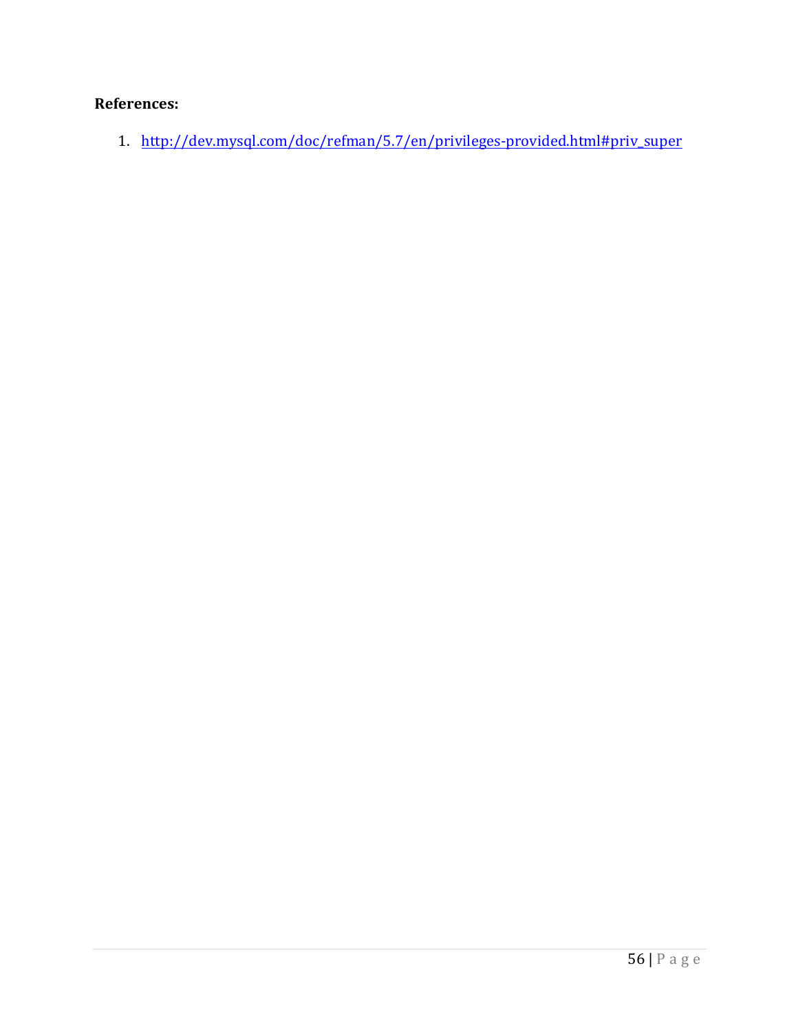**References:**

1. http://dev.mysql.com/doc/refman/5.7/en/privileges-provided.html#priv_super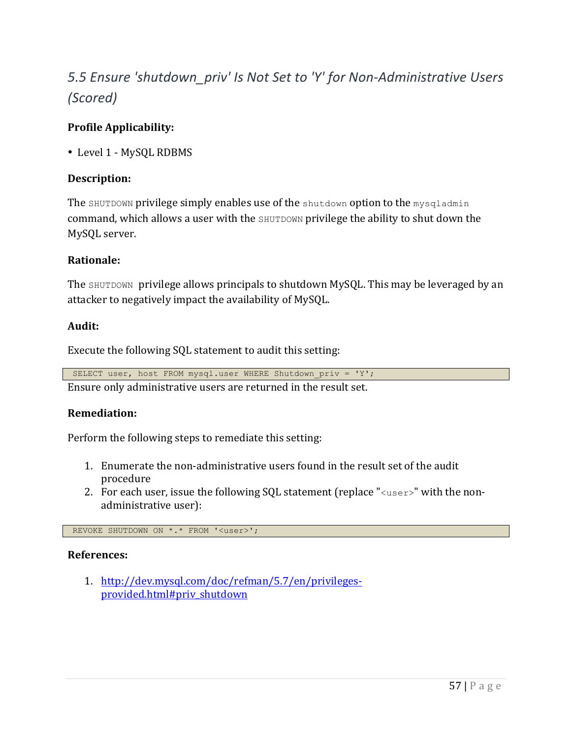## *5.5 Ensure 'shutdown_priv' Is Not Set to 'Y' for Non-Administrative Users (Scored)*

**Profile Applicability:**

- Level 1 - MySQL RDBMS

**Description:**

The `SHUTDOWN` privilege simply enables use of the `shutdown` option to the `mysqladmin` command, which allows a user with the `SHUTDOWN` privilege the ability to shut down the MySQL server.

**Rationale:**

The `SHUTDOWN` privilege allows principals to shutdown MySQL. This may be leveraged by an attacker to negatively impact the availability of MySQL.

**Audit:**

Execute the following SQL statement to audit this setting:

```
SELECT user, host FROM mysql.user WHERE Shutdown_priv = 'Y';
```

Ensure only administrative users are returned in the result set.

**Remediation:**

Perform the following steps to remediate this setting:

1. Enumerate the non-administrative users found in the result set of the audit procedure
2. For each user, issue the following SQL statement (replace "`<user>`" with the non-administrative user):

```
REVOKE SHUTDOWN ON *.* FROM '<user>';
```

**References:**

1. http://dev.mysql.com/doc/refman/5.7/en/privileges-provided.html#priv_shutdown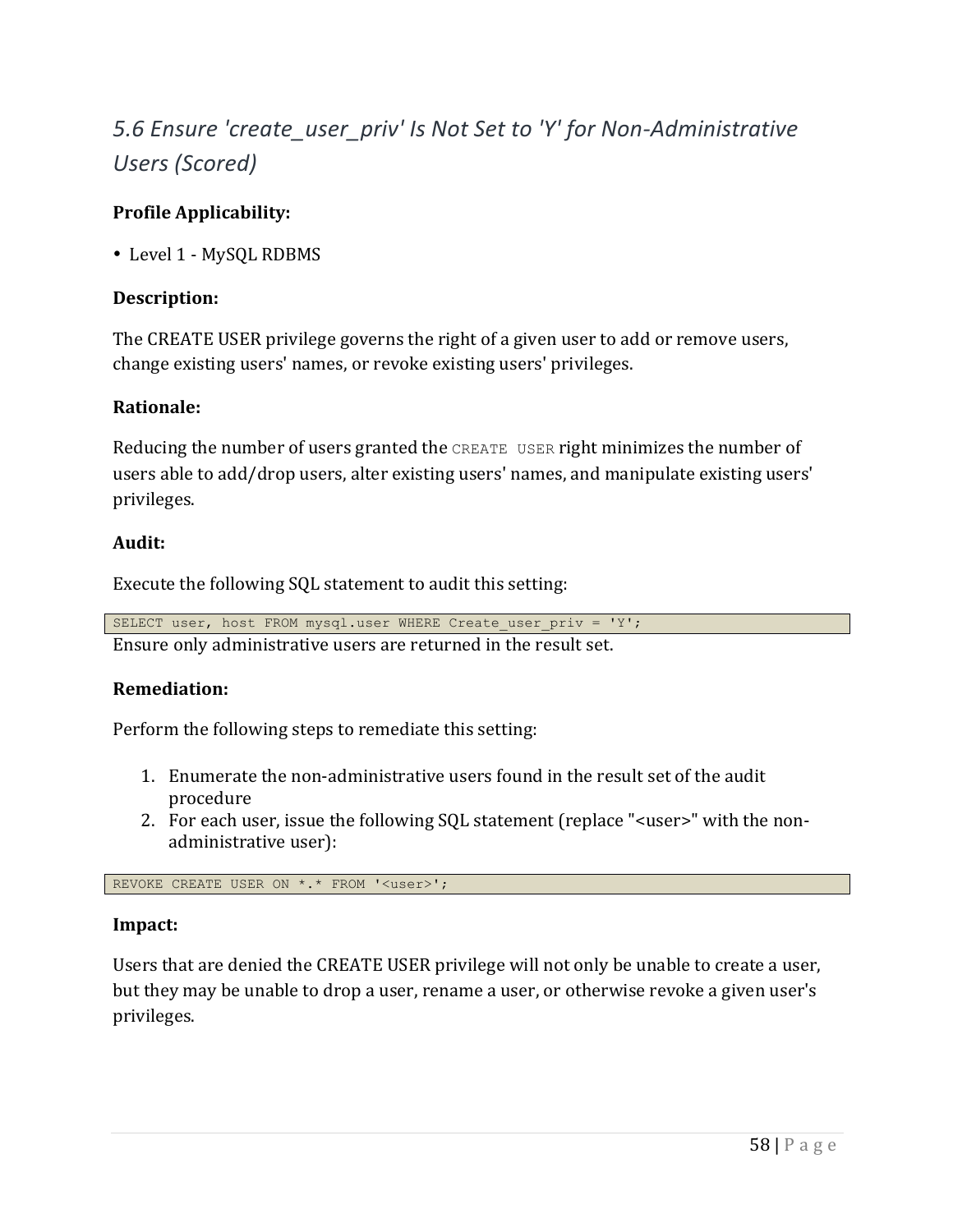## *5.6 Ensure 'create_user_priv' Is Not Set to 'Y' for Non-Administrative Users (Scored)*

**Profile Applicability:**

- Level 1 - MySQL RDBMS

**Description:**

The CREATE USER privilege governs the right of a given user to add or remove users, change existing users' names, or revoke existing users' privileges.

**Rationale:**

Reducing the number of users granted the `CREATE USER` right minimizes the number of users able to add/drop users, alter existing users' names, and manipulate existing users' privileges.

**Audit:**

Execute the following SQL statement to audit this setting:

```
SELECT user, host FROM mysql.user WHERE Create_user_priv = 'Y';
```

Ensure only administrative users are returned in the result set.

**Remediation:**

Perform the following steps to remediate this setting:

1. Enumerate the non-administrative users found in the result set of the audit procedure
2. For each user, issue the following SQL statement (replace "<user>" with the non-administrative user):

```
REVOKE CREATE USER ON *.* FROM '<user>';
```

**Impact:**

Users that are denied the CREATE USER privilege will not only be unable to create a user, but they may be unable to drop a user, rename a user, or otherwise revoke a given user's privileges.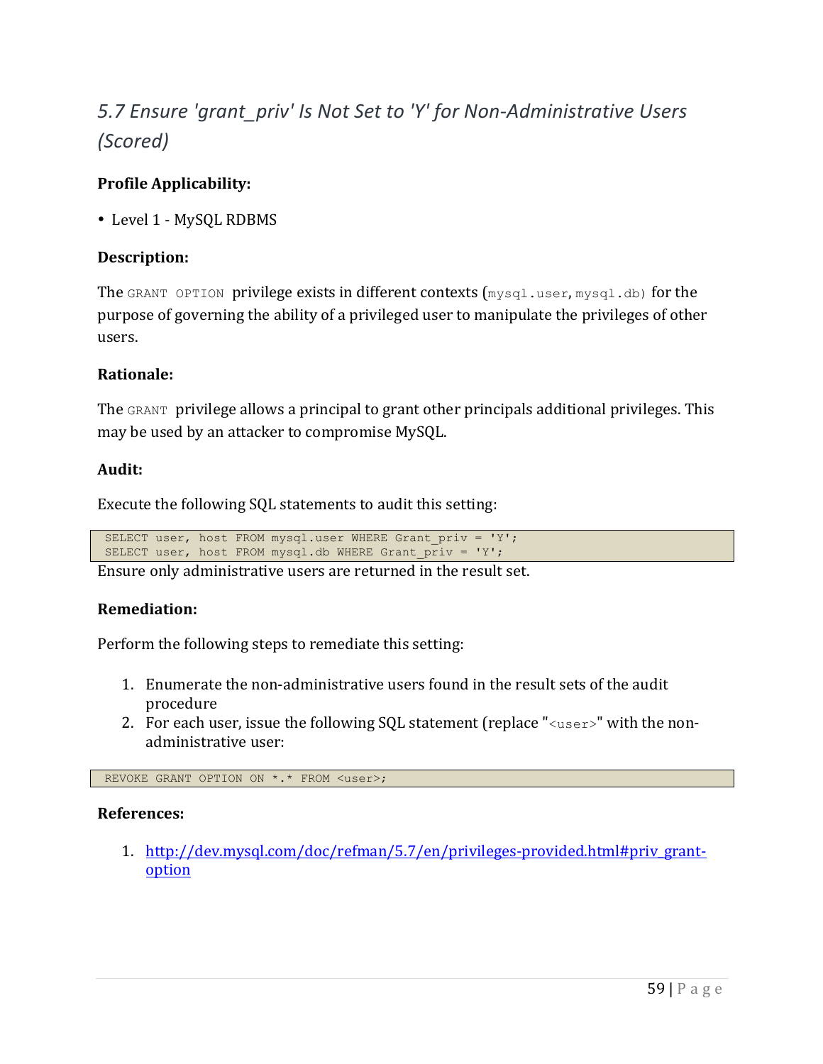## 5.7 Ensure 'grant_priv' Is Not Set to 'Y' for Non-Administrative Users (Scored)

**Profile Applicability:**

- Level 1 - MySQL RDBMS

**Description:**

The `GRANT OPTION` privilege exists in different contexts (`mysql.user`, `mysql.db)` for the purpose of governing the ability of a privileged user to manipulate the privileges of other users.

**Rationale:**

The `GRANT` privilege allows a principal to grant other principals additional privileges. This may be used by an attacker to compromise MySQL.

**Audit:**

Execute the following SQL statements to audit this setting:

```
SELECT user, host FROM mysql.user WHERE Grant_priv = 'Y';
SELECT user, host FROM mysql.db WHERE Grant_priv = 'Y';
```

Ensure only administrative users are returned in the result set.

**Remediation:**

Perform the following steps to remediate this setting:

1. Enumerate the non-administrative users found in the result sets of the audit procedure
2. For each user, issue the following SQL statement (replace "`<user>`" with the non-administrative user:

```
REVOKE GRANT OPTION ON *.* FROM <user>;
```

**References:**

1. http://dev.mysql.com/doc/refman/5.7/en/privileges-provided.html#priv_grant-option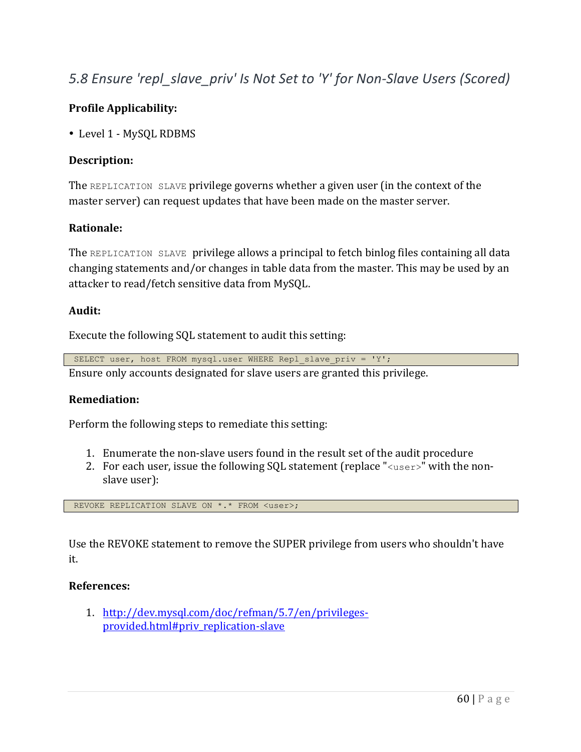## *5.8 Ensure 'repl_slave_priv' Is Not Set to 'Y' for Non-Slave Users (Scored)*

**Profile Applicability:**

- Level 1 - MySQL RDBMS

**Description:**

The `REPLICATION SLAVE` privilege governs whether a given user (in the context of the master server) can request updates that have been made on the master server.

**Rationale:**

The `REPLICATION SLAVE` privilege allows a principal to fetch binlog files containing all data changing statements and/or changes in table data from the master. This may be used by an attacker to read/fetch sensitive data from MySQL.

**Audit:**

Execute the following SQL statement to audit this setting:

```
SELECT user, host FROM mysql.user WHERE Repl_slave_priv = 'Y';
```

Ensure only accounts designated for slave users are granted this privilege.

**Remediation:**

Perform the following steps to remediate this setting:

1. Enumerate the non-slave users found in the result set of the audit procedure
2. For each user, issue the following SQL statement (replace "`<user>`" with the non-slave user):

```
REVOKE REPLICATION SLAVE ON *.* FROM <user>;
```

Use the REVOKE statement to remove the SUPER privilege from users who shouldn't have it.

**References:**

1. [http://dev.mysql.com/doc/refman/5.7/en/privileges-provided.html#priv_replication-slave](http://dev.mysql.com/doc/refman/5.7/en/privileges-provided.html#priv_replication-slave)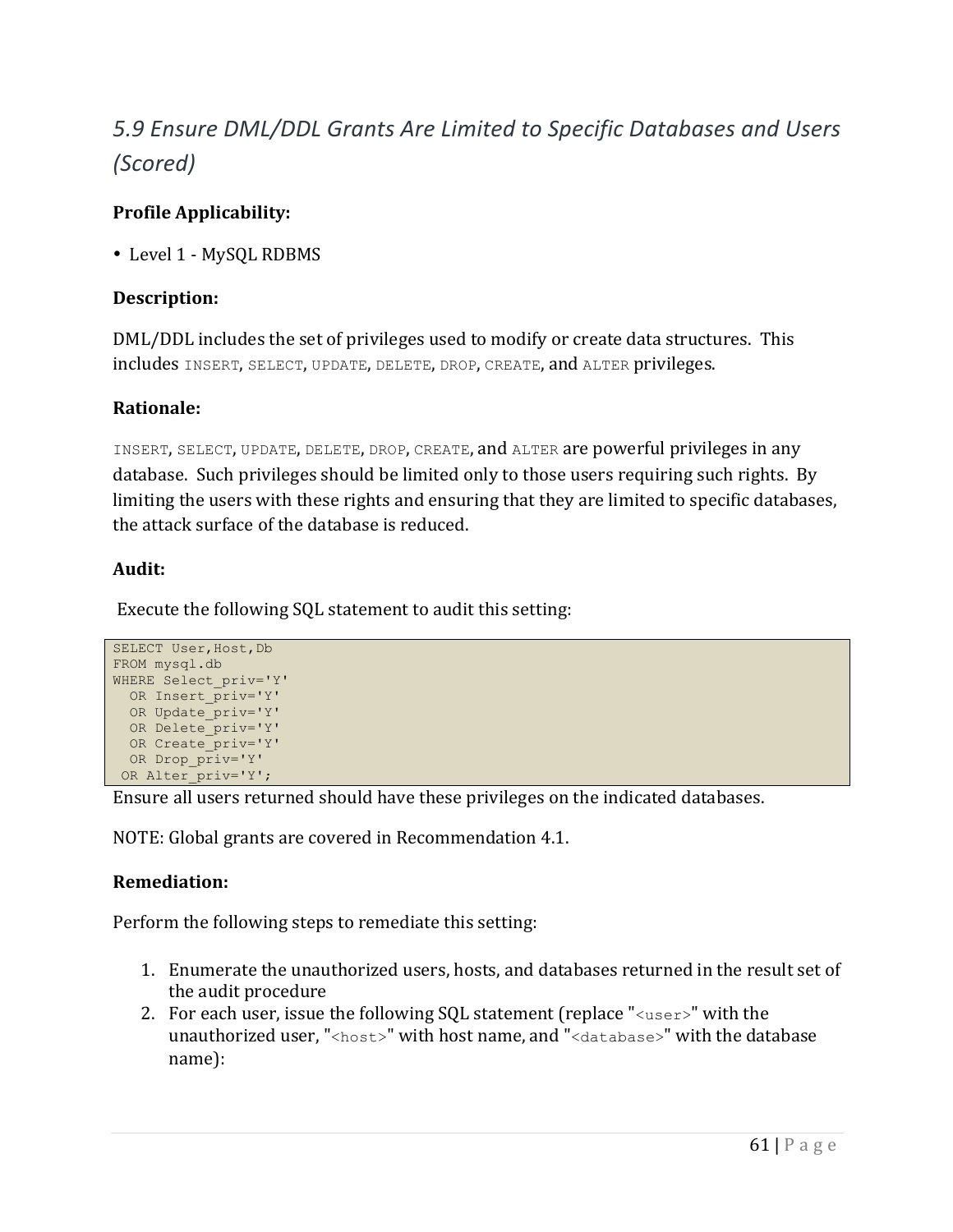## *5.9 Ensure DML/DDL Grants Are Limited to Specific Databases and Users (Scored)*

**Profile Applicability:**

- Level 1 - MySQL RDBMS

**Description:**

DML/DDL includes the set of privileges used to modify or create data structures. This includes `INSERT`, `SELECT`, `UPDATE`, `DELETE`, `DROP`, `CREATE`, and `ALTER` privileges.

**Rationale:**

`INSERT`, `SELECT`, `UPDATE`, `DELETE`, `DROP`, `CREATE`, and `ALTER` are powerful privileges in any database. Such privileges should be limited only to those users requiring such rights. By limiting the users with these rights and ensuring that they are limited to specific databases, the attack surface of the database is reduced.

**Audit:**

Execute the following SQL statement to audit this setting:

```
SELECT User,Host,Db
FROM mysql.db
WHERE Select_priv='Y'
  OR Insert_priv='Y'
  OR Update_priv='Y'
  OR Delete_priv='Y'
  OR Create_priv='Y'
  OR Drop_priv='Y'
 OR Alter_priv='Y';
```

Ensure all users returned should have these privileges on the indicated databases.

NOTE: Global grants are covered in Recommendation 4.1.

**Remediation:**

Perform the following steps to remediate this setting:

1. Enumerate the unauthorized users, hosts, and databases returned in the result set of the audit procedure
2. For each user, issue the following SQL statement (replace "`<user>`" with the unauthorized user, "`<host>`" with host name, and "`<database>`" with the database name):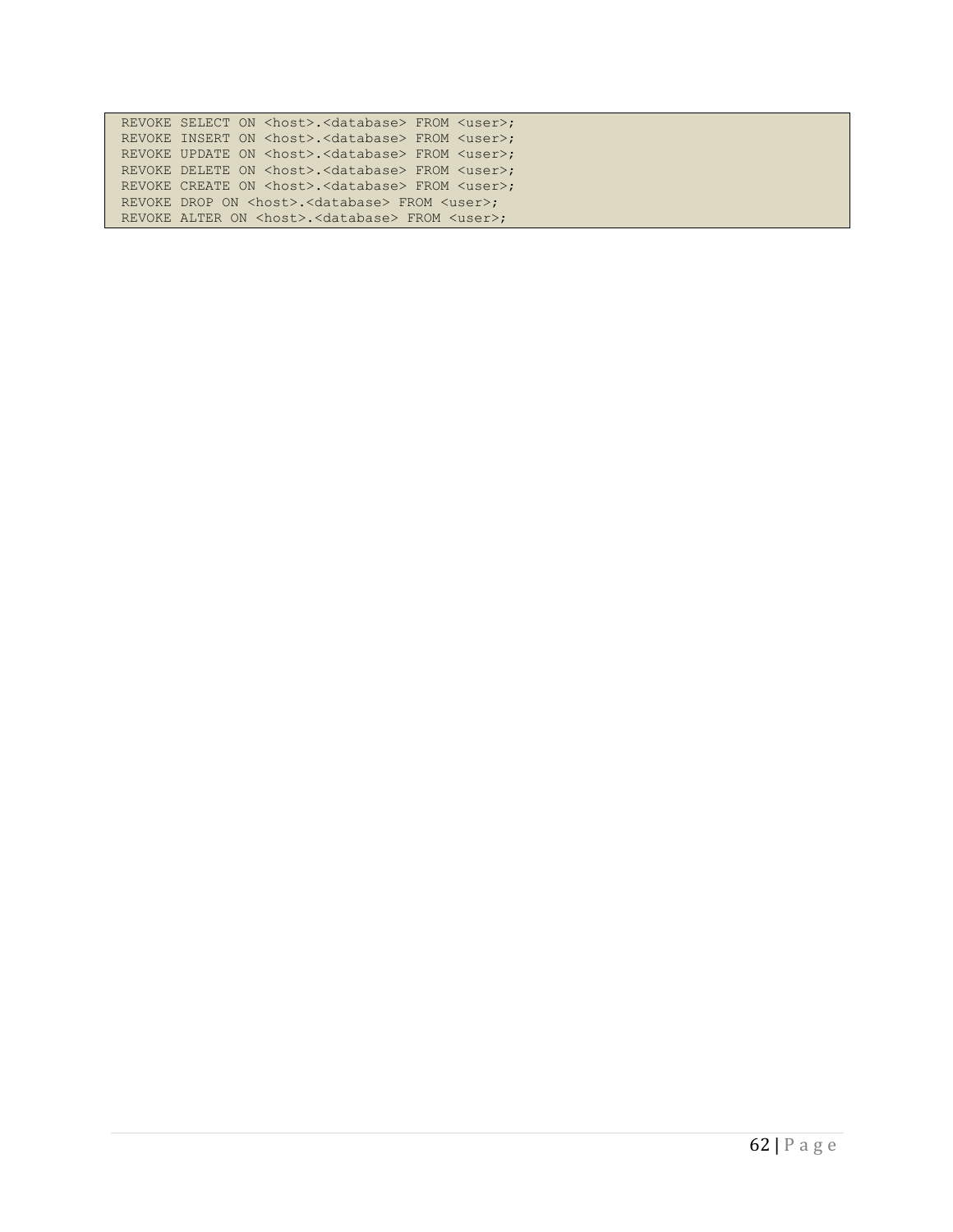```
REVOKE SELECT ON <host>.<database> FROM <user>;
REVOKE INSERT ON <host>.<database> FROM <user>;
REVOKE UPDATE ON <host>.<database> FROM <user>;
REVOKE DELETE ON <host>.<database> FROM <user>;
REVOKE CREATE ON <host>.<database> FROM <user>;
REVOKE DROP ON <host>.<database> FROM <user>;
REVOKE ALTER ON <host>.<database> FROM <user>;
```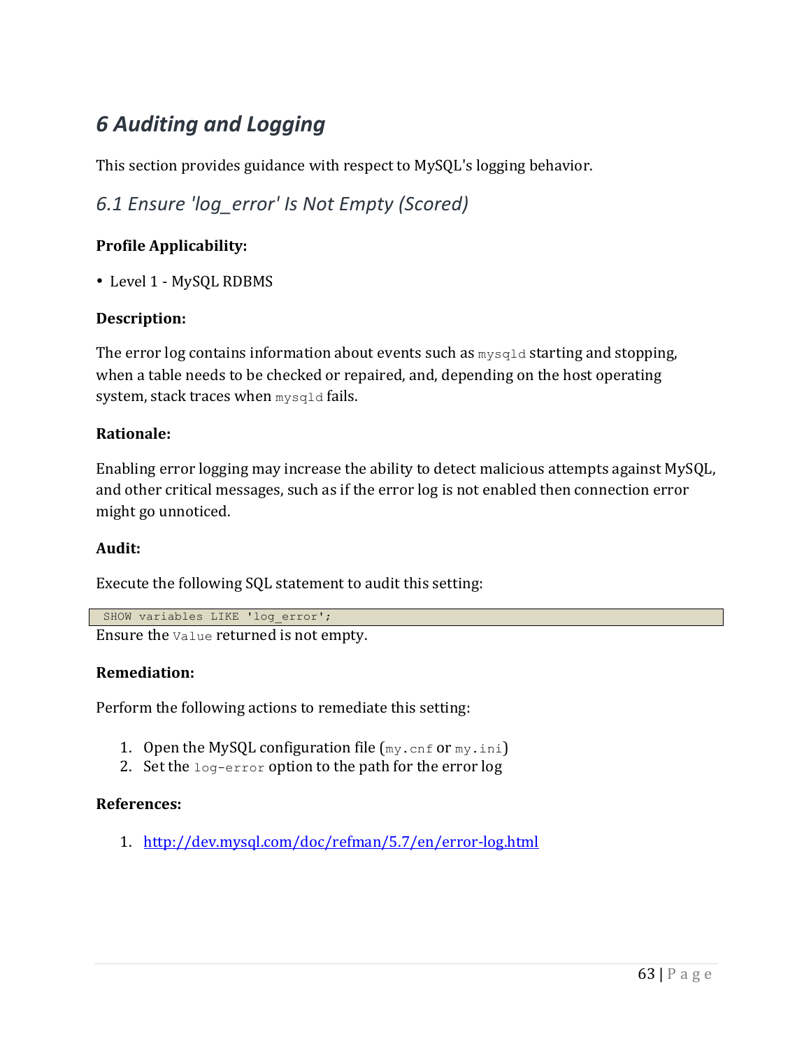# 6 Auditing and Logging

This section provides guidance with respect to MySQL's logging behavior.

## 6.1 Ensure 'log_error' Is Not Empty (Scored)

**Profile Applicability:**

- Level 1 - MySQL RDBMS

**Description:**

The error log contains information about events such as `mysqld` starting and stopping, when a table needs to be checked or repaired, and, depending on the host operating system, stack traces when `mysqld` fails.

**Rationale:**

Enabling error logging may increase the ability to detect malicious attempts against MySQL, and other critical messages, such as if the error log is not enabled then connection error might go unnoticed.

**Audit:**

Execute the following SQL statement to audit this setting:

```
SHOW variables LIKE 'log_error';
```

Ensure the `Value` returned is not empty.

**Remediation:**

Perform the following actions to remediate this setting:

1. Open the MySQL configuration file (`my.cnf` or `my.ini`)
2. Set the `log-error` option to the path for the error log

**References:**

1. http://dev.mysql.com/doc/refman/5.7/en/error-log.html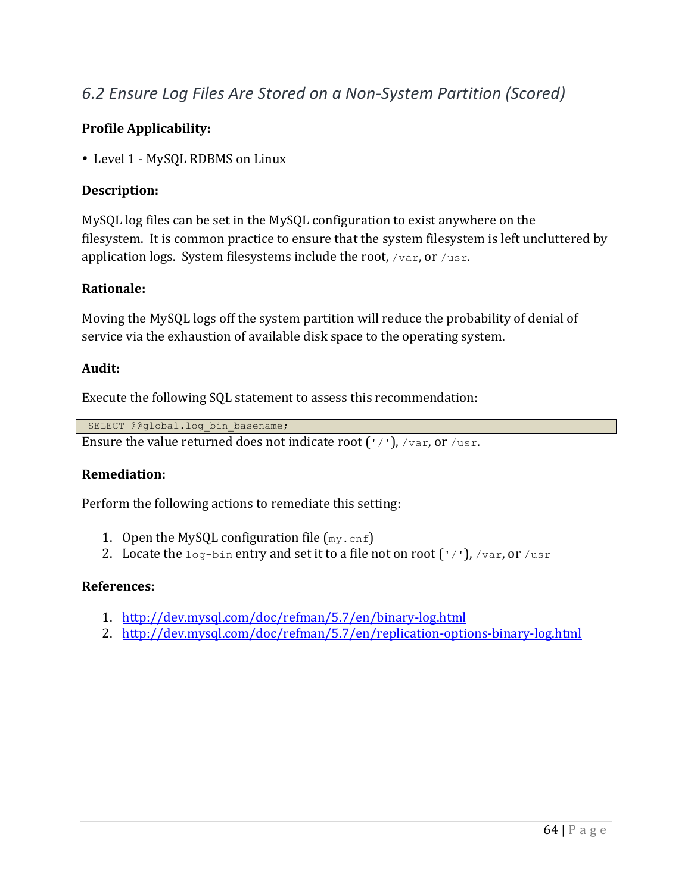## *6.2 Ensure Log Files Are Stored on a Non-System Partition (Scored)*

**Profile Applicability:**

- Level 1 - MySQL RDBMS on Linux

**Description:**

MySQL log files can be set in the MySQL configuration to exist anywhere on the filesystem. It is common practice to ensure that the system filesystem is left uncluttered by application logs. System filesystems include the root, `/var`, or `/usr`.

**Rationale:**

Moving the MySQL logs off the system partition will reduce the probability of denial of service via the exhaustion of available disk space to the operating system.

**Audit:**

Execute the following SQL statement to assess this recommendation:

```
SELECT @@global.log_bin_basename;
```

Ensure the value returned does not indicate root (`'/'`), `/var`, or `/usr`.

**Remediation:**

Perform the following actions to remediate this setting:

1. Open the MySQL configuration file (`my.cnf`)
2. Locate the `log-bin` entry and set it to a file not on root (`'/'`), `/var`, or `/usr`

**References:**

1. http://dev.mysql.com/doc/refman/5.7/en/binary-log.html
2. http://dev.mysql.com/doc/refman/5.7/en/replication-options-binary-log.html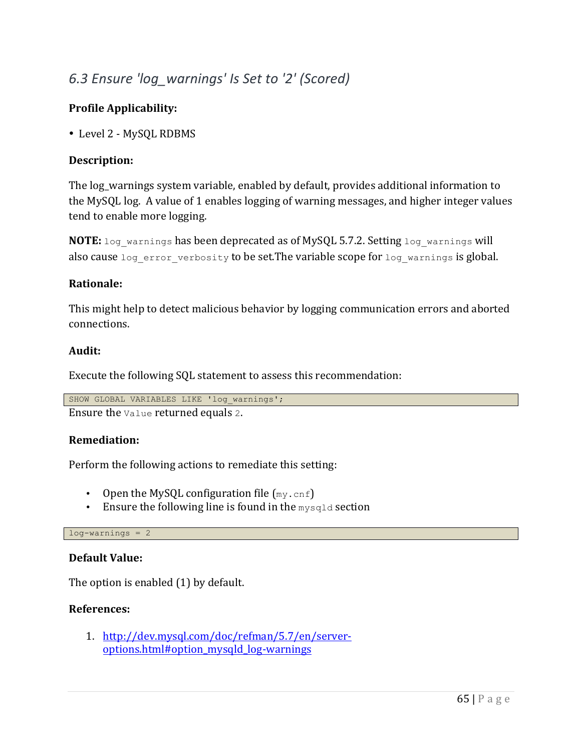## *6.3 Ensure 'log_warnings' Is Set to '2' (Scored)*

**Profile Applicability:**

- Level 2 - MySQL RDBMS

**Description:**

The log_warnings system variable, enabled by default, provides additional information to the MySQL log. A value of 1 enables logging of warning messages, and higher integer values tend to enable more logging.

**NOTE:** `log_warnings` has been deprecated as of MySQL 5.7.2. Setting `log_warnings` will also cause `log_error_verbosity` to be set.The variable scope for `log_warnings` is global.

**Rationale:**

This might help to detect malicious behavior by logging communication errors and aborted connections.

**Audit:**

Execute the following SQL statement to assess this recommendation:

```
SHOW GLOBAL VARIABLES LIKE 'log_warnings';
```

Ensure the `Value` returned equals `2`.

**Remediation:**

Perform the following actions to remediate this setting:

- Open the MySQL configuration file (`my.cnf`)
- Ensure the following line is found in the `mysqld` section

```
log-warnings = 2
```

**Default Value:**

The option is enabled (1) by default.

**References:**

1. http://dev.mysql.com/doc/refman/5.7/en/server-options.html#option_mysqld_log-warnings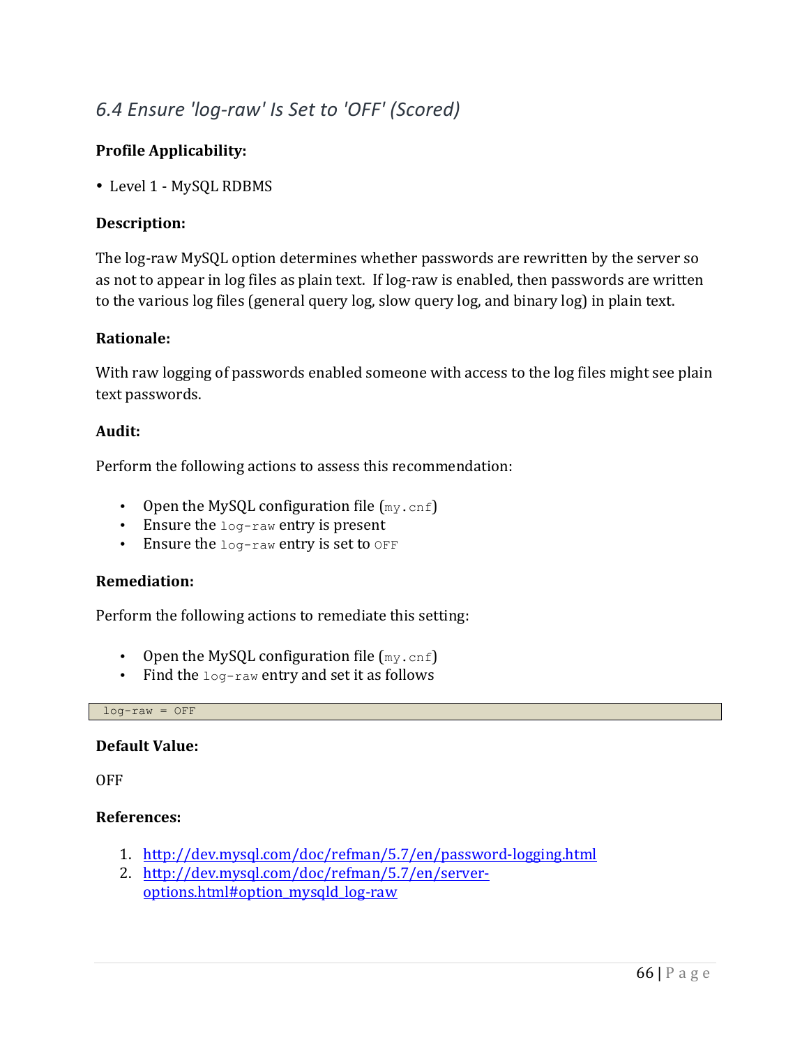## *6.4 Ensure 'log-raw' Is Set to 'OFF' (Scored)*

**Profile Applicability:**

- Level 1 - MySQL RDBMS

**Description:**

The log-raw MySQL option determines whether passwords are rewritten by the server so as not to appear in log files as plain text. If log-raw is enabled, then passwords are written to the various log files (general query log, slow query log, and binary log) in plain text.

**Rationale:**

With raw logging of passwords enabled someone with access to the log files might see plain text passwords.

**Audit:**

Perform the following actions to assess this recommendation:

- Open the MySQL configuration file (`my.cnf`)
- Ensure the `log-raw` entry is present
- Ensure the `log-raw` entry is set to `OFF`

**Remediation:**

Perform the following actions to remediate this setting:

- Open the MySQL configuration file (`my.cnf`)
- Find the `log-raw` entry and set it as follows

```
log-raw = OFF
```

**Default Value:**

OFF

**References:**

1. http://dev.mysql.com/doc/refman/5.7/en/password-logging.html
2. http://dev.mysql.com/doc/refman/5.7/en/server-options.html#option_mysqld_log-raw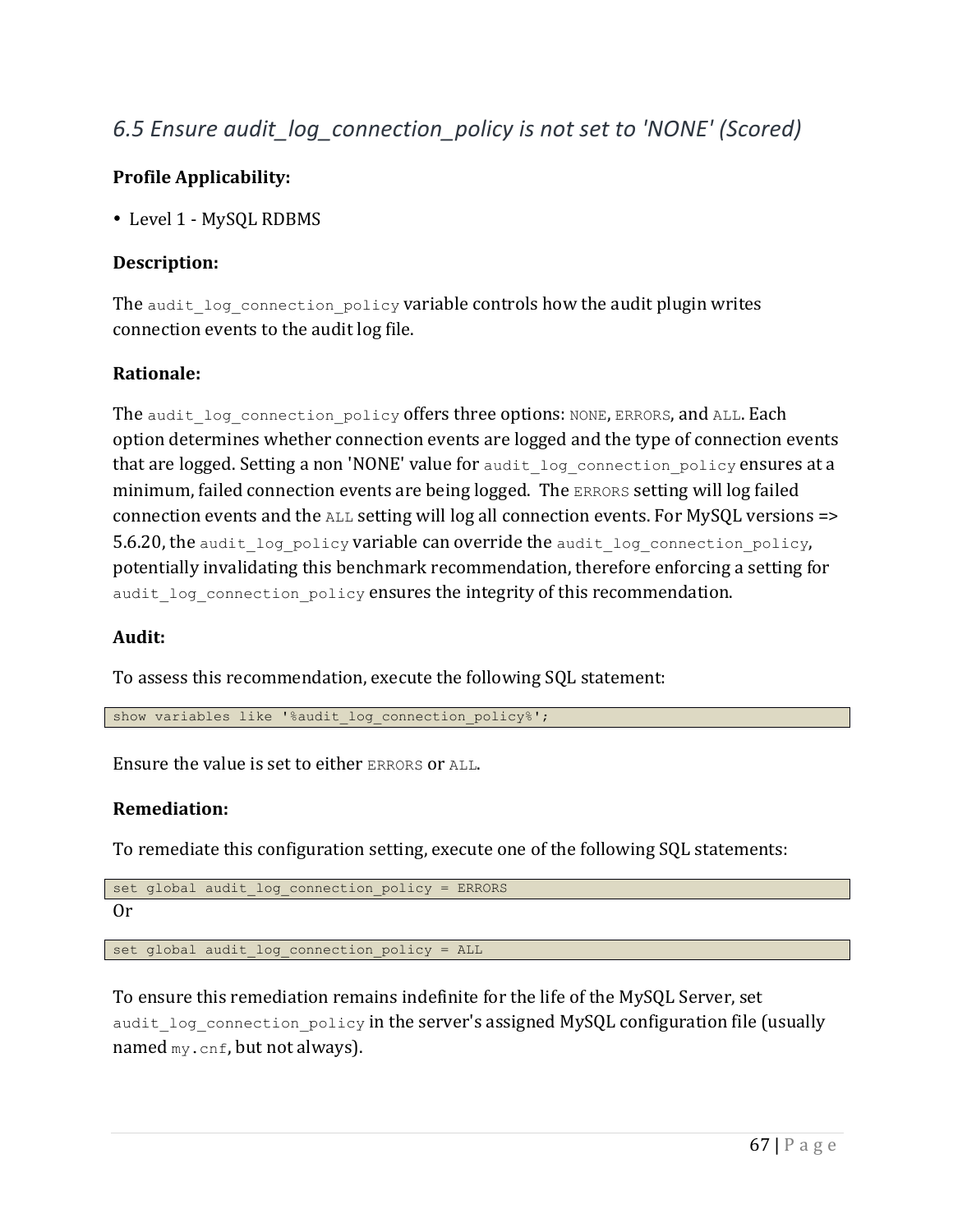## *6.5 Ensure audit_log_connection_policy is not set to 'NONE' (Scored)*

**Profile Applicability:**

- Level 1 - MySQL RDBMS

**Description:**

The `audit_log_connection_policy` variable controls how the audit plugin writes connection events to the audit log file.

**Rationale:**

The `audit_log_connection_policy` offers three options: `NONE`, `ERRORS`, and `ALL`. Each option determines whether connection events are logged and the type of connection events that are logged. Setting a non 'NONE' value for `audit_log_connection_policy` ensures at a minimum, failed connection events are being logged. The `ERRORS` setting will log failed connection events and the `ALL` setting will log all connection events. For MySQL versions => 5.6.20, the `audit_log_policy` variable can override the `audit_log_connection_policy`, potentially invalidating this benchmark recommendation, therefore enforcing a setting for `audit_log_connection_policy` ensures the integrity of this recommendation.

**Audit:**

To assess this recommendation, execute the following SQL statement:

```
show variables like '%audit_log_connection_policy%';
```

Ensure the value is set to either `ERRORS` or `ALL`.

**Remediation:**

To remediate this configuration setting, execute one of the following SQL statements:

```
set global audit_log_connection_policy = ERRORS
```

Or

```
set global audit_log_connection_policy = ALL
```

To ensure this remediation remains indefinite for the life of the MySQL Server, set `audit_log_connection_policy` in the server's assigned MySQL configuration file (usually named `my.cnf`, but not always).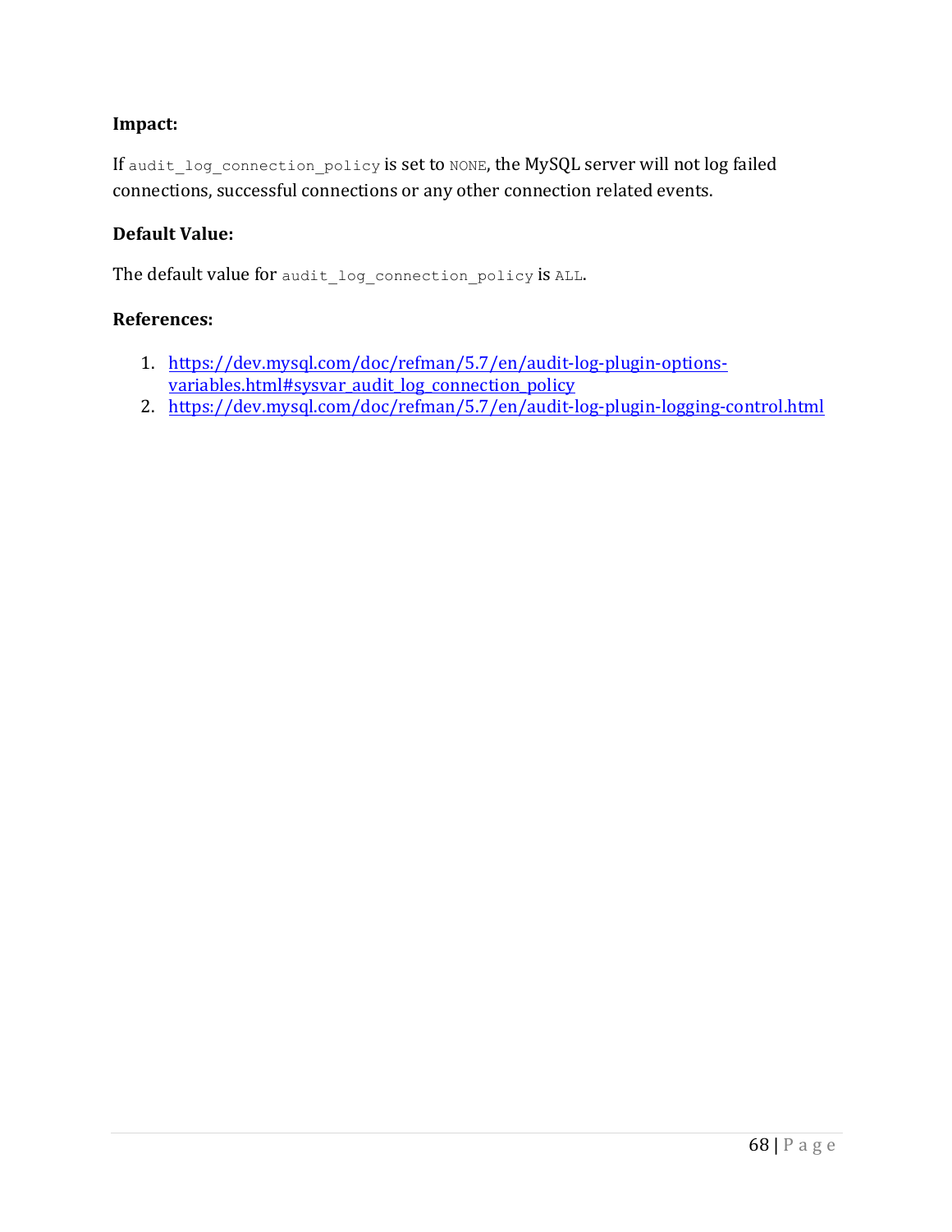**Impact:**

If `audit_log_connection_policy` is set to `NONE`, the MySQL server will not log failed connections, successful connections or any other connection related events.

**Default Value:**

The default value for `audit_log_connection_policy` is `ALL`.

**References:**

1. https://dev.mysql.com/doc/refman/5.7/en/audit-log-plugin-options-variables.html#sysvar_audit_log_connection_policy
2. https://dev.mysql.com/doc/refman/5.7/en/audit-log-plugin-logging-control.html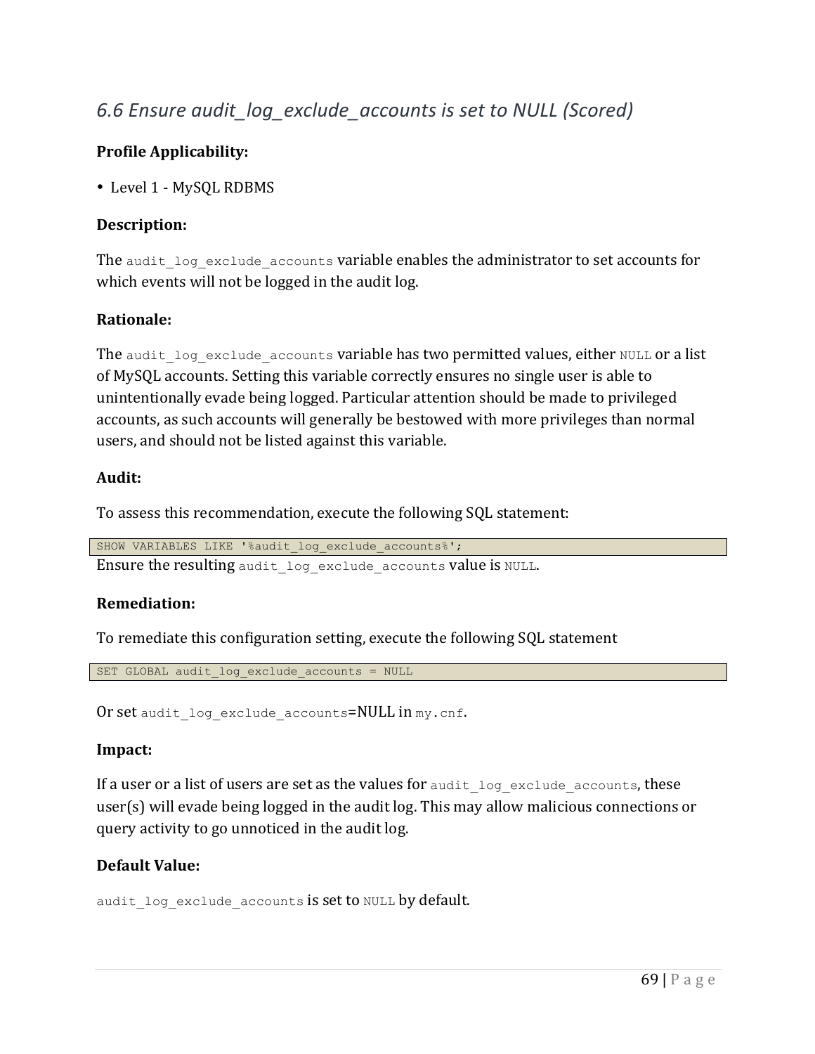## *6.6 Ensure audit_log_exclude_accounts is set to NULL (Scored)*

**Profile Applicability:**

- Level 1 - MySQL RDBMS

**Description:**

The `audit_log_exclude_accounts` variable enables the administrator to set accounts for which events will not be logged in the audit log.

**Rationale:**

The `audit_log_exclude_accounts` variable has two permitted values, either `NULL` or a list of MySQL accounts. Setting this variable correctly ensures no single user is able to unintentionally evade being logged. Particular attention should be made to privileged accounts, as such accounts will generally be bestowed with more privileges than normal users, and should not be listed against this variable.

**Audit:**

To assess this recommendation, execute the following SQL statement:

```
SHOW VARIABLES LIKE '%audit_log_exclude_accounts%';
```

Ensure the resulting `audit_log_exclude_accounts` value is `NULL`.

**Remediation:**

To remediate this configuration setting, execute the following SQL statement

```
SET GLOBAL audit_log_exclude_accounts = NULL
```

Or set `audit_log_exclude_accounts`=NULL in `my.cnf`.

**Impact:**

If a user or a list of users are set as the values for `audit_log_exclude_accounts`, these user(s) will evade being logged in the audit log. This may allow malicious connections or query activity to go unnoticed in the audit log.

**Default Value:**

`audit_log_exclude_accounts` is set to `NULL` by default.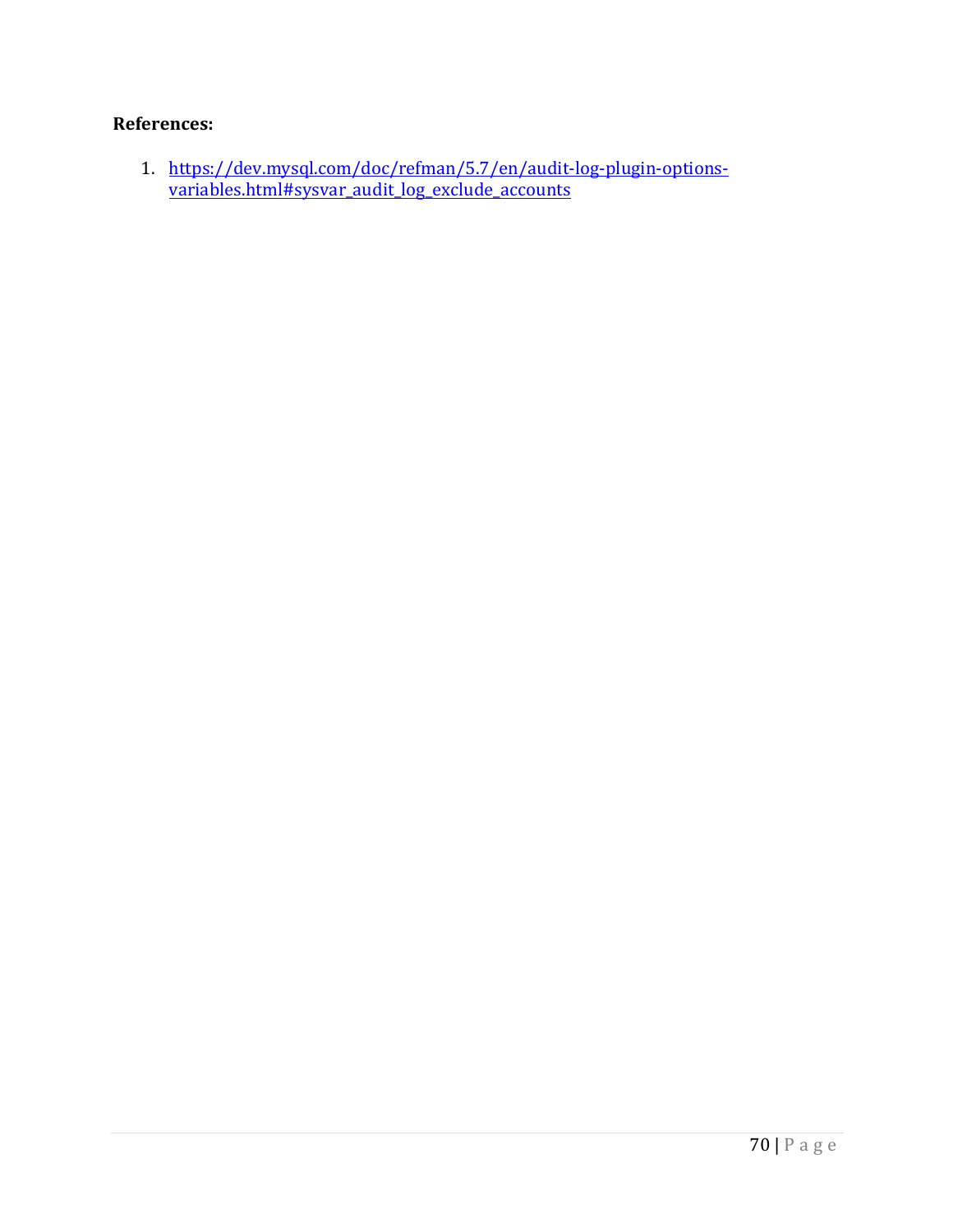**References:**

1. https://dev.mysql.com/doc/refman/5.7/en/audit-log-plugin-options-variables.html#sysvar_audit_log_exclude_accounts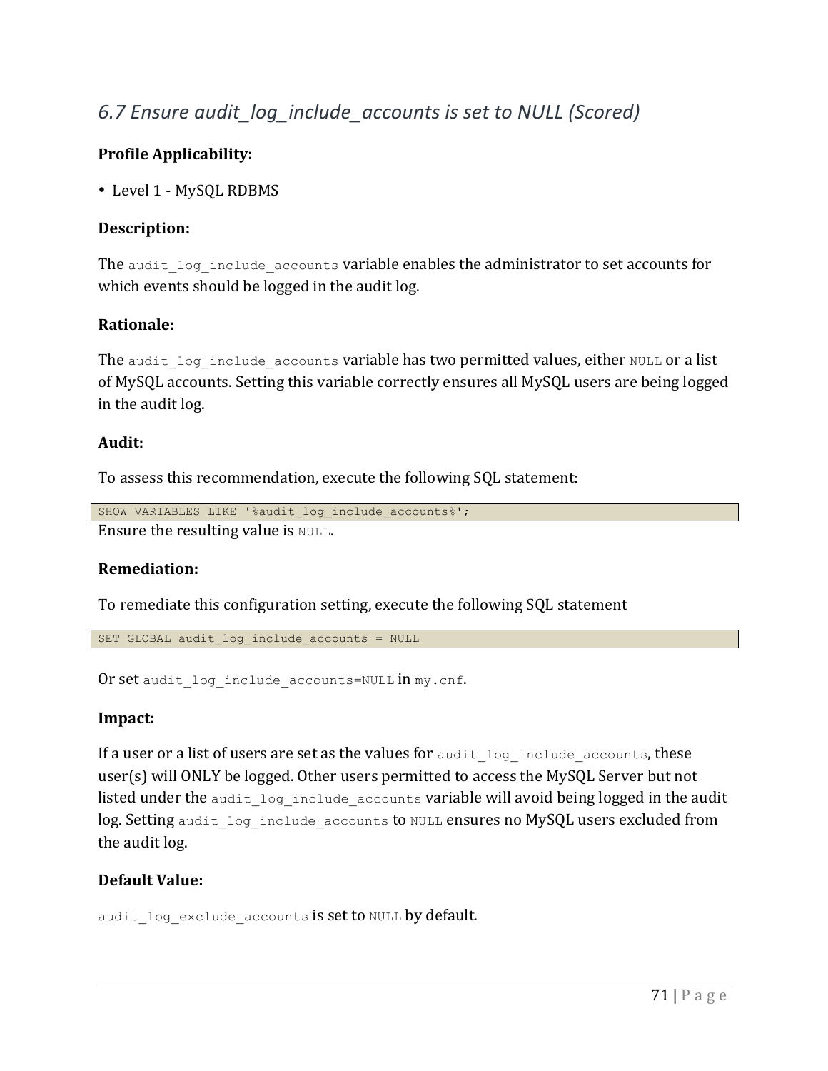## *6.7 Ensure audit_log_include_accounts is set to NULL (Scored)*

**Profile Applicability:**

- Level 1 - MySQL RDBMS

**Description:**

The `audit_log_include_accounts` variable enables the administrator to set accounts for which events should be logged in the audit log.

**Rationale:**

The `audit_log_include_accounts` variable has two permitted values, either `NULL` or a list of MySQL accounts. Setting this variable correctly ensures all MySQL users are being logged in the audit log.

**Audit:**

To assess this recommendation, execute the following SQL statement:

```
SHOW VARIABLES LIKE '%audit_log_include_accounts%';
```

Ensure the resulting value is `NULL`.

**Remediation:**

To remediate this configuration setting, execute the following SQL statement

```
SET GLOBAL audit_log_include_accounts = NULL
```

Or set `audit_log_include_accounts=NULL` in `my.cnf`.

**Impact:**

If a user or a list of users are set as the values for `audit_log_include_accounts`, these user(s) will ONLY be logged. Other users permitted to access the MySQL Server but not listed under the `audit_log_include_accounts` variable will avoid being logged in the audit log. Setting `audit_log_include_accounts` to `NULL` ensures no MySQL users excluded from the audit log.

**Default Value:**

`audit_log_exclude_accounts` is set to `NULL` by default.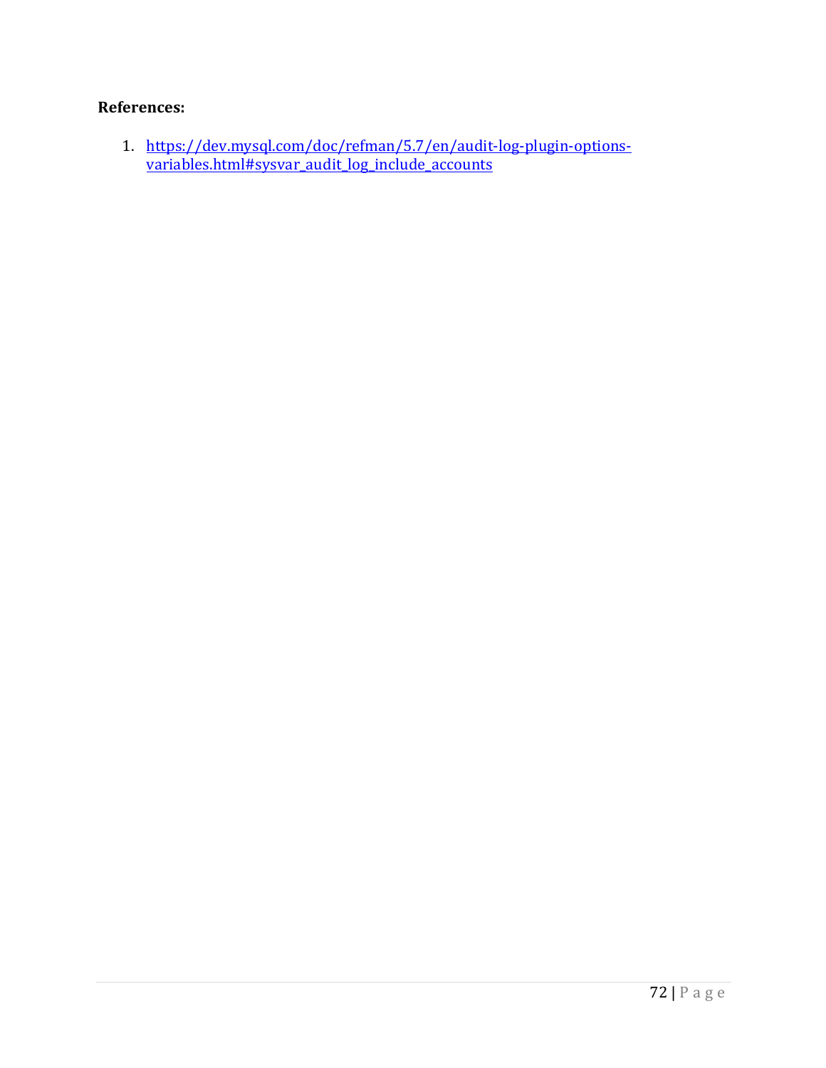**References:**

1. https://dev.mysql.com/doc/refman/5.7/en/audit-log-plugin-options-variables.html#sysvar_audit_log_include_accounts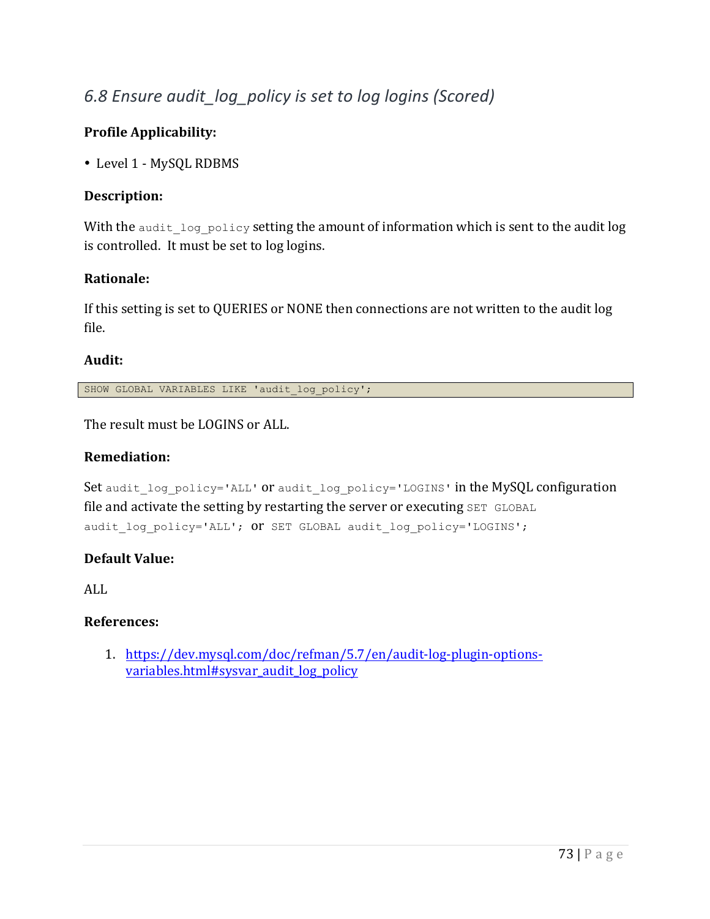## *6.8 Ensure audit_log_policy is set to log logins (Scored)*

**Profile Applicability:**

- Level 1 - MySQL RDBMS

**Description:**

With the `audit_log_policy` setting the amount of information which is sent to the audit log is controlled. It must be set to log logins.

**Rationale:**

If this setting is set to QUERIES or NONE then connections are not written to the audit log file.

**Audit:**

```
SHOW GLOBAL VARIABLES LIKE 'audit_log_policy';
```

The result must be LOGINS or ALL.

**Remediation:**

Set `audit_log_policy='ALL'` or `audit_log_policy='LOGINS'` in the MySQL configuration file and activate the setting by restarting the server or executing `SET GLOBAL audit_log_policy='ALL';` or `SET GLOBAL audit_log_policy='LOGINS';`

**Default Value:**

ALL

**References:**

1. [https://dev.mysql.com/doc/refman/5.7/en/audit-log-plugin-options-variables.html#sysvar_audit_log_policy](https://dev.mysql.com/doc/refman/5.7/en/audit-log-plugin-options-variables.html#sysvar_audit_log_policy)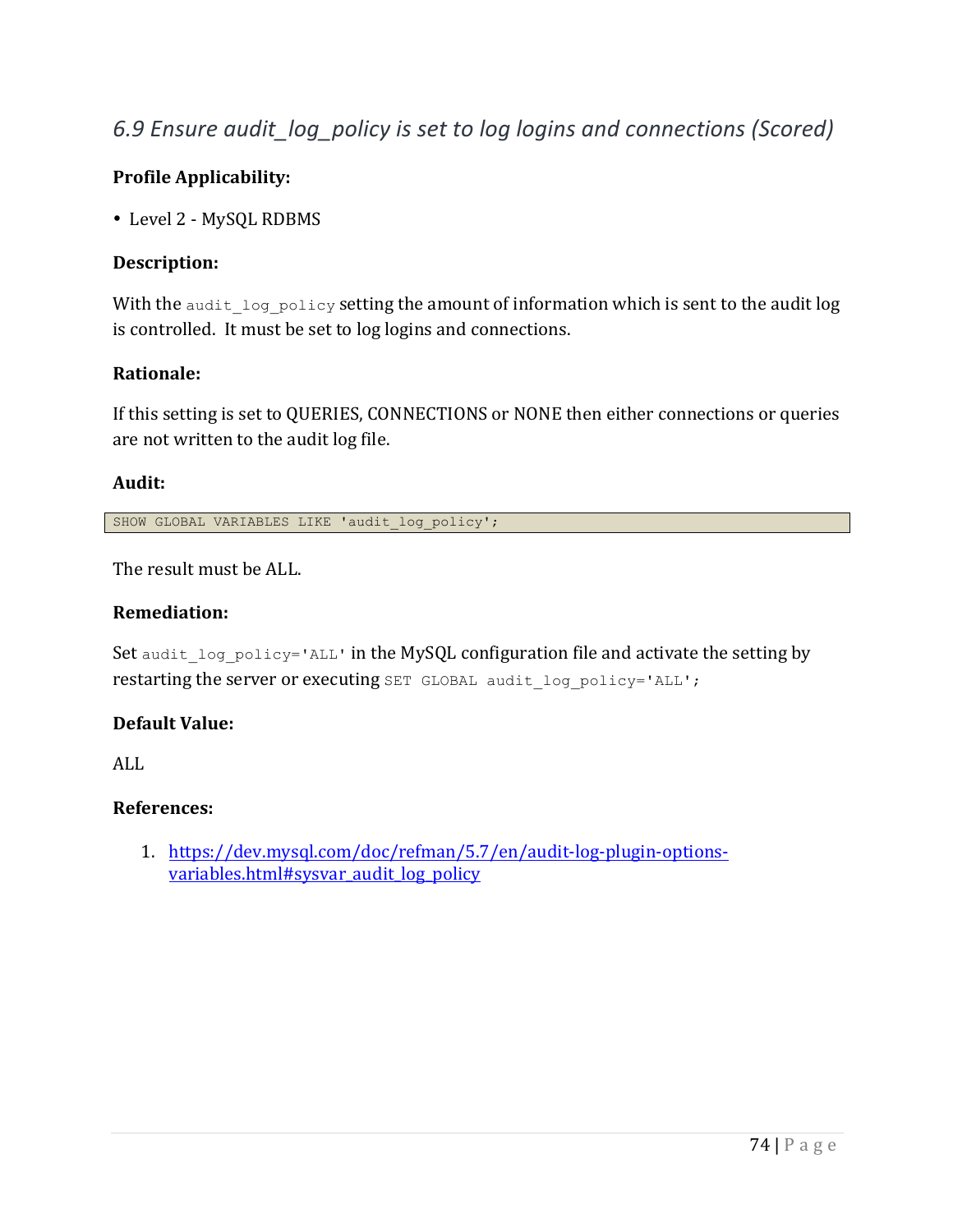## *6.9 Ensure audit_log_policy is set to log logins and connections (Scored)*

**Profile Applicability:**

- Level 2 - MySQL RDBMS

**Description:**

With the `audit_log_policy` setting the amount of information which is sent to the audit log is controlled. It must be set to log logins and connections.

**Rationale:**

If this setting is set to QUERIES, CONNECTIONS or NONE then either connections or queries are not written to the audit log file.

**Audit:**

```
SHOW GLOBAL VARIABLES LIKE 'audit_log_policy';
```

The result must be ALL.

**Remediation:**

Set `audit_log_policy='ALL'` in the MySQL configuration file and activate the setting by restarting the server or executing `SET GLOBAL audit_log_policy='ALL';`

**Default Value:**

ALL

**References:**

1. [https://dev.mysql.com/doc/refman/5.7/en/audit-log-plugin-options-variables.html#sysvar_audit_log_policy](https://dev.mysql.com/doc/refman/5.7/en/audit-log-plugin-options-variables.html#sysvar_audit_log_policy)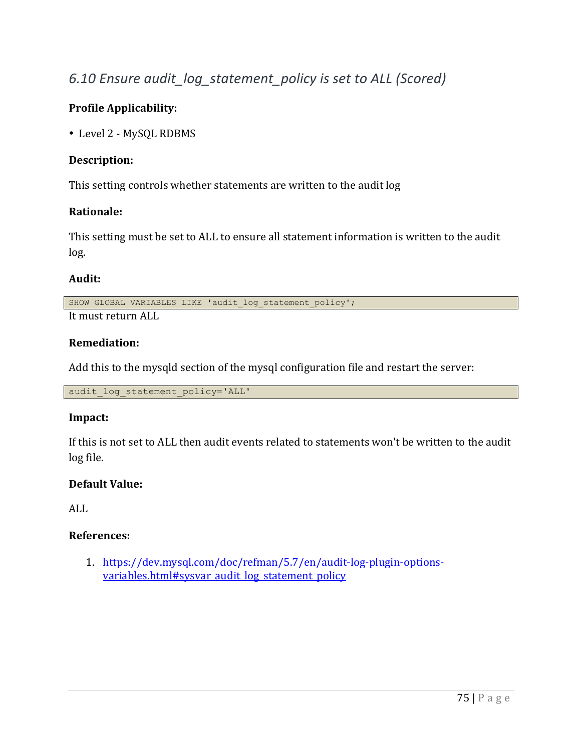## *6.10 Ensure audit_log_statement_policy is set to ALL (Scored)*

**Profile Applicability:**

- Level 2 - MySQL RDBMS

**Description:**

This setting controls whether statements are written to the audit log

**Rationale:**

This setting must be set to ALL to ensure all statement information is written to the audit log.

**Audit:**

```
SHOW GLOBAL VARIABLES LIKE 'audit_log_statement_policy';
```

It must return ALL

**Remediation:**

Add this to the mysqld section of the mysql configuration file and restart the server:

```
audit_log_statement_policy='ALL'
```

**Impact:**

If this is not set to ALL then audit events related to statements won't be written to the audit log file.

**Default Value:**

ALL

**References:**

1. https://dev.mysql.com/doc/refman/5.7/en/audit-log-plugin-options-variables.html#sysvar_audit_log_statement_policy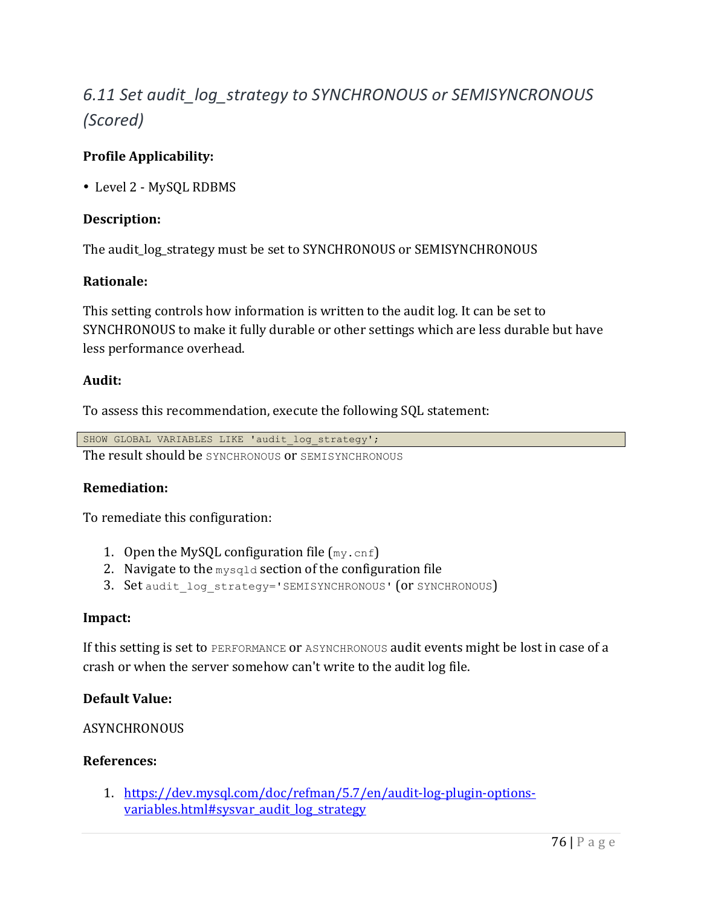## *6.11 Set audit_log_strategy to SYNCHRONOUS or SEMISYNCRONOUS (Scored)*

**Profile Applicability:**

- Level 2 - MySQL RDBMS

**Description:**

The audit_log_strategy must be set to SYNCHRONOUS or SEMISYNCHRONOUS

**Rationale:**

This setting controls how information is written to the audit log. It can be set to SYNCHRONOUS to make it fully durable or other settings which are less durable but have less performance overhead.

**Audit:**

To assess this recommendation, execute the following SQL statement:

```
SHOW GLOBAL VARIABLES LIKE 'audit_log_strategy';
```

The result should be `SYNCHRONOUS` or `SEMISYNCHRONOUS`

**Remediation:**

To remediate this configuration:

1. Open the MySQL configuration file (`my.cnf`)
2. Navigate to the `mysqld` section of the configuration file
3. Set `audit_log_strategy='SEMISYNCHRONOUS'` (or `SYNCHRONOUS`)

**Impact:**

If this setting is set to `PERFORMANCE` or `ASYNCHRONOUS` audit events might be lost in case of a crash or when the server somehow can't write to the audit log file.

**Default Value:**

ASYNCHRONOUS

**References:**

1. https://dev.mysql.com/doc/refman/5.7/en/audit-log-plugin-options-variables.html#sysvar_audit_log_strategy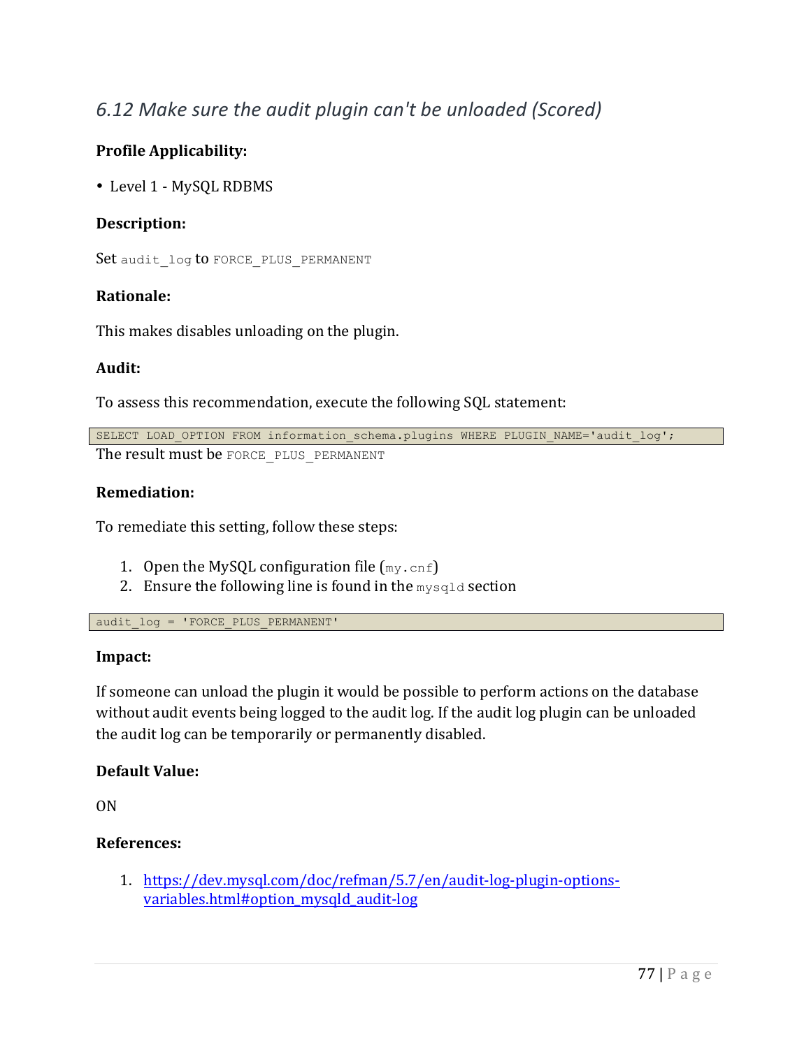## *6.12 Make sure the audit plugin can't be unloaded (Scored)*

**Profile Applicability:**

- Level 1 - MySQL RDBMS

**Description:**

Set `audit_log` to `FORCE_PLUS_PERMANENT`

**Rationale:**

This makes disables unloading on the plugin.

**Audit:**

To assess this recommendation, execute the following SQL statement:

```
SELECT LOAD_OPTION FROM information_schema.plugins WHERE PLUGIN_NAME='audit_log';
```

The result must be `FORCE_PLUS_PERMANENT`

**Remediation:**

To remediate this setting, follow these steps:

1. Open the MySQL configuration file (`my.cnf`)
2. Ensure the following line is found in the `mysqld` section

```
audit_log = 'FORCE_PLUS_PERMANENT'
```

**Impact:**

If someone can unload the plugin it would be possible to perform actions on the database without audit events being logged to the audit log. If the audit log plugin can be unloaded the audit log can be temporarily or permanently disabled.

**Default Value:**

ON

**References:**

1. https://dev.mysql.com/doc/refman/5.7/en/audit-log-plugin-options-variables.html#option_mysqld_audit-log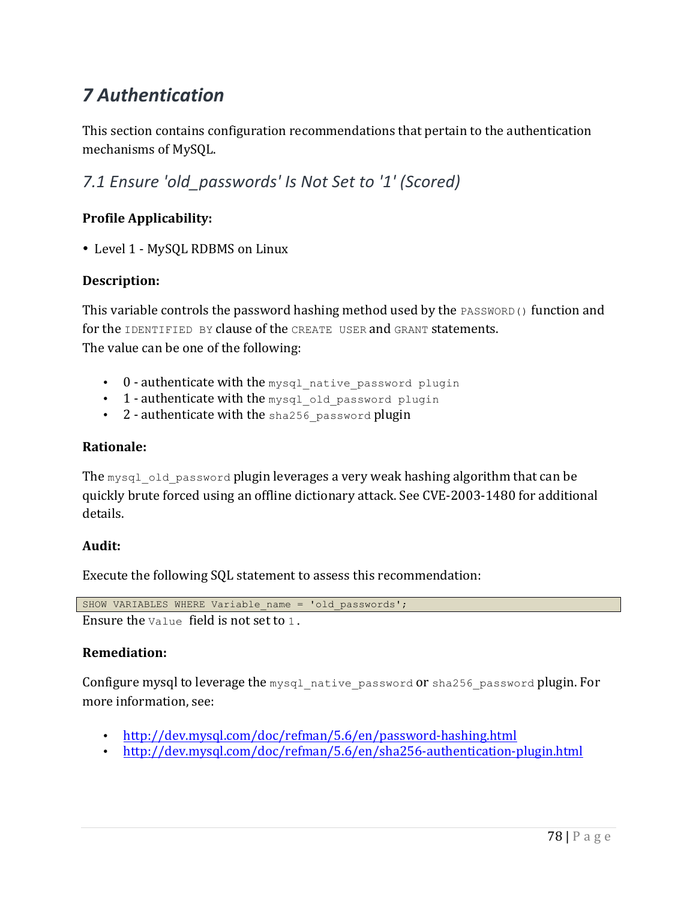# 7 Authentication

This section contains configuration recommendations that pertain to the authentication mechanisms of MySQL.

## 7.1 Ensure 'old_passwords' Is Not Set to '1' (Scored)

**Profile Applicability:**

- Level 1 - MySQL RDBMS on Linux

**Description:**

This variable controls the password hashing method used by the `PASSWORD()` function and for the `IDENTIFIED BY` clause of the `CREATE USER` and `GRANT` statements.
The value can be one of the following:

- 0 - authenticate with the `mysql_native_password plugin`
- 1 - authenticate with the `mysql_old_password plugin`
- 2 - authenticate with the `sha256_password` plugin

**Rationale:**

The `mysql_old_password` plugin leverages a very weak hashing algorithm that can be quickly brute forced using an offline dictionary attack. See CVE-2003-1480 for additional details.

**Audit:**

Execute the following SQL statement to assess this recommendation:

```
SHOW VARIABLES WHERE Variable_name = 'old_passwords';
```

Ensure the `Value` field is not set to `1`.

**Remediation:**

Configure mysql to leverage the `mysql_native_password` or `sha256_password` plugin. For more information, see:

- http://dev.mysql.com/doc/refman/5.6/en/password-hashing.html
- http://dev.mysql.com/doc/refman/5.6/en/sha256-authentication-plugin.html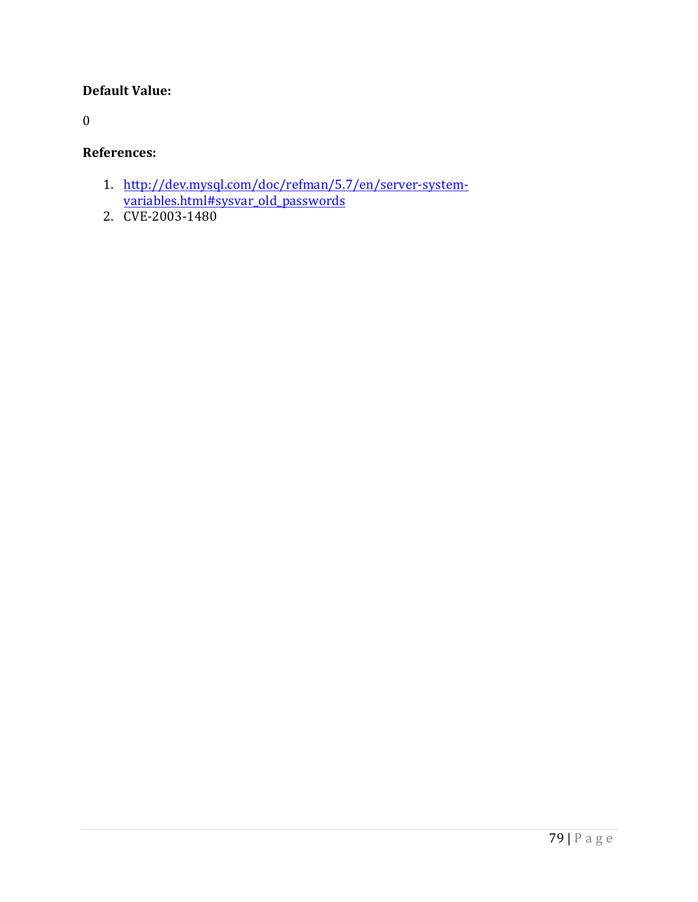**Default Value:**

0

**References:**

1. [http://dev.mysql.com/doc/refman/5.7/en/server-system-variables.html#sysvar_old_passwords](http://dev.mysql.com/doc/refman/5.7/en/server-system-variables.html#sysvar_old_passwords)
2. CVE-2003-1480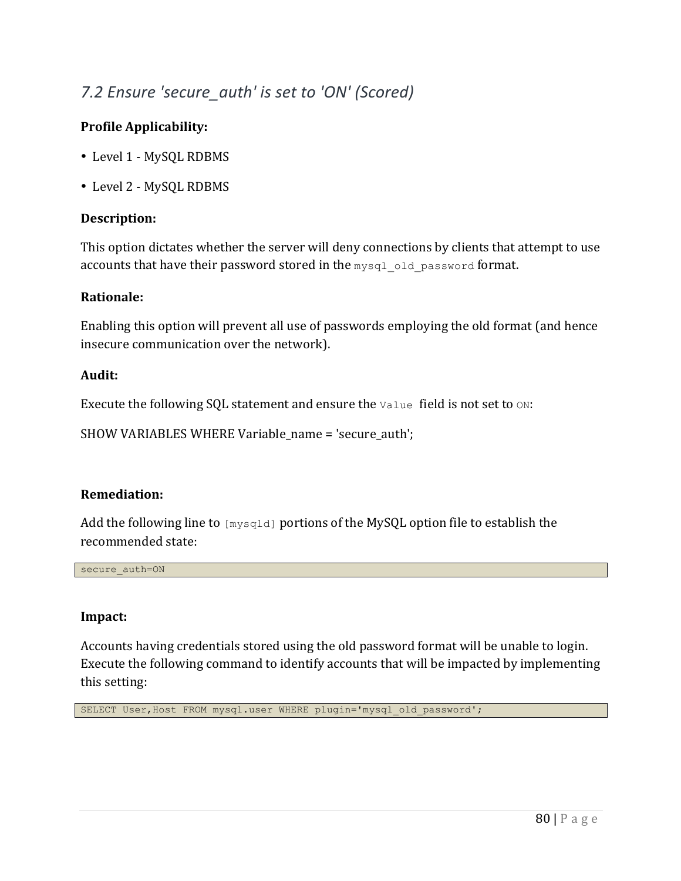## *7.2 Ensure 'secure_auth' is set to 'ON' (Scored)*

**Profile Applicability:**

- Level 1 - MySQL RDBMS
- Level 2 - MySQL RDBMS

**Description:**

This option dictates whether the server will deny connections by clients that attempt to use accounts that have their password stored in the `mysql_old_password` format.

**Rationale:**

Enabling this option will prevent all use of passwords employing the old format (and hence insecure communication over the network).

**Audit:**

Execute the following SQL statement and ensure the `Value` field is not set to `ON`:

SHOW VARIABLES WHERE Variable_name = 'secure_auth';

**Remediation:**

Add the following line to `[mysqld]` portions of the MySQL option file to establish the recommended state:

```
secure_auth=ON
```

**Impact:**

Accounts having credentials stored using the old password format will be unable to login. Execute the following command to identify accounts that will be impacted by implementing this setting:

```
SELECT User,Host FROM mysql.user WHERE plugin='mysql_old_password';
```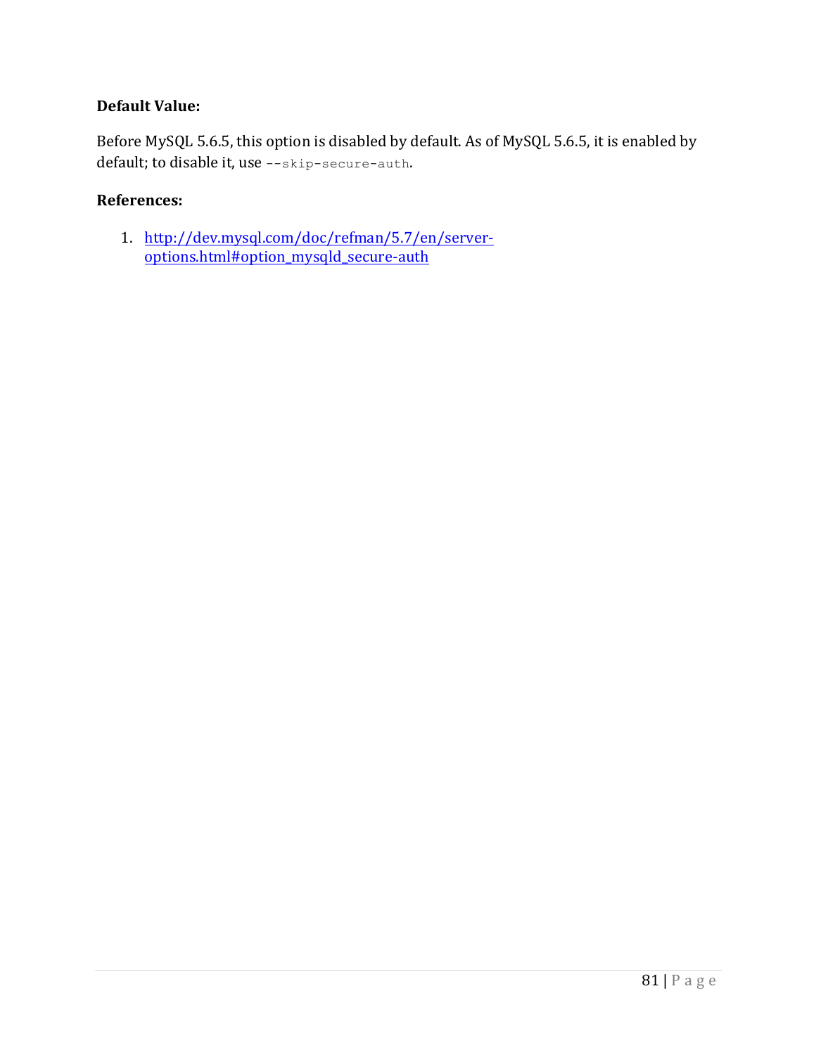**Default Value:**

Before MySQL 5.6.5, this option is disabled by default. As of MySQL 5.6.5, it is enabled by default; to disable it, use `--skip-secure-auth`.

**References:**

1. [http://dev.mysql.com/doc/refman/5.7/en/server-options.html#option_mysqld_secure-auth](http://dev.mysql.com/doc/refman/5.7/en/server-options.html#option_mysqld_secure-auth)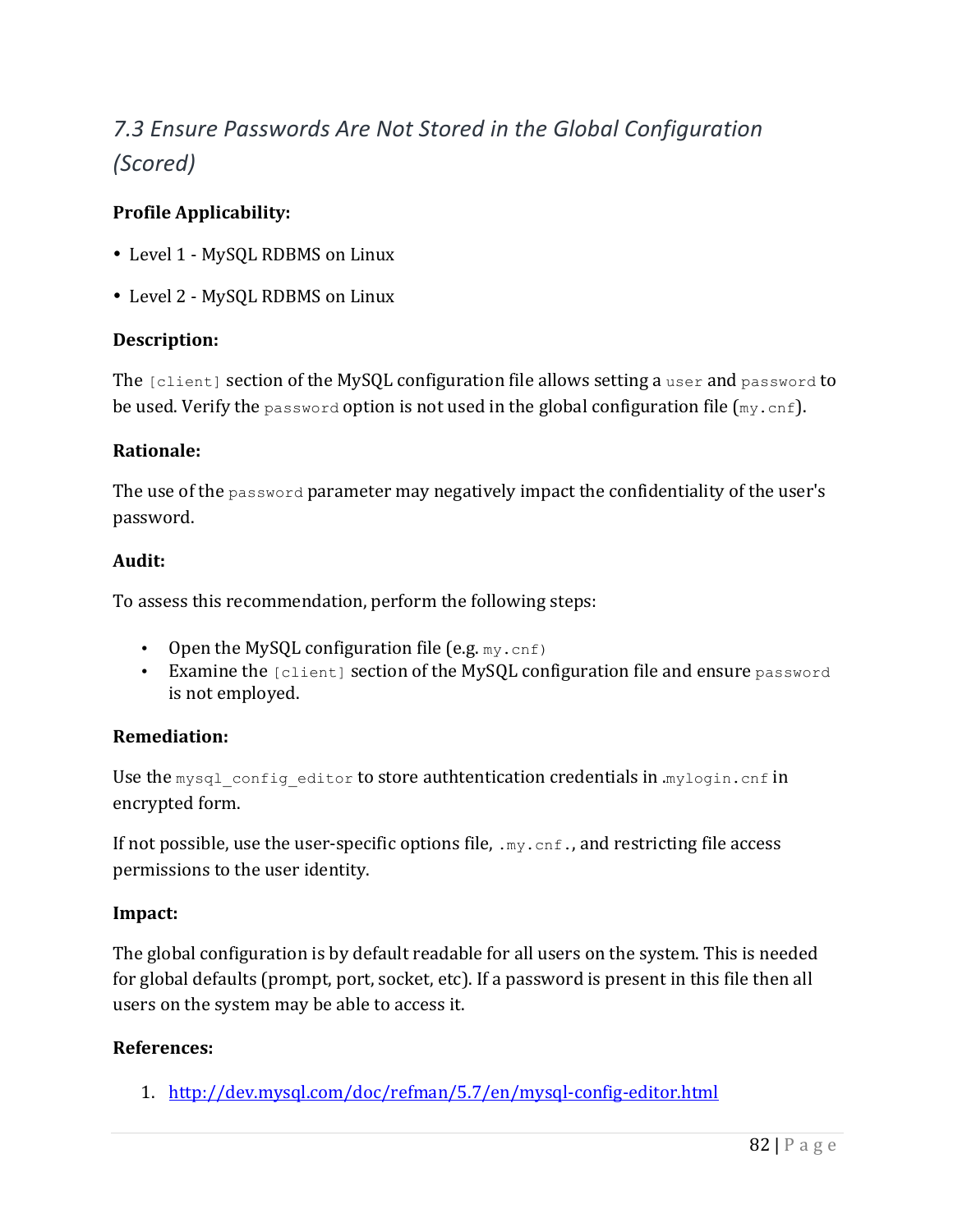## *7.3 Ensure Passwords Are Not Stored in the Global Configuration (Scored)*

**Profile Applicability:**

- Level 1 - MySQL RDBMS on Linux
- Level 2 - MySQL RDBMS on Linux

**Description:**

The `[client]` section of the MySQL configuration file allows setting a `user` and `password` to be used. Verify the `password` option is not used in the global configuration file (`my.cnf`).

**Rationale:**

The use of the `password` parameter may negatively impact the confidentiality of the user's password.

**Audit:**

To assess this recommendation, perform the following steps:

- Open the MySQL configuration file (e.g. `my.cnf)`
- Examine the `[client]` section of the MySQL configuration file and ensure `password` is not employed.

**Remediation:**

Use the `mysql_config_editor` to store authtentication credentials in .`mylogin.cnf` in encrypted form.

If not possible, use the user-specific options file, `.my.cnf.`, and restricting file access permissions to the user identity.

**Impact:**

The global configuration is by default readable for all users on the system. This is needed for global defaults (prompt, port, socket, etc). If a password is present in this file then all users on the system may be able to access it.

**References:**

1. http://dev.mysql.com/doc/refman/5.7/en/mysql-config-editor.html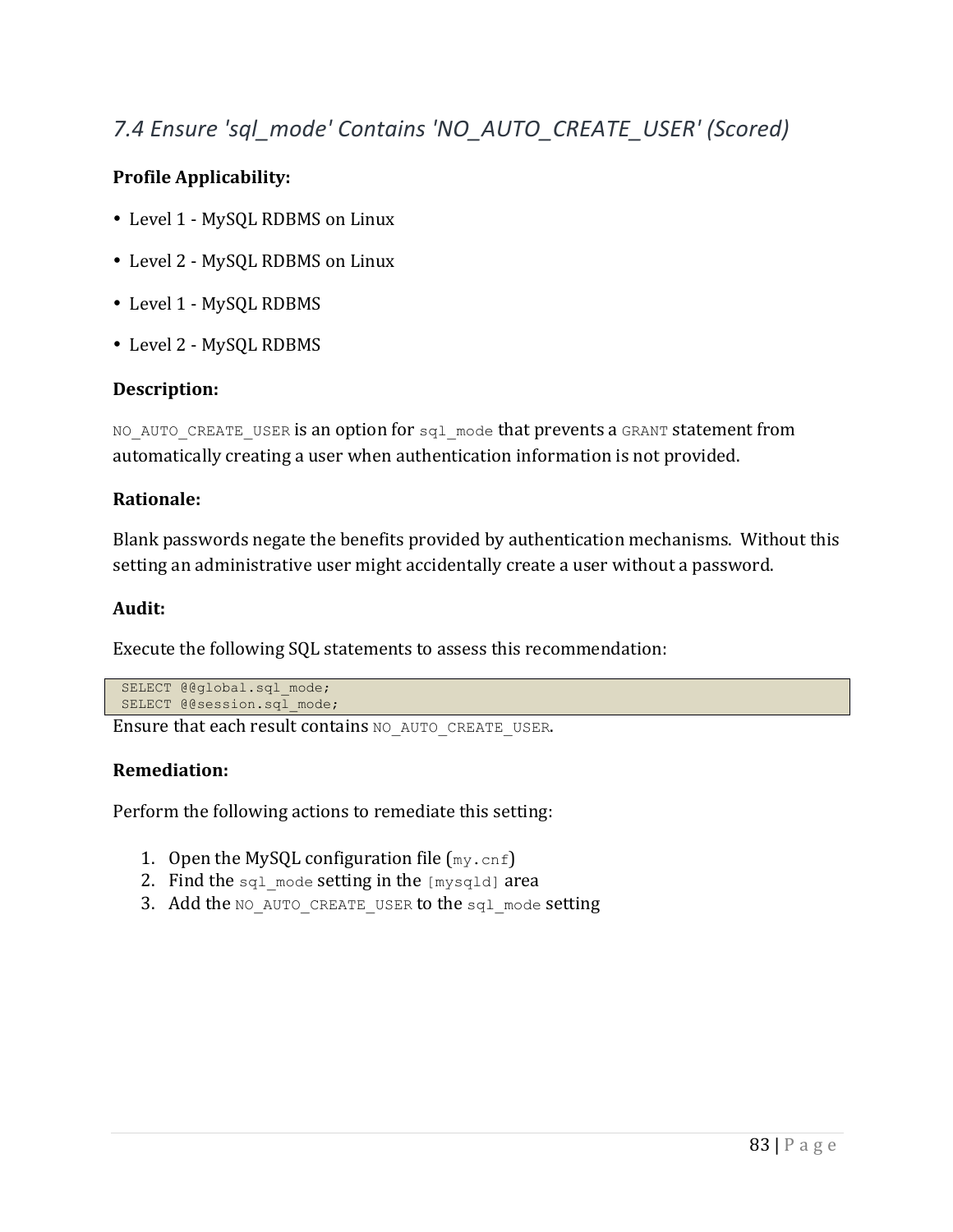## *7.4 Ensure 'sql_mode' Contains 'NO_AUTO_CREATE_USER' (Scored)*

**Profile Applicability:**

- Level 1 - MySQL RDBMS on Linux
- Level 2 - MySQL RDBMS on Linux
- Level 1 - MySQL RDBMS
- Level 2 - MySQL RDBMS

**Description:**

`NO_AUTO_CREATE_USER` is an option for `sql_mode` that prevents a `GRANT` statement from automatically creating a user when authentication information is not provided.

**Rationale:**

Blank passwords negate the benefits provided by authentication mechanisms. Without this setting an administrative user might accidentally create a user without a password.

**Audit:**

Execute the following SQL statements to assess this recommendation:

```
SELECT @@global.sql_mode;
SELECT @@session.sql_mode;
```

Ensure that each result contains `NO_AUTO_CREATE_USER`.

**Remediation:**

Perform the following actions to remediate this setting:

1. Open the MySQL configuration file (`my.cnf`)
2. Find the `sql_mode` setting in the `[mysqld]` area
3. Add the `NO_AUTO_CREATE_USER` to the `sql_mode` setting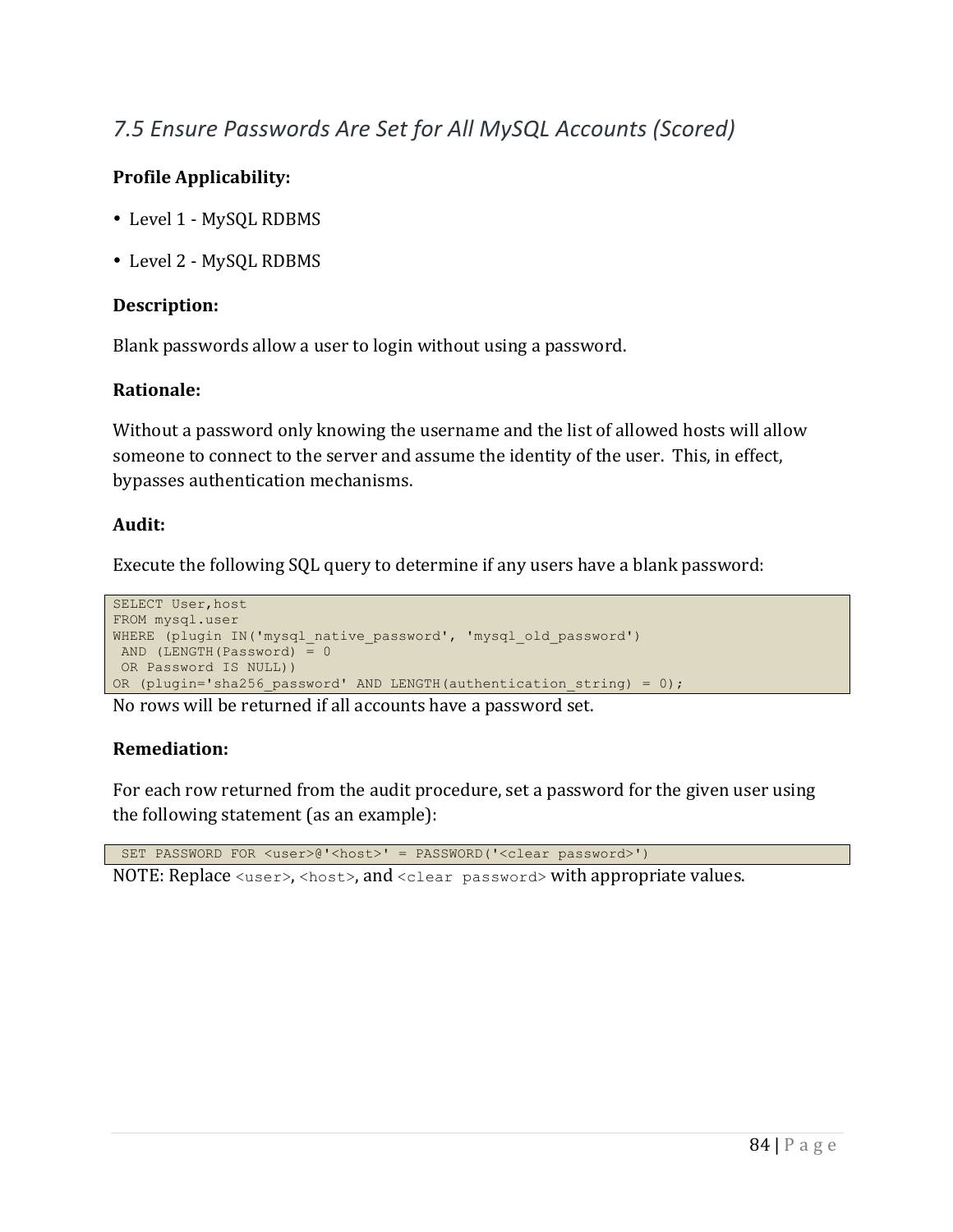## *7.5 Ensure Passwords Are Set for All MySQL Accounts (Scored)*

**Profile Applicability:**

- Level 1 - MySQL RDBMS
- Level 2 - MySQL RDBMS

**Description:**

Blank passwords allow a user to login without using a password.

**Rationale:**

Without a password only knowing the username and the list of allowed hosts will allow someone to connect to the server and assume the identity of the user. This, in effect, bypasses authentication mechanisms.

**Audit:**

Execute the following SQL query to determine if any users have a blank password:

```
SELECT User,host
FROM mysql.user
WHERE (plugin IN('mysql_native_password', 'mysql_old_password')
 AND (LENGTH(Password) = 0
 OR Password IS NULL))
OR (plugin='sha256_password' AND LENGTH(authentication_string) = 0);
```

No rows will be returned if all accounts have a password set.

**Remediation:**

For each row returned from the audit procedure, set a password for the given user using the following statement (as an example):

```
 SET PASSWORD FOR <user>@'<host>' = PASSWORD('<clear password>')
```

NOTE: Replace `<user>`, `<host>`, and `<clear password>` with appropriate values.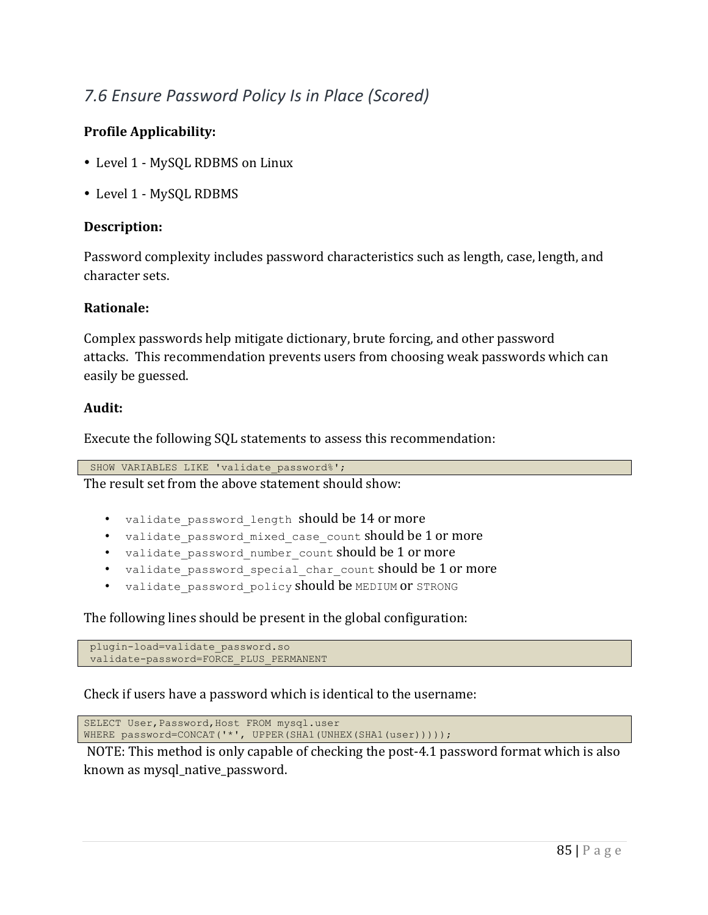## *7.6 Ensure Password Policy Is in Place (Scored)*

**Profile Applicability:**

- Level 1 - MySQL RDBMS on Linux
- Level 1 - MySQL RDBMS

**Description:**

Password complexity includes password characteristics such as length, case, length, and character sets.

**Rationale:**

Complex passwords help mitigate dictionary, brute forcing, and other password attacks. This recommendation prevents users from choosing weak passwords which can easily be guessed.

**Audit:**

Execute the following SQL statements to assess this recommendation:

```
SHOW VARIABLES LIKE 'validate_password%';
```

The result set from the above statement should show:

- `validate_password_length` should be 14 or more
- `validate_password_mixed_case_count` should be 1 or more
- `validate_password_number_count` should be 1 or more
- `validate_password_special_char_count` should be 1 or more
- `validate_password_policy` should be `MEDIUM` or `STRONG`

The following lines should be present in the global configuration:

```
plugin-load=validate_password.so
validate-password=FORCE_PLUS_PERMANENT
```

Check if users have a password which is identical to the username:

```
SELECT User,Password,Host FROM mysql.user
WHERE password=CONCAT('*', UPPER(SHA1(UNHEX(SHA1(user)))));
```

NOTE: This method is only capable of checking the post-4.1 password format which is also known as mysql_native_password.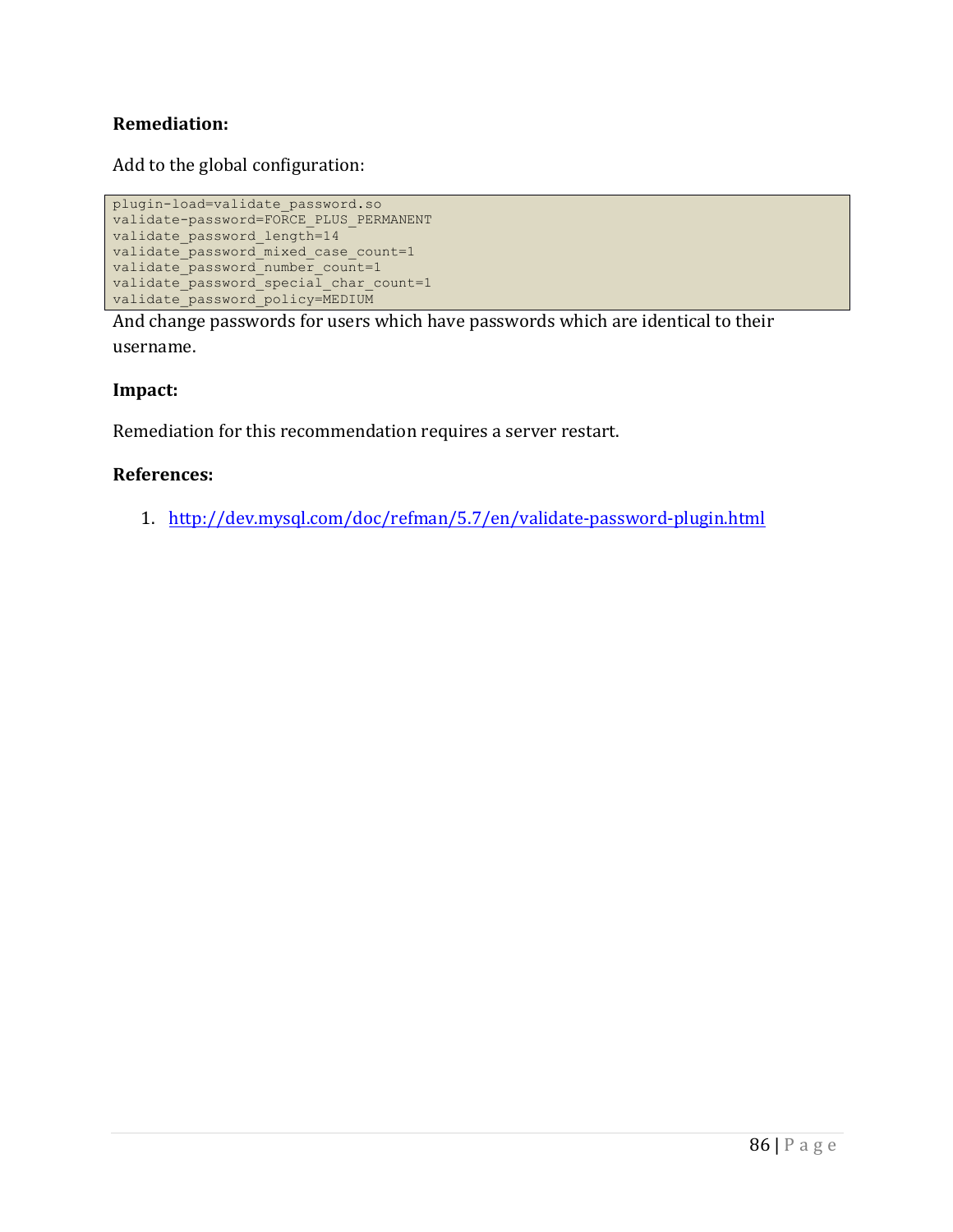**Remediation:**

Add to the global configuration:

```
plugin-load=validate_password.so
validate-password=FORCE_PLUS_PERMANENT
validate_password_length=14
validate_password_mixed_case_count=1
validate_password_number_count=1
validate_password_special_char_count=1
validate_password_policy=MEDIUM
```

And change passwords for users which have passwords which are identical to their username.

**Impact:**

Remediation for this recommendation requires a server restart.

**References:**

1. http://dev.mysql.com/doc/refman/5.7/en/validate-password-plugin.html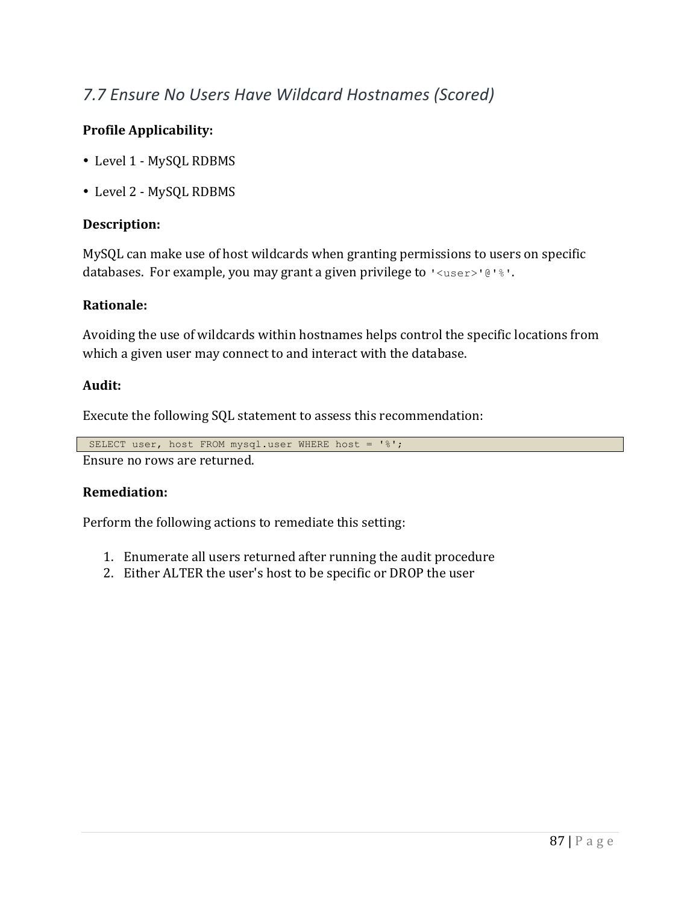## *7.7 Ensure No Users Have Wildcard Hostnames (Scored)*

**Profile Applicability:**

- Level 1 - MySQL RDBMS
- Level 2 - MySQL RDBMS

**Description:**

MySQL can make use of host wildcards when granting permissions to users on specific databases. For example, you may grant a given privilege to `'<user>'@'%'`.

**Rationale:**

Avoiding the use of wildcards within hostnames helps control the specific locations from which a given user may connect to and interact with the database.

**Audit:**

Execute the following SQL statement to assess this recommendation:

```
SELECT user, host FROM mysql.user WHERE host = '%';
```

Ensure no rows are returned.

**Remediation:**

Perform the following actions to remediate this setting:

1. Enumerate all users returned after running the audit procedure
2. Either ALTER the user's host to be specific or DROP the user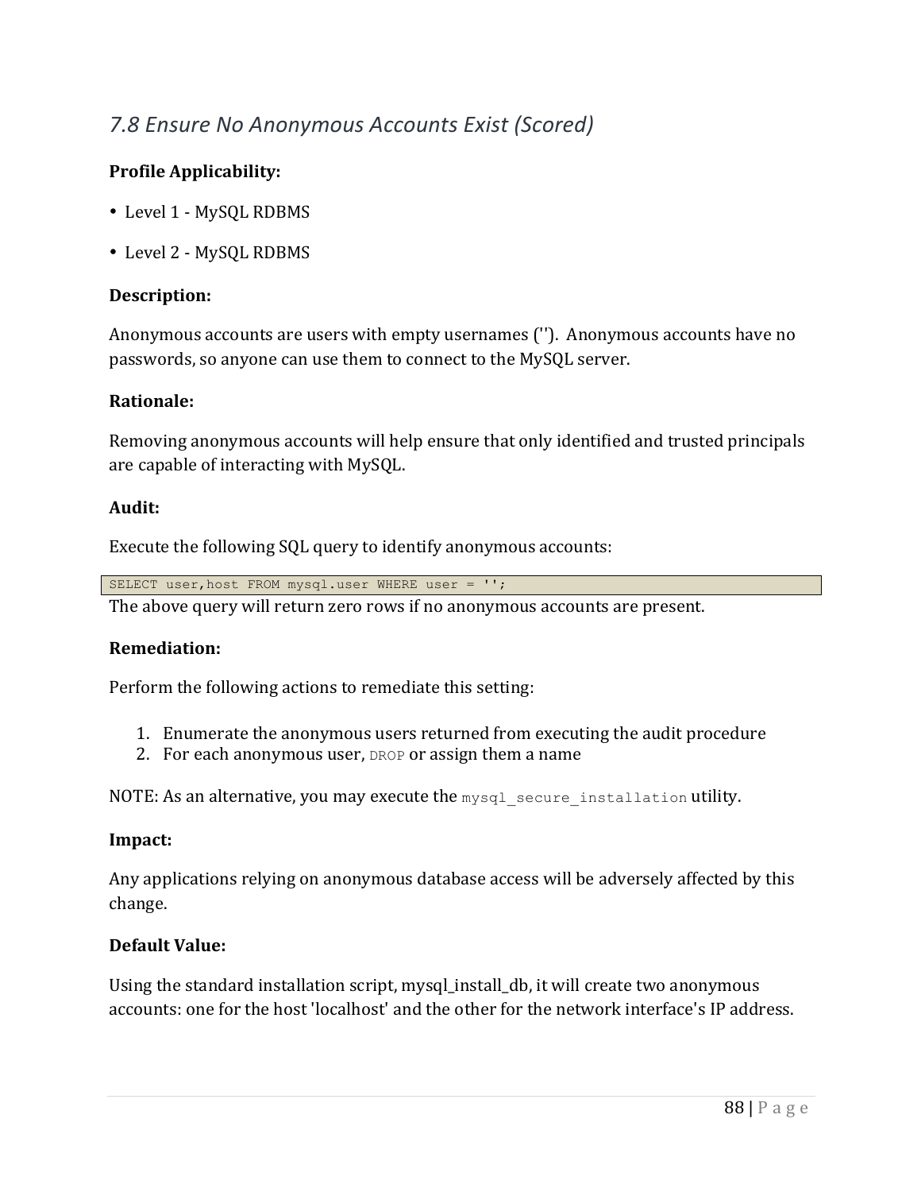## *7.8 Ensure No Anonymous Accounts Exist (Scored)*

**Profile Applicability:**

- Level 1 - MySQL RDBMS
- Level 2 - MySQL RDBMS

**Description:**

Anonymous accounts are users with empty usernames (''). Anonymous accounts have no passwords, so anyone can use them to connect to the MySQL server.

**Rationale:**

Removing anonymous accounts will help ensure that only identified and trusted principals are capable of interacting with MySQL.

**Audit:**

Execute the following SQL query to identify anonymous accounts:

```
SELECT user,host FROM mysql.user WHERE user = '';
```

The above query will return zero rows if no anonymous accounts are present.

**Remediation:**

Perform the following actions to remediate this setting:

1. Enumerate the anonymous users returned from executing the audit procedure
2. For each anonymous user, `DROP` or assign them a name

NOTE: As an alternative, you may execute the `mysql_secure_installation` utility.

**Impact:**

Any applications relying on anonymous database access will be adversely affected by this change.

**Default Value:**

Using the standard installation script, mysql_install_db, it will create two anonymous accounts: one for the host 'localhost' and the other for the network interface's IP address.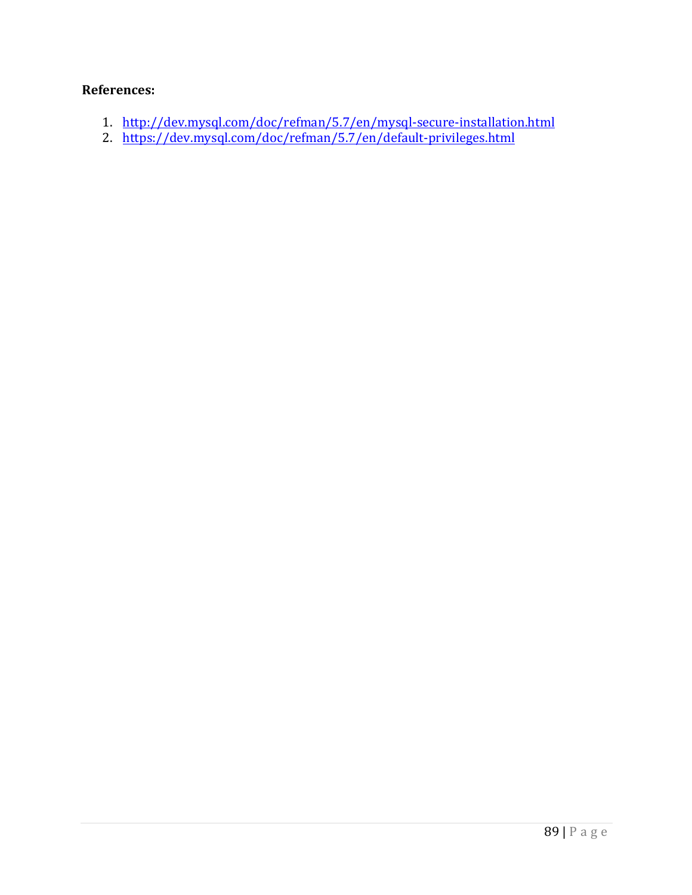**References:**

1. http://dev.mysql.com/doc/refman/5.7/en/mysql-secure-installation.html
2. https://dev.mysql.com/doc/refman/5.7/en/default-privileges.html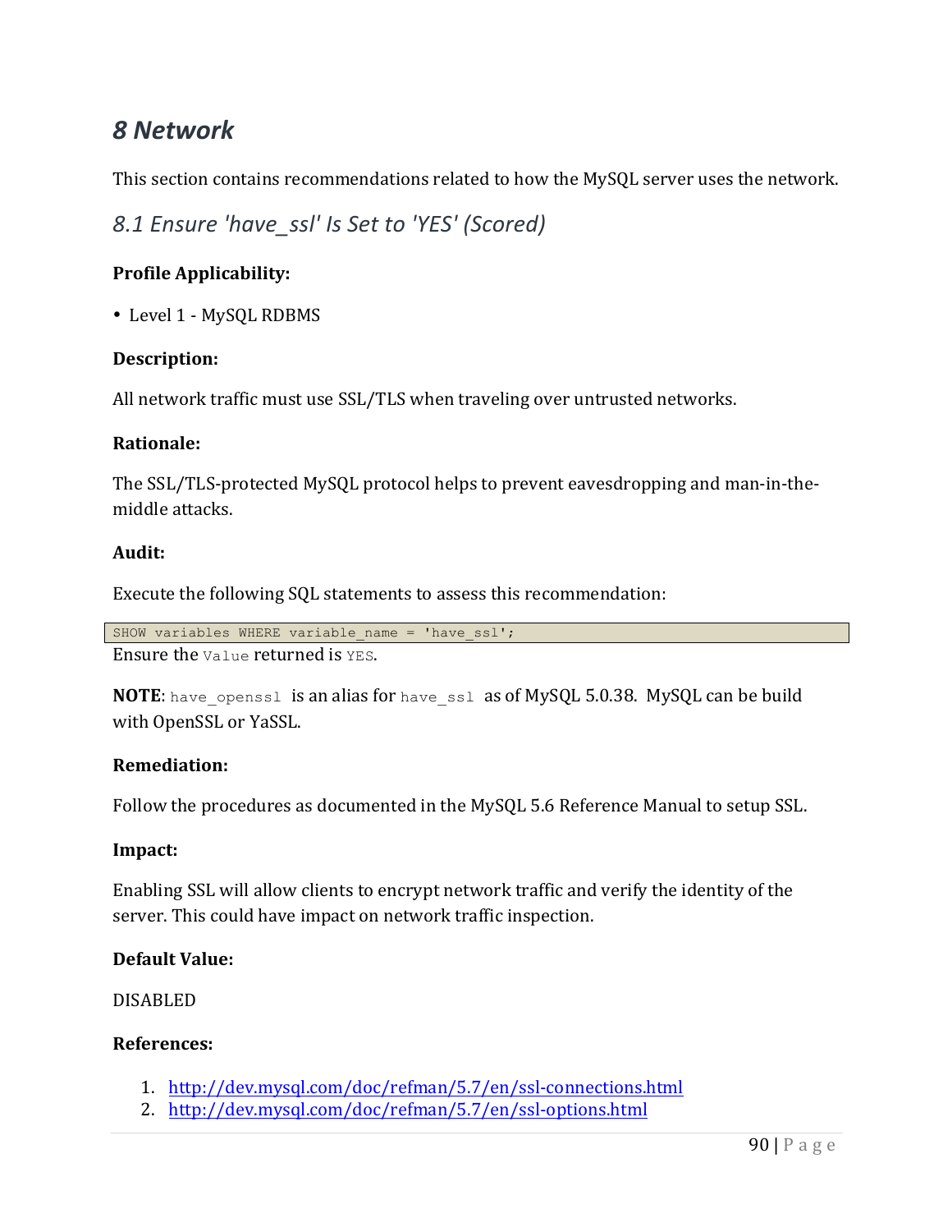# 8 Network

This section contains recommendations related to how the MySQL server uses the network.

## 8.1 Ensure 'have_ssl' Is Set to 'YES' (Scored)

**Profile Applicability:**

- Level 1 - MySQL RDBMS

**Description:**

All network traffic must use SSL/TLS when traveling over untrusted networks.

**Rationale:**

The SSL/TLS-protected MySQL protocol helps to prevent eavesdropping and man-in-the-middle attacks.

**Audit:**

Execute the following SQL statements to assess this recommendation:

```
SHOW variables WHERE variable_name = 'have_ssl';
```

Ensure the `Value` returned is `YES`.

**NOTE**: `have_openssl` is an alias for `have_ssl` as of MySQL 5.0.38. MySQL can be build with OpenSSL or YaSSL.

**Remediation:**

Follow the procedures as documented in the MySQL 5.6 Reference Manual to setup SSL.

**Impact:**

Enabling SSL will allow clients to encrypt network traffic and verify the identity of the server. This could have impact on network traffic inspection.

**Default Value:**

DISABLED

**References:**

1. http://dev.mysql.com/doc/refman/5.7/en/ssl-connections.html
2. http://dev.mysql.com/doc/refman/5.7/en/ssl-options.html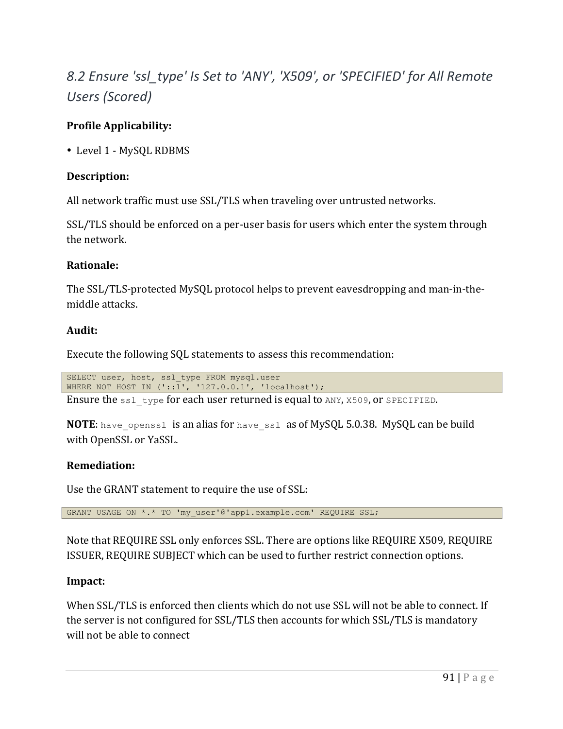## *8.2 Ensure 'ssl_type' Is Set to 'ANY', 'X509', or 'SPECIFIED' for All Remote Users (Scored)*

**Profile Applicability:**

- Level 1 - MySQL RDBMS

**Description:**

All network traffic must use SSL/TLS when traveling over untrusted networks.

SSL/TLS should be enforced on a per-user basis for users which enter the system through the network.

**Rationale:**

The SSL/TLS-protected MySQL protocol helps to prevent eavesdropping and man-in-the-middle attacks.

**Audit:**

Execute the following SQL statements to assess this recommendation:

```
SELECT user, host, ssl_type FROM mysql.user
WHERE NOT HOST IN ('::1', '127.0.0.1', 'localhost');
```

Ensure the `ssl_type` for each user returned is equal to `ANY`, `X509`, or `SPECIFIED`.

**NOTE**: `have_openssl` is an alias for `have_ssl` as of MySQL 5.0.38. MySQL can be build with OpenSSL or YaSSL.

**Remediation:**

Use the GRANT statement to require the use of SSL:

```
GRANT USAGE ON *.* TO 'my_user'@'app1.example.com' REQUIRE SSL;
```

Note that REQUIRE SSL only enforces SSL. There are options like REQUIRE X509, REQUIRE ISSUER, REQUIRE SUBJECT which can be used to further restrict connection options.

**Impact:**

When SSL/TLS is enforced then clients which do not use SSL will not be able to connect. If the server is not configured for SSL/TLS then accounts for which SSL/TLS is mandatory will not be able to connect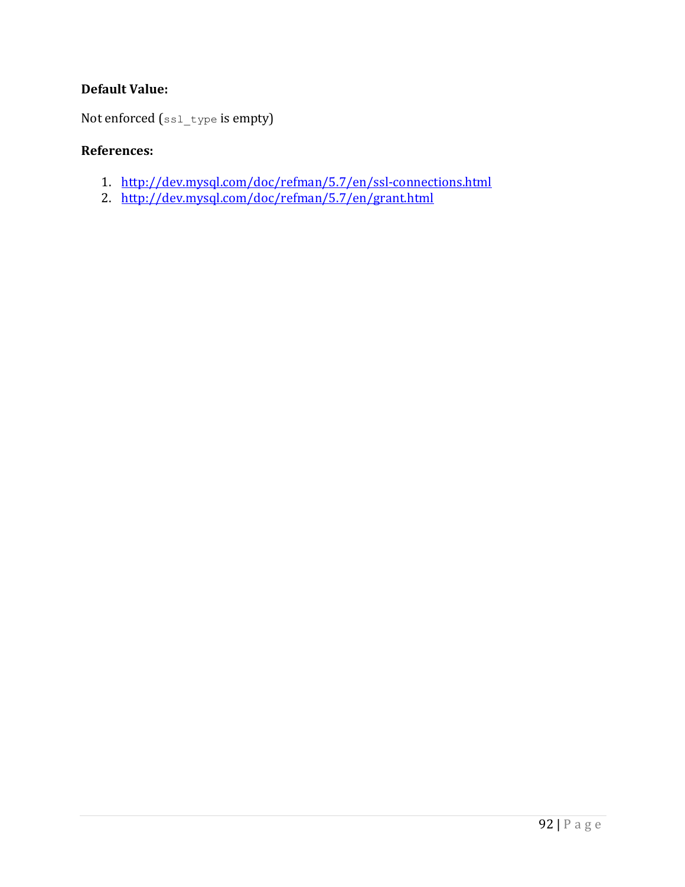**Default Value:**

Not enforced (`ssl_type` is empty)

**References:**

1. http://dev.mysql.com/doc/refman/5.7/en/ssl-connections.html
2. http://dev.mysql.com/doc/refman/5.7/en/grant.html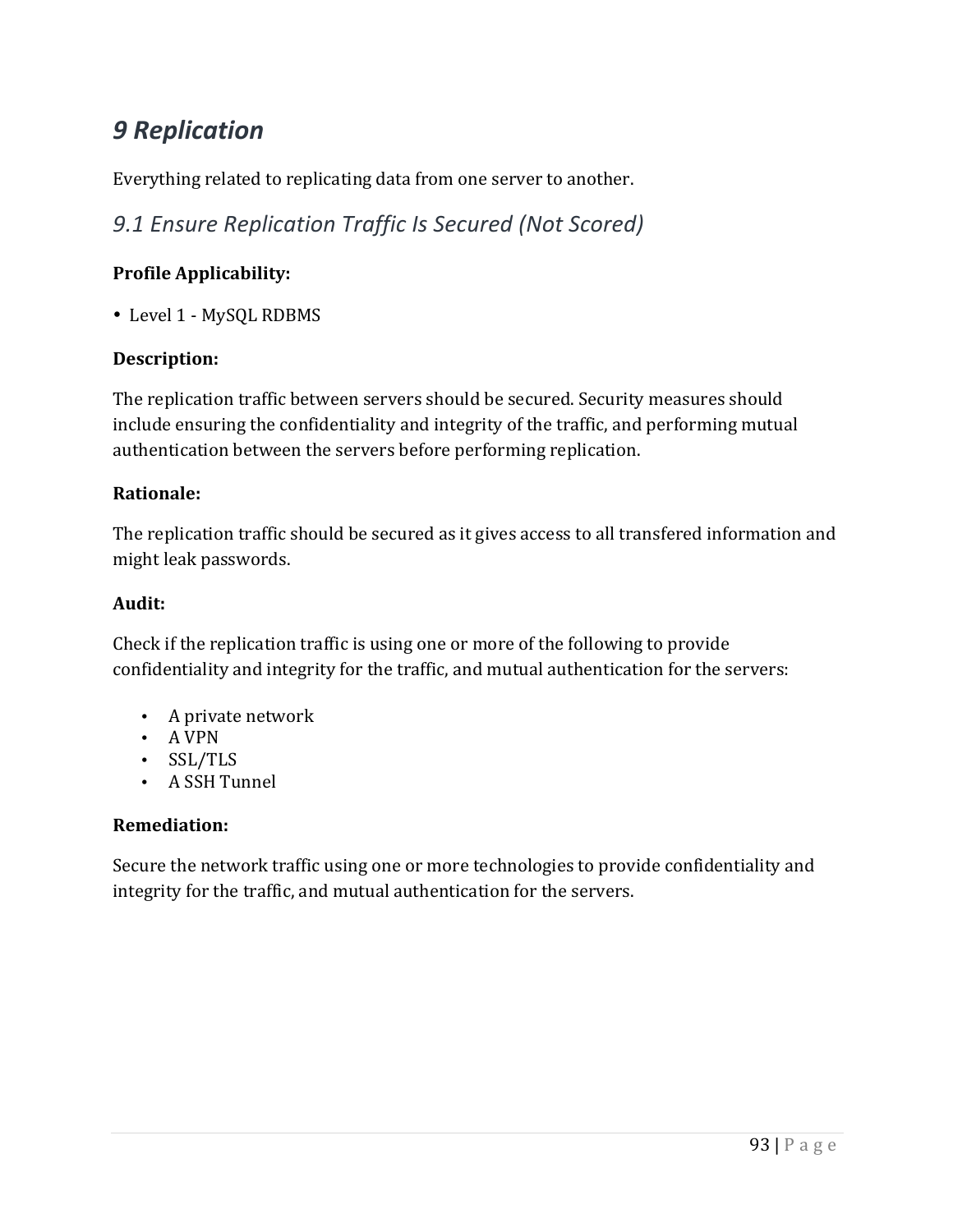# 9 Replication

Everything related to replicating data from one server to another.

## 9.1 Ensure Replication Traffic Is Secured (Not Scored)

**Profile Applicability:**

- Level 1 - MySQL RDBMS

**Description:**

The replication traffic between servers should be secured. Security measures should include ensuring the confidentiality and integrity of the traffic, and performing mutual authentication between the servers before performing replication.

**Rationale:**

The replication traffic should be secured as it gives access to all transfered information and might leak passwords.

**Audit:**

Check if the replication traffic is using one or more of the following to provide confidentiality and integrity for the traffic, and mutual authentication for the servers:

- A private network
- A VPN
- SSL/TLS
- A SSH Tunnel

**Remediation:**

Secure the network traffic using one or more technologies to provide confidentiality and integrity for the traffic, and mutual authentication for the servers.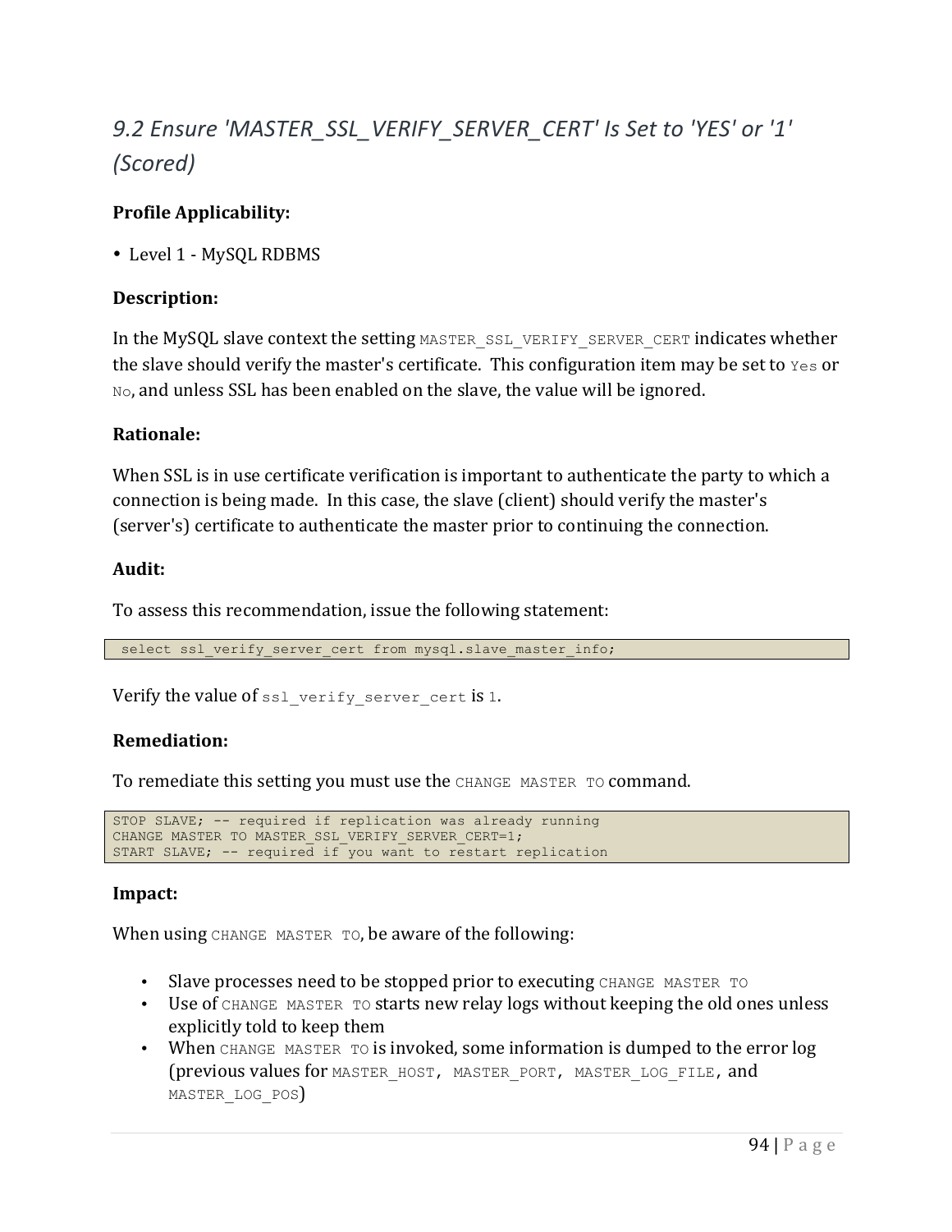## 9.2 Ensure 'MASTER_SSL_VERIFY_SERVER_CERT' Is Set to 'YES' or '1' (Scored)

**Profile Applicability:**

- Level 1 - MySQL RDBMS

**Description:**

In the MySQL slave context the setting `MASTER_SSL_VERIFY_SERVER_CERT` indicates whether the slave should verify the master's certificate. This configuration item may be set to `Yes` or `No`, and unless SSL has been enabled on the slave, the value will be ignored.

**Rationale:**

When SSL is in use certificate verification is important to authenticate the party to which a connection is being made. In this case, the slave (client) should verify the master's (server's) certificate to authenticate the master prior to continuing the connection.

**Audit:**

To assess this recommendation, issue the following statement:

```
select ssl_verify_server_cert from mysql.slave_master_info;
```

Verify the value of `ssl_verify_server_cert` is `1`.

**Remediation:**

To remediate this setting you must use the `CHANGE MASTER TO` command.

```
STOP SLAVE; -- required if replication was already running
CHANGE MASTER TO MASTER_SSL_VERIFY_SERVER_CERT=1;
START SLAVE; -- required if you want to restart replication
```

**Impact:**

When using `CHANGE MASTER TO`, be aware of the following:

- Slave processes need to be stopped prior to executing `CHANGE MASTER TO`
- Use of `CHANGE MASTER TO` starts new relay logs without keeping the old ones unless explicitly told to keep them
- When `CHANGE MASTER TO` is invoked, some information is dumped to the error log (previous values for `MASTER_HOST`, `MASTER_PORT`, `MASTER_LOG_FILE`, and `MASTER_LOG_POS`)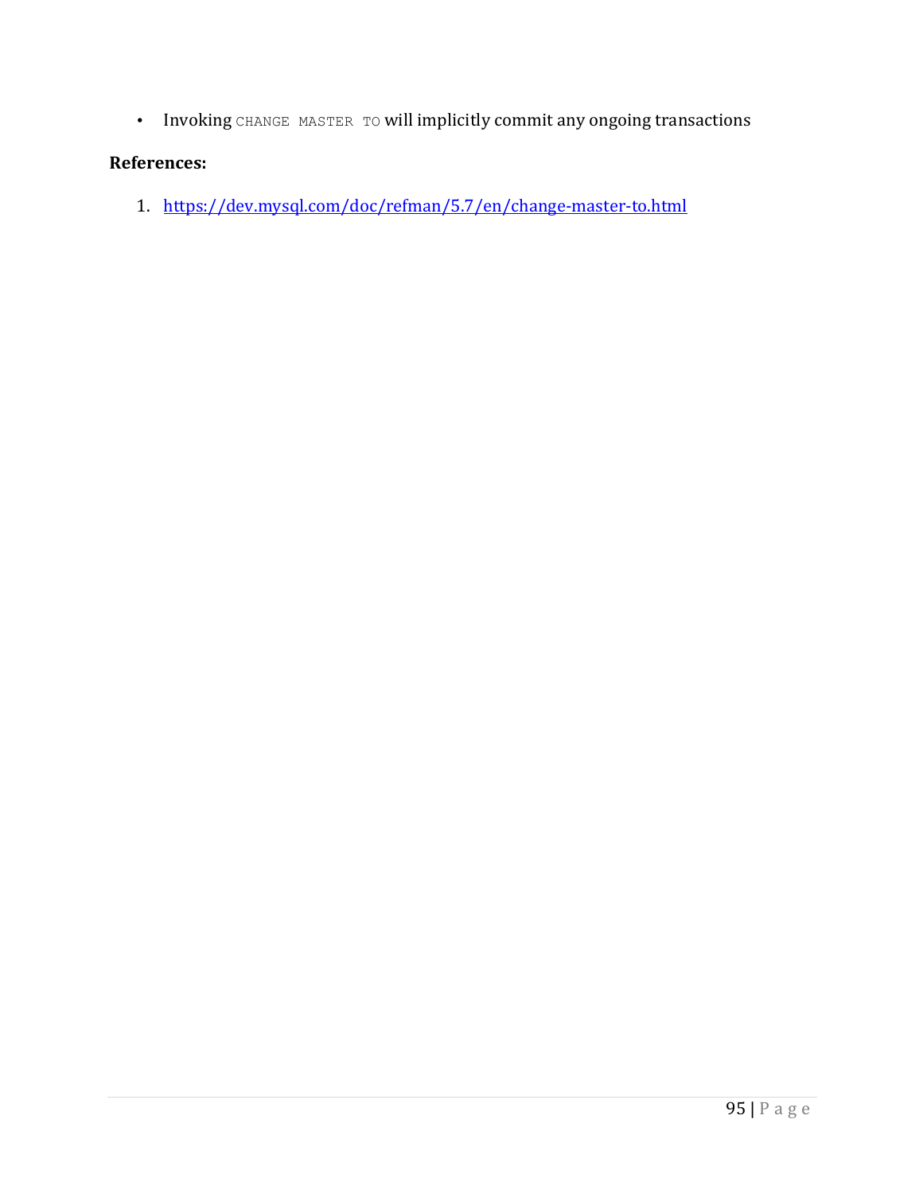- Invoking `CHANGE MASTER TO` will implicitly commit any ongoing transactions

**References:**

1. https://dev.mysql.com/doc/refman/5.7/en/change-master-to.html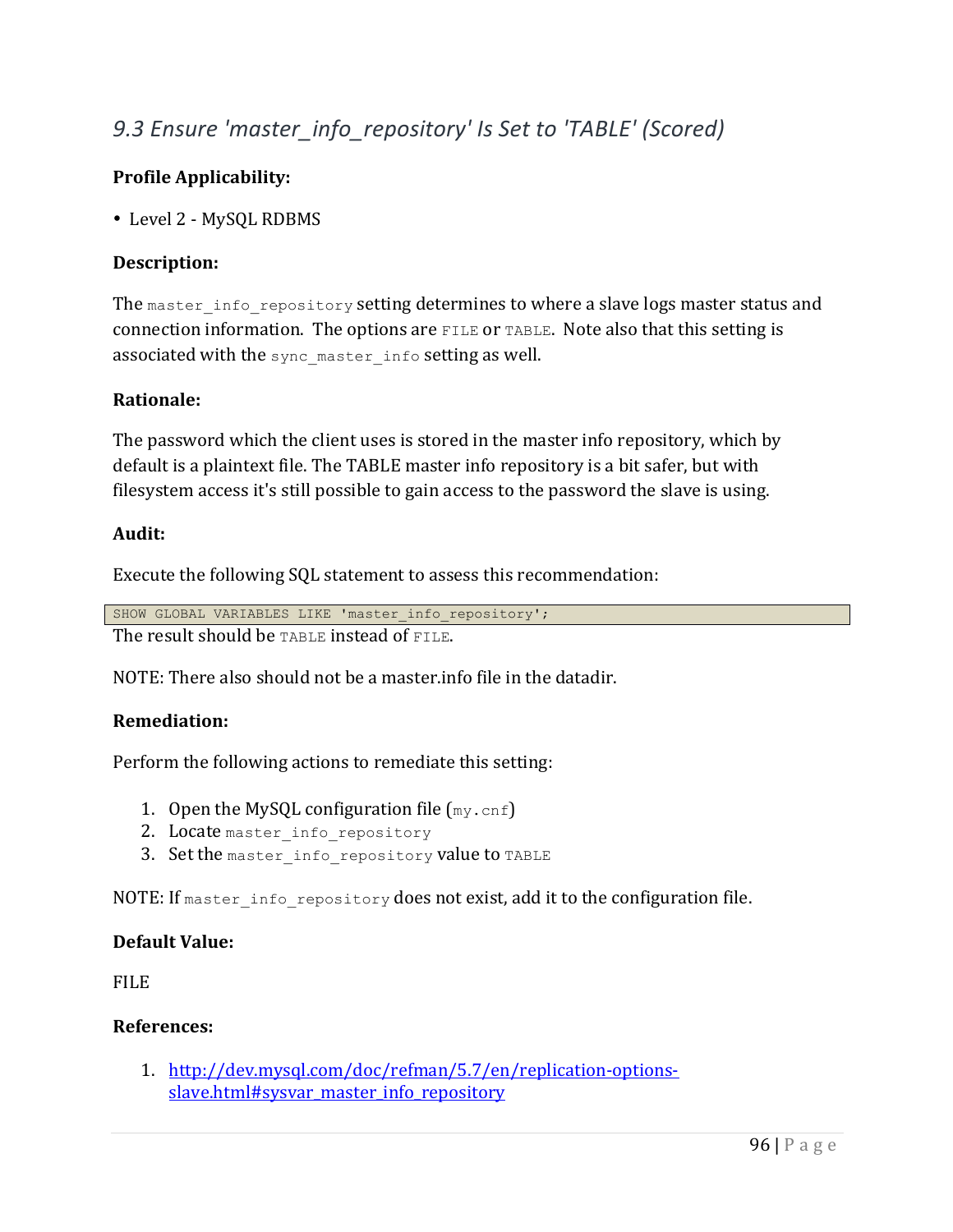## 9.3 Ensure 'master_info_repository' Is Set to 'TABLE' (Scored)

**Profile Applicability:**

- Level 2 - MySQL RDBMS

**Description:**

The `master_info_repository` setting determines to where a slave logs master status and connection information. The options are `FILE` or `TABLE`. Note also that this setting is associated with the `sync_master_info` setting as well.

**Rationale:**

The password which the client uses is stored in the master info repository, which by default is a plaintext file. The TABLE master info repository is a bit safer, but with filesystem access it's still possible to gain access to the password the slave is using.

**Audit:**

Execute the following SQL statement to assess this recommendation:

```
SHOW GLOBAL VARIABLES LIKE 'master_info_repository';
```

The result should be `TABLE` instead of `FILE`.

NOTE: There also should not be a master.info file in the datadir.

**Remediation:**

Perform the following actions to remediate this setting:

1. Open the MySQL configuration file (`my.cnf`)
2. Locate `master_info_repository`
3. Set the `master_info_repository` value to `TABLE`

NOTE: If `master_info_repository` does not exist, add it to the configuration file.

**Default Value:**

FILE

**References:**

1. http://dev.mysql.com/doc/refman/5.7/en/replication-options-slave.html#sysvar_master_info_repository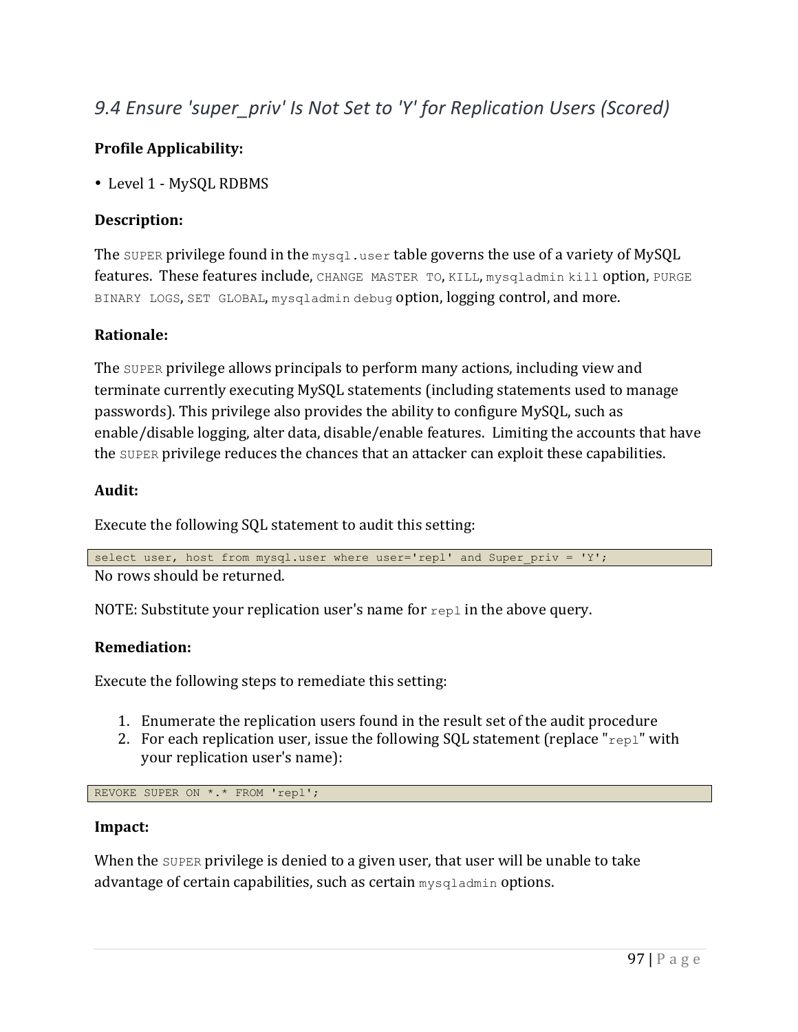## 9.4 Ensure 'super_priv' Is Not Set to 'Y' for Replication Users (Scored)

**Profile Applicability:**

- Level 1 - MySQL RDBMS

**Description:**

The `SUPER` privilege found in the `mysql.user` table governs the use of a variety of MySQL features. These features include, `CHANGE MASTER TO`, `KILL`, `mysqladmin kill` option, `PURGE BINARY LOGS`, `SET GLOBAL`, `mysqladmin debug` option, logging control, and more.

**Rationale:**

The `SUPER` privilege allows principals to perform many actions, including view and terminate currently executing MySQL statements (including statements used to manage passwords). This privilege also provides the ability to configure MySQL, such as enable/disable logging, alter data, disable/enable features. Limiting the accounts that have the `SUPER` privilege reduces the chances that an attacker can exploit these capabilities.

**Audit:**

Execute the following SQL statement to audit this setting:

```
select user, host from mysql.user where user='repl' and Super_priv = 'Y';
```

No rows should be returned.

NOTE: Substitute your replication user's name for `repl` in the above query.

**Remediation:**

Execute the following steps to remediate this setting:

1. Enumerate the replication users found in the result set of the audit procedure
2. For each replication user, issue the following SQL statement (replace "`repl`" with your replication user's name):

```
REVOKE SUPER ON *.* FROM 'repl';
```

**Impact:**

When the `SUPER` privilege is denied to a given user, that user will be unable to take advantage of certain capabilities, such as certain `mysqladmin` options.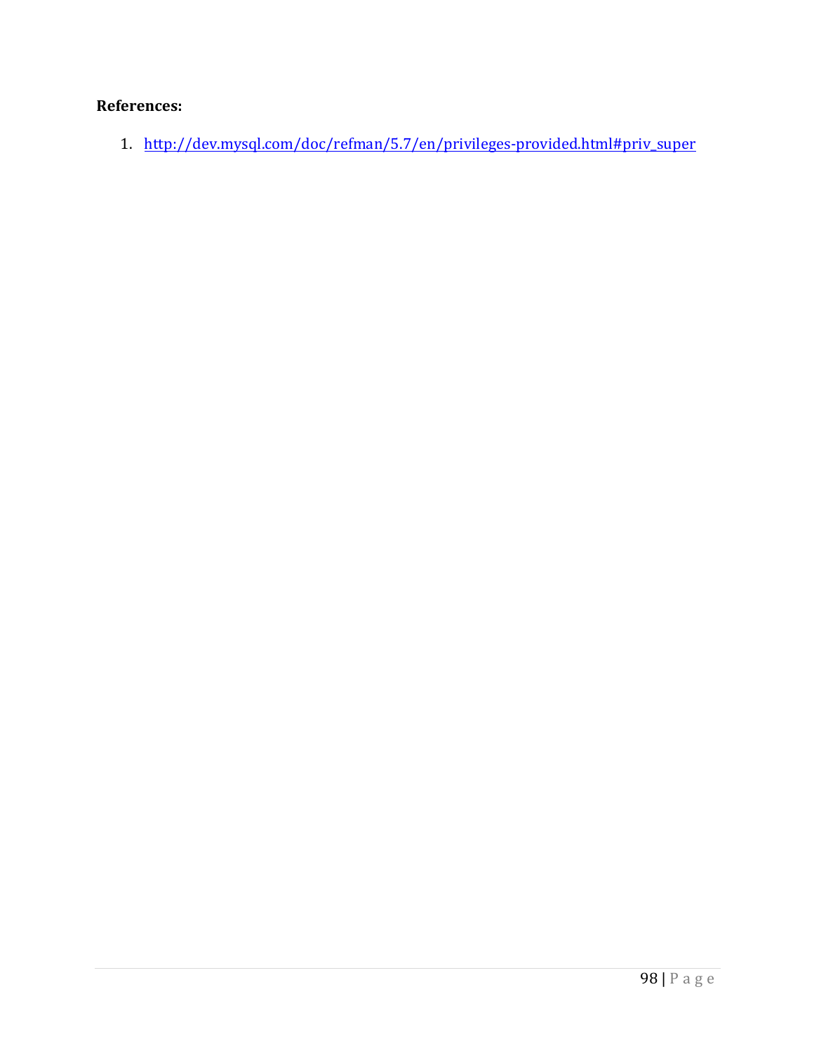**References:**

1. http://dev.mysql.com/doc/refman/5.7/en/privileges-provided.html#priv_super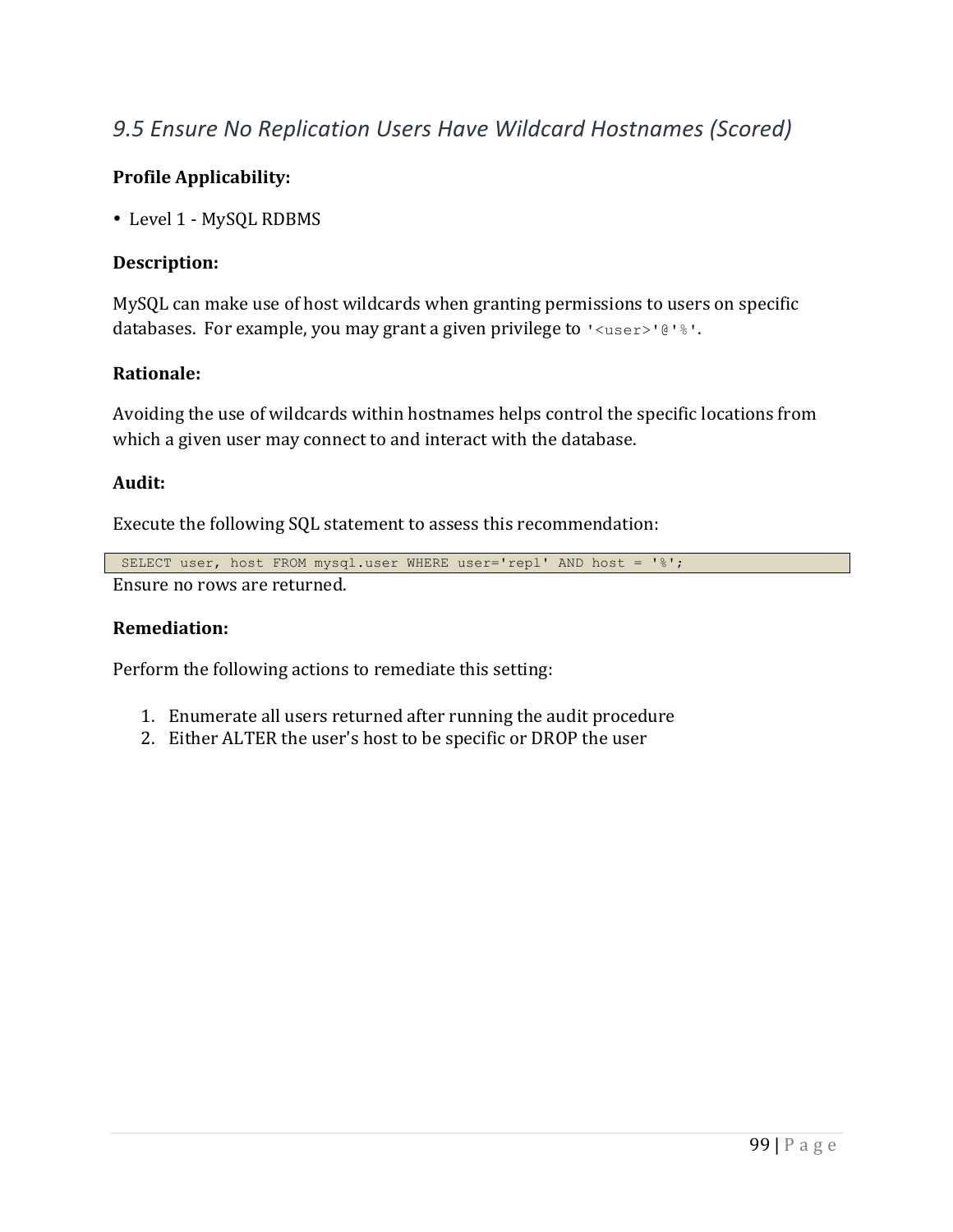## *9.5 Ensure No Replication Users Have Wildcard Hostnames (Scored)*

**Profile Applicability:**

- Level 1 - MySQL RDBMS

**Description:**

MySQL can make use of host wildcards when granting permissions to users on specific databases. For example, you may grant a given privilege to `'<user>'@'%'`.

**Rationale:**

Avoiding the use of wildcards within hostnames helps control the specific locations from which a given user may connect to and interact with the database.

**Audit:**

Execute the following SQL statement to assess this recommendation:

```
SELECT user, host FROM mysql.user WHERE user='repl' AND host = '%';
```

Ensure no rows are returned.

**Remediation:**

Perform the following actions to remediate this setting:

1. Enumerate all users returned after running the audit procedure
2. Either ALTER the user's host to be specific or DROP the user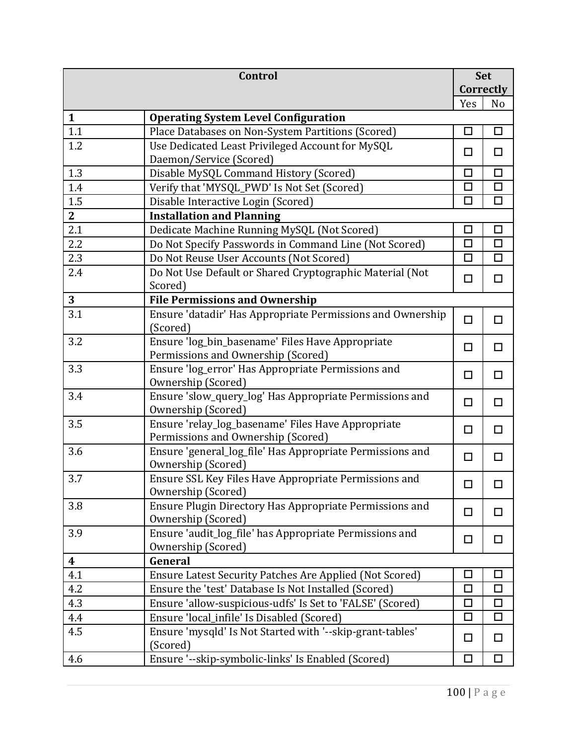| Control | | Set Correctly | |
|---|---|---|---|
| | | Yes | No |
| **1** | **Operating System Level Configuration** | | |
| 1.1 | Place Databases on Non-System Partitions (Scored) | ☐ | ☐ |
| 1.2 | Use Dedicated Least Privileged Account for MySQL Daemon/Service (Scored) | ☐ | ☐ |
| 1.3 | Disable MySQL Command History (Scored) | ☐ | ☐ |
| 1.4 | Verify that 'MYSQL_PWD' Is Not Set (Scored) | ☐ | ☐ |
| 1.5 | Disable Interactive Login (Scored) | ☐ | ☐ |
| **2** | **Installation and Planning** | | |
| 2.1 | Dedicate Machine Running MySQL (Not Scored) | ☐ | ☐ |
| 2.2 | Do Not Specify Passwords in Command Line (Not Scored) | ☐ | ☐ |
| 2.3 | Do Not Reuse User Accounts (Not Scored) | ☐ | ☐ |
| 2.4 | Do Not Use Default or Shared Cryptographic Material (Not Scored) | ☐ | ☐ |
| **3** | **File Permissions and Ownership** | | |
| 3.1 | Ensure 'datadir' Has Appropriate Permissions and Ownership (Scored) | ☐ | ☐ |
| 3.2 | Ensure 'log_bin_basename' Files Have Appropriate Permissions and Ownership (Scored) | ☐ | ☐ |
| 3.3 | Ensure 'log_error' Has Appropriate Permissions and Ownership (Scored) | ☐ | ☐ |
| 3.4 | Ensure 'slow_query_log' Has Appropriate Permissions and Ownership (Scored) | ☐ | ☐ |
| 3.5 | Ensure 'relay_log_basename' Files Have Appropriate Permissions and Ownership (Scored) | ☐ | ☐ |
| 3.6 | Ensure 'general_log_file' Has Appropriate Permissions and Ownership (Scored) | ☐ | ☐ |
| 3.7 | Ensure SSL Key Files Have Appropriate Permissions and Ownership (Scored) | ☐ | ☐ |
| 3.8 | Ensure Plugin Directory Has Appropriate Permissions and Ownership (Scored) | ☐ | ☐ |
| 3.9 | Ensure 'audit_log_file' has Appropriate Permissions and Ownership (Scored) | ☐ | ☐ |
| **4** | **General** | | |
| 4.1 | Ensure Latest Security Patches Are Applied (Not Scored) | ☐ | ☐ |
| 4.2 | Ensure the 'test' Database Is Not Installed (Scored) | ☐ | ☐ |
| 4.3 | Ensure 'allow-suspicious-udfs' Is Set to 'FALSE' (Scored) | ☐ | ☐ |
| 4.4 | Ensure 'local_infile' Is Disabled (Scored) | ☐ | ☐ |
| 4.5 | Ensure 'mysqld' Is Not Started with '--skip-grant-tables' (Scored) | ☐ | ☐ |
| 4.6 | Ensure '--skip-symbolic-links' Is Enabled (Scored) | ☐ | ☐ |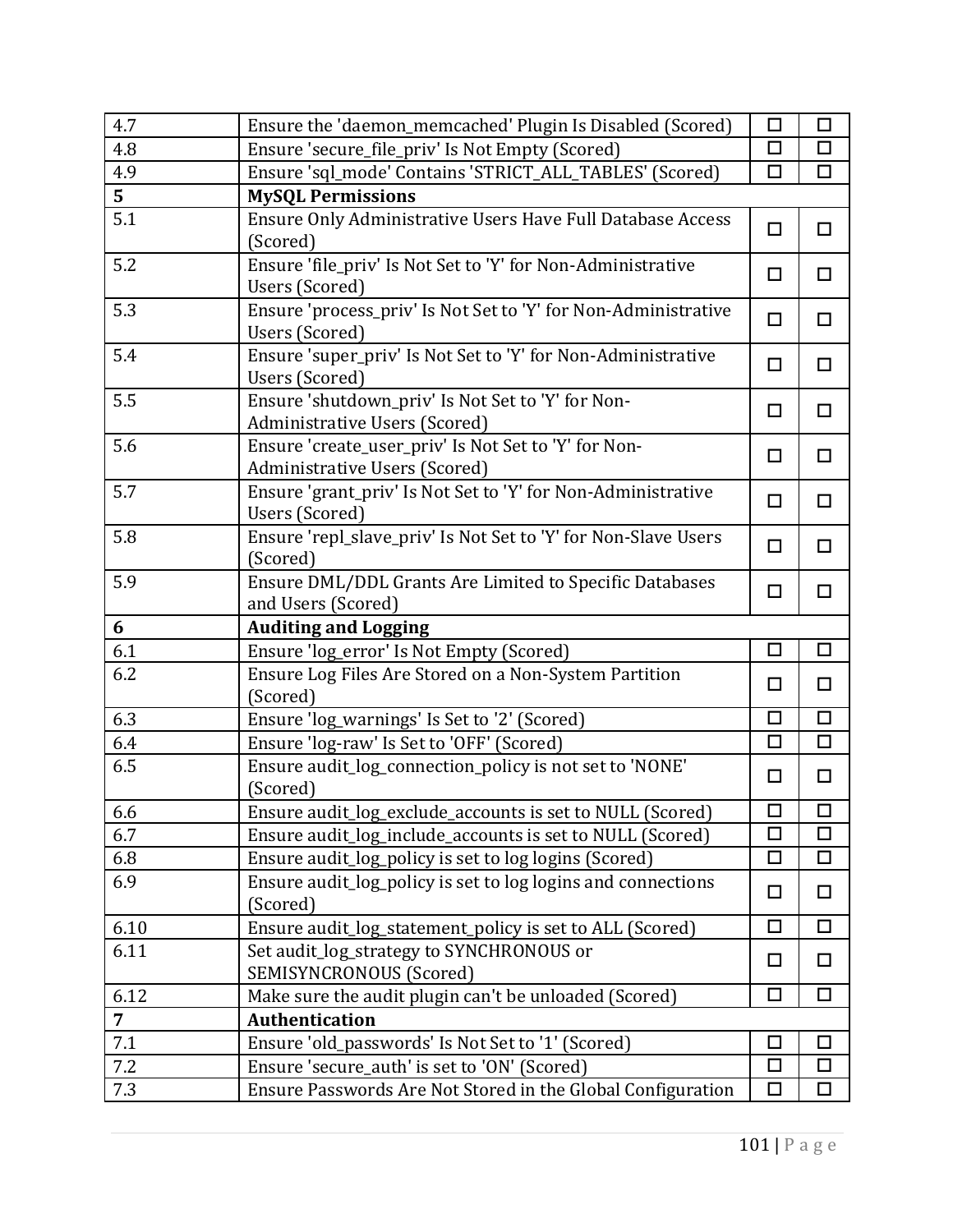| | | | |
|---|---|---|---|
| 4.7 | Ensure the 'daemon_memcached' Plugin Is Disabled (Scored) | ☐ | ☐ |
| 4.8 | Ensure 'secure_file_priv' Is Not Empty (Scored) | ☐ | ☐ |
| 4.9 | Ensure 'sql_mode' Contains 'STRICT_ALL_TABLES' (Scored) | ☐ | ☐ |
| **5** | **MySQL Permissions** | | |
| 5.1 | Ensure Only Administrative Users Have Full Database Access (Scored) | ☐ | ☐ |
| 5.2 | Ensure 'file_priv' Is Not Set to 'Y' for Non-Administrative Users (Scored) | ☐ | ☐ |
| 5.3 | Ensure 'process_priv' Is Not Set to 'Y' for Non-Administrative Users (Scored) | ☐ | ☐ |
| 5.4 | Ensure 'super_priv' Is Not Set to 'Y' for Non-Administrative Users (Scored) | ☐ | ☐ |
| 5.5 | Ensure 'shutdown_priv' Is Not Set to 'Y' for Non-Administrative Users (Scored) | ☐ | ☐ |
| 5.6 | Ensure 'create_user_priv' Is Not Set to 'Y' for Non-Administrative Users (Scored) | ☐ | ☐ |
| 5.7 | Ensure 'grant_priv' Is Not Set to 'Y' for Non-Administrative Users (Scored) | ☐ | ☐ |
| 5.8 | Ensure 'repl_slave_priv' Is Not Set to 'Y' for Non-Slave Users (Scored) | ☐ | ☐ |
| 5.9 | Ensure DML/DDL Grants Are Limited to Specific Databases and Users (Scored) | ☐ | ☐ |
| **6** | **Auditing and Logging** | | |
| 6.1 | Ensure 'log_error' Is Not Empty (Scored) | ☐ | ☐ |
| 6.2 | Ensure Log Files Are Stored on a Non-System Partition (Scored) | ☐ | ☐ |
| 6.3 | Ensure 'log_warnings' Is Set to '2' (Scored) | ☐ | ☐ |
| 6.4 | Ensure 'log-raw' Is Set to 'OFF' (Scored) | ☐ | ☐ |
| 6.5 | Ensure audit_log_connection_policy is not set to 'NONE' (Scored) | ☐ | ☐ |
| 6.6 | Ensure audit_log_exclude_accounts is set to NULL (Scored) | ☐ | ☐ |
| 6.7 | Ensure audit_log_include_accounts is set to NULL (Scored) | ☐ | ☐ |
| 6.8 | Ensure audit_log_policy is set to log logins (Scored) | ☐ | ☐ |
| 6.9 | Ensure audit_log_policy is set to log logins and connections (Scored) | ☐ | ☐ |
| 6.10 | Ensure audit_log_statement_policy is set to ALL (Scored) | ☐ | ☐ |
| 6.11 | Set audit_log_strategy to SYNCHRONOUS or SEMISYNCRONOUS (Scored) | ☐ | ☐ |
| 6.12 | Make sure the audit plugin can't be unloaded (Scored) | ☐ | ☐ |
| **7** | **Authentication** | | |
| 7.1 | Ensure 'old_passwords' Is Not Set to '1' (Scored) | ☐ | ☐ |
| 7.2 | Ensure 'secure_auth' is set to 'ON' (Scored) | ☐ | ☐ |
| 7.3 | Ensure Passwords Are Not Stored in the Global Configuration | ☐ | ☐ |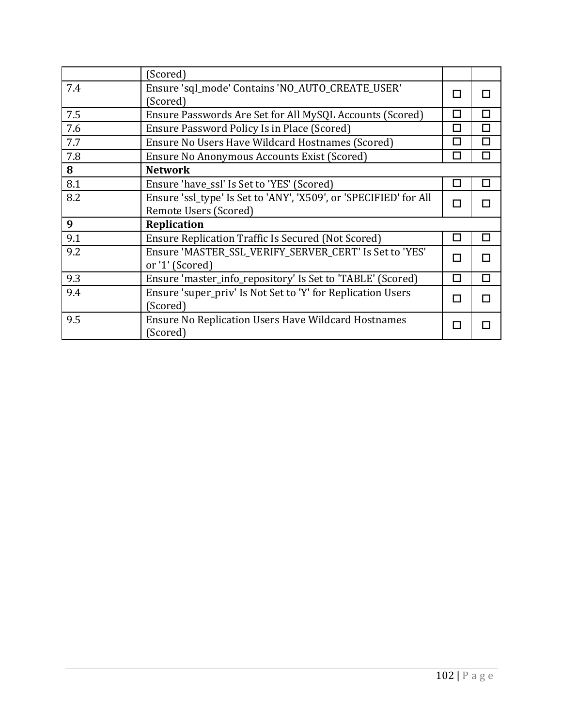| | | | |
|---|---|---|---|
| | (Scored) | | |
| 7.4 | Ensure 'sql_mode' Contains 'NO_AUTO_CREATE_USER' (Scored) | ☐ | ☐ |
| 7.5 | Ensure Passwords Are Set for All MySQL Accounts (Scored) | ☐ | ☐ |
| 7.6 | Ensure Password Policy Is in Place (Scored) | ☐ | ☐ |
| 7.7 | Ensure No Users Have Wildcard Hostnames (Scored) | ☐ | ☐ |
| 7.8 | Ensure No Anonymous Accounts Exist (Scored) | ☐ | ☐ |
| **8** | **Network** | | |
| 8.1 | Ensure 'have_ssl' Is Set to 'YES' (Scored) | ☐ | ☐ |
| 8.2 | Ensure 'ssl_type' Is Set to 'ANY', 'X509', or 'SPECIFIED' for All Remote Users (Scored) | ☐ | ☐ |
| **9** | **Replication** | | |
| 9.1 | Ensure Replication Traffic Is Secured (Not Scored) | ☐ | ☐ |
| 9.2 | Ensure 'MASTER_SSL_VERIFY_SERVER_CERT' Is Set to 'YES' or '1' (Scored) | ☐ | ☐ |
| 9.3 | Ensure 'master_info_repository' Is Set to 'TABLE' (Scored) | ☐ | ☐ |
| 9.4 | Ensure 'super_priv' Is Not Set to 'Y' for Replication Users (Scored) | ☐ | ☐ |
| 9.5 | Ensure No Replication Users Have Wildcard Hostnames (Scored) | ☐ | ☐ |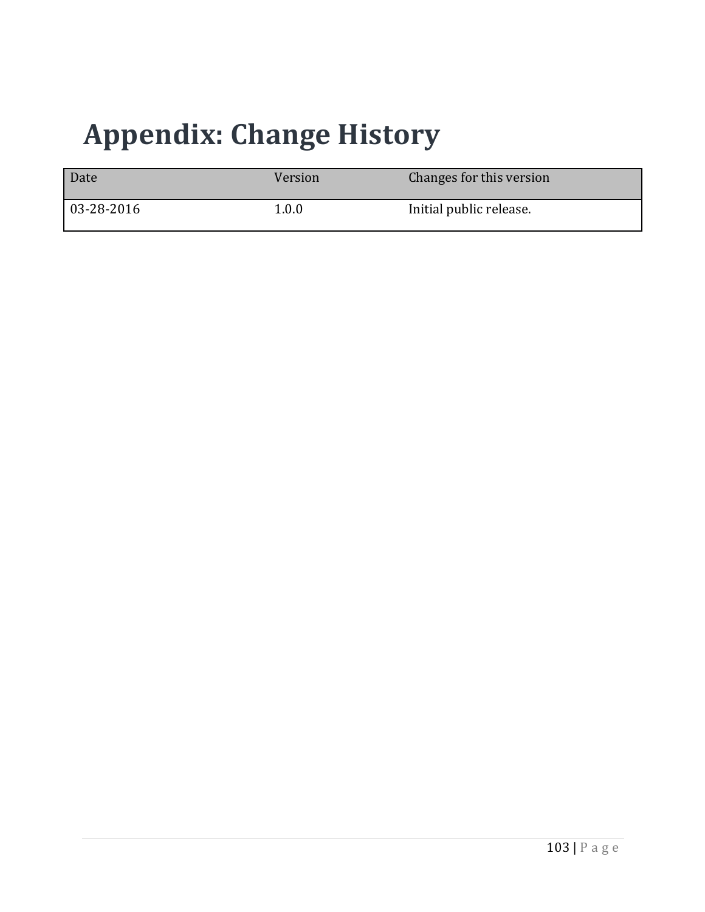# Appendix: Change History

| Date | Version | Changes for this version |
|---|---|---|
| 03-28-2016 | 1.0.0 | Initial public release. |